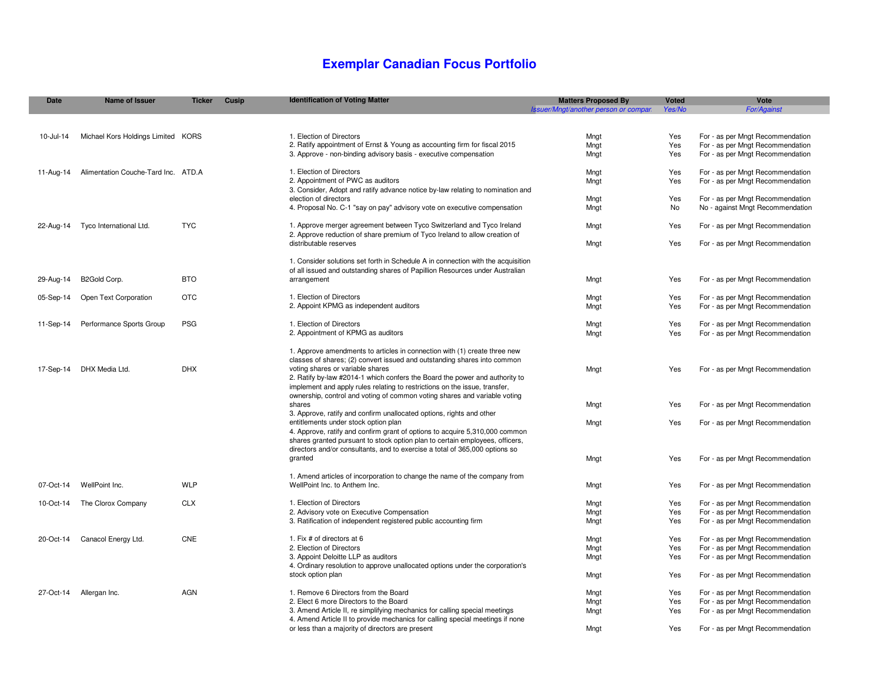# Exemplar Canadian Focus Portfolio

| Date | Name of Issuer | Ticker | Cusip | Identification of Voting Matter | Matters Proposed By | Voted | Vote |
|---|---|---|---|---|---|---|---|
| | | | | | *Issuer/Mngt/another person or compar* | *Yes/No* | *For/Against* |
| 10-Jul-14 | Michael Kors Holdings Limited | KORS | | 1. Election of Directors | Mngt | Yes | For - as per Mngt Recommendation |
| | | | | 2. Ratify appointment of Ernst & Young as accounting firm for fiscal 2015 | Mngt | Yes | For - as per Mngt Recommendation |
| | | | | 3. Approve - non-binding advisory basis - executive compensation | Mngt | Yes | For - as per Mngt Recommendation |
| 11-Aug-14 | Alimentation Couche-Tard Inc. | ATD.A | | 1. Election of Directors | Mngt | Yes | For - as per Mngt Recommendation |
| | | | | 2. Appointment of PWC as auditors | Mngt | Yes | For - as per Mngt Recommendation |
| | | | | 3. Consider, Adopt and ratify advance notice by-law relating to nomination and election of directors | Mngt | Yes | For - as per Mngt Recommendation |
| | | | | 4. Proposal No. C-1 "say on pay" advisory vote on executive compensation | Mngt | No | No - against Mngt Recommendation |
| 22-Aug-14 | Tyco International Ltd. | TYC | | 1. Approve merger agreement between Tyco Switzerland and Tyco Ireland | Mngt | Yes | For - as per Mngt Recommendation |
| | | | | 2. Approve reduction of share premium of Tyco Ireland to allow creation of distributable reserves | Mngt | Yes | For - as per Mngt Recommendation |
| 29-Aug-14 | B2Gold Corp. | BTO | | 1. Consider solutions set forth in Schedule A in connection with the acquisition of all issued and outstanding shares of Papillion Resources under Australian arrangement | Mngt | Yes | For - as per Mngt Recommendation |
| 05-Sep-14 | Open Text Corporation | OTC | | 1. Election of Directors | Mngt | Yes | For - as per Mngt Recommendation |
| | | | | 2. Appoint KPMG as independent auditors | Mngt | Yes | For - as per Mngt Recommendation |
| 11-Sep-14 | Performance Sports Group | PSG | | 1. Election of Directors | Mngt | Yes | For - as per Mngt Recommendation |
| | | | | 2. Appointment of KPMG as auditors | Mngt | Yes | For - as per Mngt Recommendation |
| 17-Sep-14 | DHX Media Ltd. | DHX | | 1. Approve amendments to articles in connection with (1) create three new classes of shares; (2) convert issued and outstanding shares into common voting shares or variable shares | Mngt | Yes | For - as per Mngt Recommendation |
| | | | | 2. Ratify by-law #2014-1 which confers the Board the power and authority to implement and apply rules relating to restrictions on the issue, transfer, ownership, control and voting of common voting shares and variable voting shares | Mngt | Yes | For - as per Mngt Recommendation |
| | | | | 3. Approve, ratify and confirm unallocated options, rights and other entitlements under stock option plan | Mngt | Yes | For - as per Mngt Recommendation |
| | | | | 4. Approve, ratify and confirm grant of options to acquire 5,310,000 common shares granted pursuant to stock option plan to certain employees, officers, directors and/or consultants, and to exercise a total of 365,000 options so granted | Mngt | Yes | For - as per Mngt Recommendation |
| 07-Oct-14 | WellPoint Inc. | WLP | | 1. Amend articles of incorporation to change the name of the company from WellPoint Inc. to Anthem Inc. | Mngt | Yes | For - as per Mngt Recommendation |
| 10-Oct-14 | The Clorox Company | CLX | | 1. Election of Directors | Mngt | Yes | For - as per Mngt Recommendation |
| | | | | 2. Advisory vote on Executive Compensation | Mngt | Yes | For - as per Mngt Recommendation |
| | | | | 3. Ratification of independent registered public accounting firm | Mngt | Yes | For - as per Mngt Recommendation |
| 20-Oct-14 | Canacol Energy Ltd. | CNE | | 1. Fix # of directors at 6 | Mngt | Yes | For - as per Mngt Recommendation |
| | | | | 2. Election of Directors | Mngt | Yes | For - as per Mngt Recommendation |
| | | | | 3. Appoint Deloitte LLP as auditors | Mngt | Yes | For - as per Mngt Recommendation |
| | | | | 4. Ordinary resolution to approve unallocated options under the corporation's stock option plan | Mngt | Yes | For - as per Mngt Recommendation |
| 27-Oct-14 | Allergan Inc. | AGN | | 1. Remove 6 Directors from the Board | Mngt | Yes | For - as per Mngt Recommendation |
| | | | | 2. Elect 6 more Directors to the Board | Mngt | Yes | For - as per Mngt Recommendation |
| | | | | 3. Amend Article II, re simplifying mechanics for calling special meetings | Mngt | Yes | For - as per Mngt Recommendation |
| | | | | 4. Amend Article II to provide mechanics for calling special meetings if none or less than a majority of directors are present | Mngt | Yes | For - as per Mngt Recommendation |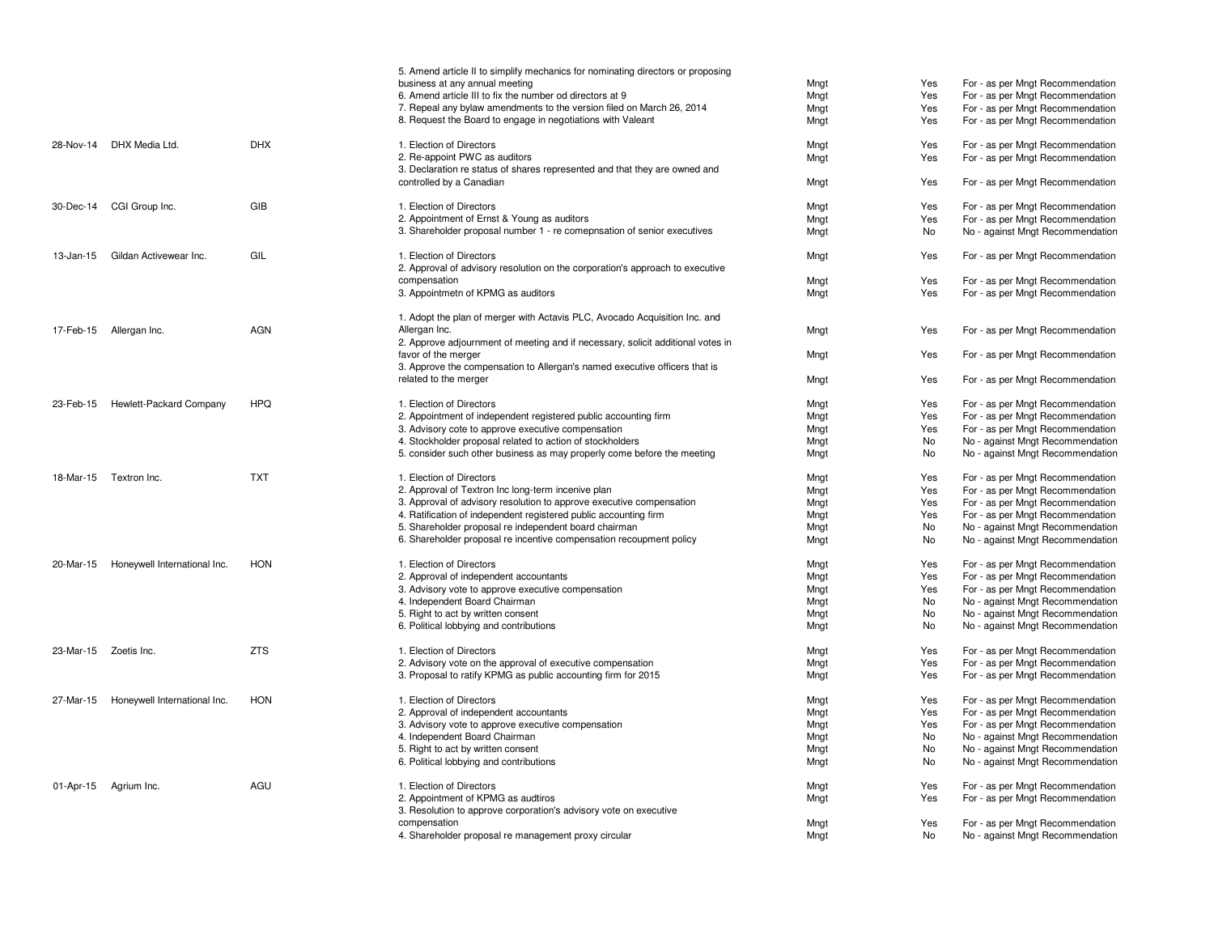| | | | | | | |
|---|---|---|---|---|---|---|
| | | | 5. Amend article II to simplify mechanics for nominating directors or proposing business at any annual meeting | Mngt | Yes | For - as per Mngt Recommendation |
| | | | 6. Amend article III to fix the number od directors at 9 | Mngt | Yes | For - as per Mngt Recommendation |
| | | | 7. Repeal any bylaw amendments to the version filed on March 26, 2014 | Mngt | Yes | For - as per Mngt Recommendation |
| | | | 8. Request the Board to engage in negotiations with Valeant | Mngt | Yes | For - as per Mngt Recommendation |
| 28-Nov-14 | DHX Media Ltd. | DHX | 1. Election of Directors | Mngt | Yes | For - as per Mngt Recommendation |
| | | | 2. Re-appoint PWC as auditors | Mngt | Yes | For - as per Mngt Recommendation |
| | | | 3. Declaration re status of shares represented and that they are owned and controlled by a Canadian | Mngt | Yes | For - as per Mngt Recommendation |
| 30-Dec-14 | CGI Group Inc. | GIB | 1. Election of Directors | Mngt | Yes | For - as per Mngt Recommendation |
| | | | 2. Appointment of Ernst & Young as auditors | Mngt | Yes | For - as per Mngt Recommendation |
| | | | 3. Shareholder proposal number 1 - re comepnsation of senior executives | Mngt | No | No - against Mngt Recommendation |
| 13-Jan-15 | Gildan Activewear Inc. | GIL | 1. Election of Directors | Mngt | Yes | For - as per Mngt Recommendation |
| | | | 2. Approval of advisory resolution on the corporation's approach to executive compensation | Mngt | Yes | For - as per Mngt Recommendation |
| | | | 3. Appointmetn of KPMG as auditors | Mngt | Yes | For - as per Mngt Recommendation |
| 17-Feb-15 | Allergan Inc. | AGN | 1. Adopt the plan of merger with Actavis PLC, Avocado Acquisition Inc. and Allergan Inc. | Mngt | Yes | For - as per Mngt Recommendation |
| | | | 2. Approve adjournment of meeting and if necessary, solicit additional votes in favor of the merger | Mngt | Yes | For - as per Mngt Recommendation |
| | | | 3. Approve the compensation to Allergan's named executive officers that is related to the merger | Mngt | Yes | For - as per Mngt Recommendation |
| 23-Feb-15 | Hewlett-Packard Company | HPQ | 1. Election of Directors | Mngt | Yes | For - as per Mngt Recommendation |
| | | | 2. Appointment of independent registered public accounting firm | Mngt | Yes | For - as per Mngt Recommendation |
| | | | 3. Advisory cote to approve executive compensation | Mngt | Yes | For - as per Mngt Recommendation |
| | | | 4. Stockholder proposal related to action of stockholders | Mngt | No | No - against Mngt Recommendation |
| | | | 5. consider such other business as may properly come before the meeting | Mngt | No | No - against Mngt Recommendation |
| 18-Mar-15 | Textron Inc. | TXT | 1. Election of Directors | Mngt | Yes | For - as per Mngt Recommendation |
| | | | 2. Approval of Textron Inc long-term incenive plan | Mngt | Yes | For - as per Mngt Recommendation |
| | | | 3. Approval of advisory resolution to approve executive compensation | Mngt | Yes | For - as per Mngt Recommendation |
| | | | 4. Ratification of independent registered public accounting firm | Mngt | Yes | For - as per Mngt Recommendation |
| | | | 5. Shareholder proposal re independent board chairman | Mngt | No | No - against Mngt Recommendation |
| | | | 6. Shareholder proposal re incentive compensation recoupment policy | Mngt | No | No - against Mngt Recommendation |
| 20-Mar-15 | Honeywell International Inc. | HON | 1. Election of Directors | Mngt | Yes | For - as per Mngt Recommendation |
| | | | 2. Approval of independent accountants | Mngt | Yes | For - as per Mngt Recommendation |
| | | | 3. Advisory vote to approve executive compensation | Mngt | Yes | For - as per Mngt Recommendation |
| | | | 4. Independent Board Chairman | Mngt | No | No - against Mngt Recommendation |
| | | | 5. Right to act by written consent | Mngt | No | No - against Mngt Recommendation |
| | | | 6. Political lobbying and contributions | Mngt | No | No - against Mngt Recommendation |
| 23-Mar-15 | Zoetis Inc. | ZTS | 1. Election of Directors | Mngt | Yes | For - as per Mngt Recommendation |
| | | | 2. Advisory vote on the approval of executive compensation | Mngt | Yes | For - as per Mngt Recommendation |
| | | | 3. Proposal to ratify KPMG as public accounting firm for 2015 | Mngt | Yes | For - as per Mngt Recommendation |
| 27-Mar-15 | Honeywell International Inc. | HON | 1. Election of Directors | Mngt | Yes | For - as per Mngt Recommendation |
| | | | 2. Approval of independent accountants | Mngt | Yes | For - as per Mngt Recommendation |
| | | | 3. Advisory vote to approve executive compensation | Mngt | Yes | For - as per Mngt Recommendation |
| | | | 4. Independent Board Chairman | Mngt | No | No - against Mngt Recommendation |
| | | | 5. Right to act by written consent | Mngt | No | No - against Mngt Recommendation |
| | | | 6. Political lobbying and contributions | Mngt | No | No - against Mngt Recommendation |
| 01-Apr-15 | Agrium Inc. | AGU | 1. Election of Directors | Mngt | Yes | For - as per Mngt Recommendation |
| | | | 2. Appointment of KPMG as audtiros | Mngt | Yes | For - as per Mngt Recommendation |
| | | | 3. Resolution to approve corporation's advisory vote on executive compensation | Mngt | Yes | For - as per Mngt Recommendation |
| | | | 4. Shareholder proposal re management proxy circular | Mngt | No | No - against Mngt Recommendation |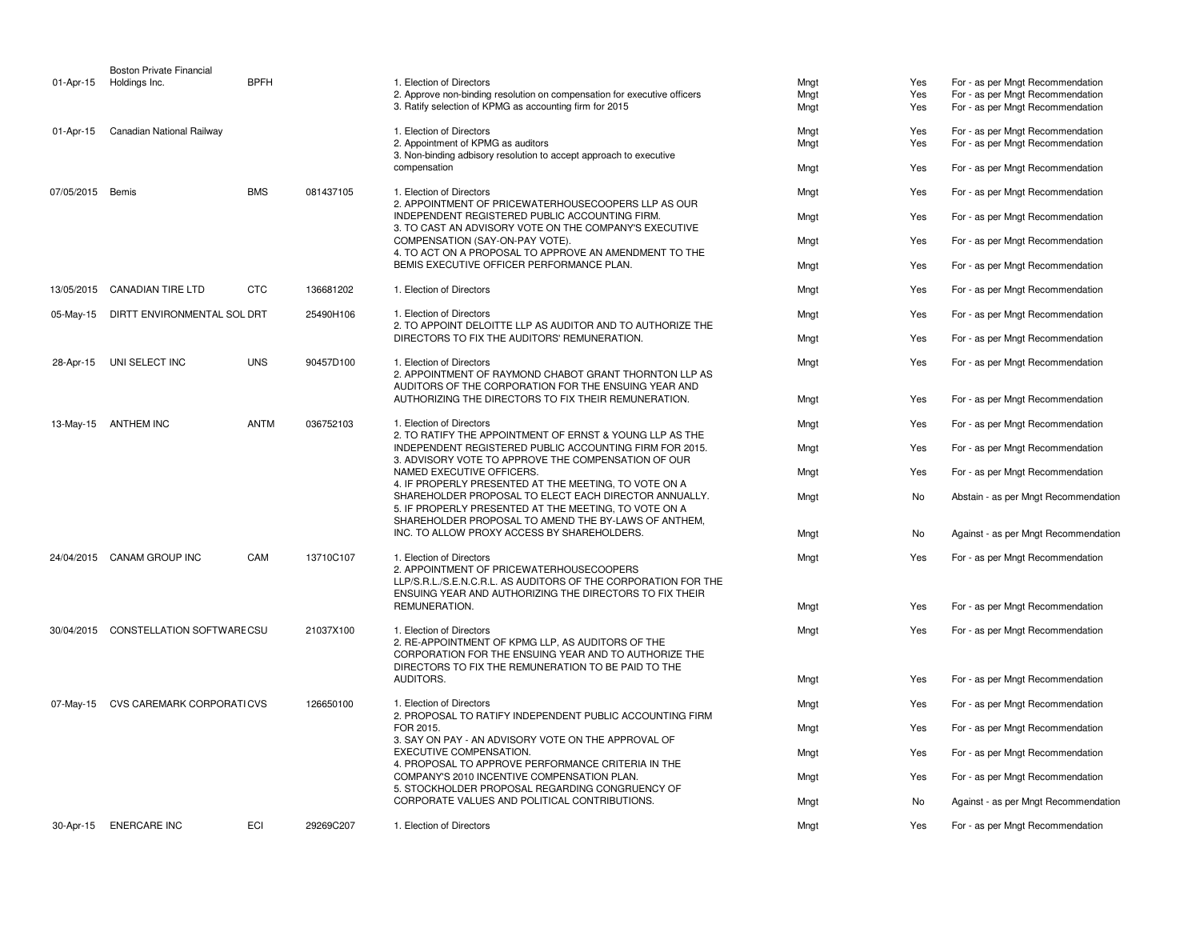| | | | | | | | |
|---|---|---|---|---|---|---|---|
| 01-Apr-15 | Boston Private Financial Holdings Inc. | BPFH | | 1. Election of Directors | Mngt | Yes | For - as per Mngt Recommendation |
| | | | | 2. Approve non-binding resolution on compensation for executive officers | Mngt | Yes | For - as per Mngt Recommendation |
| | | | | 3. Ratify selection of KPMG as accounting firm for 2015 | Mngt | Yes | For - as per Mngt Recommendation |
| 01-Apr-15 | Canadian National Railway | | | 1. Election of Directors | Mngt | Yes | For - as per Mngt Recommendation |
| | | | | 2. Appointment of KPMG as auditors | Mngt | Yes | For - as per Mngt Recommendation |
| | | | | 3. Non-binding adbisory resolution to accept approach to executive compensation | Mngt | Yes | For - as per Mngt Recommendation |
| 07/05/2015 | Bemis | BMS | 081437105 | 1. Election of Directors | Mngt | Yes | For - as per Mngt Recommendation |
| | | | | 2. APPOINTMENT OF PRICEWATERHOUSECOOPERS LLP AS OUR INDEPENDENT REGISTERED PUBLIC ACCOUNTING FIRM. | Mngt | Yes | For - as per Mngt Recommendation |
| | | | | 3. TO CAST AN ADVISORY VOTE ON THE COMPANY'S EXECUTIVE COMPENSATION (SAY-ON-PAY VOTE). | Mngt | Yes | For - as per Mngt Recommendation |
| | | | | 4. TO ACT ON A PROPOSAL TO APPROVE AN AMENDMENT TO THE BEMIS EXECUTIVE OFFICER PERFORMANCE PLAN. | Mngt | Yes | For - as per Mngt Recommendation |
| 13/05/2015 | CANADIAN TIRE LTD | CTC | 136681202 | 1. Election of Directors | Mngt | Yes | For - as per Mngt Recommendation |
| 05-May-15 | DIRTT ENVIRONMENTAL SOL | DRT | 25490H106 | 1. Election of Directors | Mngt | Yes | For - as per Mngt Recommendation |
| | | | | 2. TO APPOINT DELOITTE LLP AS AUDITOR AND TO AUTHORIZE THE DIRECTORS TO FIX THE AUDITORS' REMUNERATION. | Mngt | Yes | For - as per Mngt Recommendation |
| 28-Apr-15 | UNI SELECT INC | UNS | 90457D100 | 1. Election of Directors | Mngt | Yes | For - as per Mngt Recommendation |
| | | | | 2. APPOINTMENT OF RAYMOND CHABOT GRANT THORNTON LLP AS AUDITORS OF THE CORPORATION FOR THE ENSUING YEAR AND AUTHORIZING THE DIRECTORS TO FIX THEIR REMUNERATION. | Mngt | Yes | For - as per Mngt Recommendation |
| 13-May-15 | ANTHEM INC | ANTM | 036752103 | 1. Election of Directors | Mngt | Yes | For - as per Mngt Recommendation |
| | | | | 2. TO RATIFY THE APPOINTMENT OF ERNST & YOUNG LLP AS THE INDEPENDENT REGISTERED PUBLIC ACCOUNTING FIRM FOR 2015. | Mngt | Yes | For - as per Mngt Recommendation |
| | | | | 3. ADVISORY VOTE TO APPROVE THE COMPENSATION OF OUR NAMED EXECUTIVE OFFICERS. | Mngt | Yes | For - as per Mngt Recommendation |
| | | | | 4. IF PROPERLY PRESENTED AT THE MEETING, TO VOTE ON A SHAREHOLDER PROPOSAL TO ELECT EACH DIRECTOR ANNUALLY. | Mngt | No | Abstain - as per Mngt Recommendation |
| | | | | 5. IF PROPERLY PRESENTED AT THE MEETING, TO VOTE ON A SHAREHOLDER PROPOSAL TO AMEND THE BY-LAWS OF ANTHEM, INC. TO ALLOW PROXY ACCESS BY SHAREHOLDERS. | Mngt | No | Against - as per Mngt Recommendation |
| 24/04/2015 | CANAM GROUP INC | CAM | 13710C107 | 1. Election of Directors | Mngt | Yes | For - as per Mngt Recommendation |
| | | | | 2. APPOINTMENT OF PRICEWATERHOUSECOOPERS LLP/S.R.L./S.E.N.C.R.L. AS AUDITORS OF THE CORPORATION FOR THE ENSUING YEAR AND AUTHORIZING THE DIRECTORS TO FIX THEIR REMUNERATION. | Mngt | Yes | For - as per Mngt Recommendation |
| 30/04/2015 | CONSTELLATION SOFTWARE | CSU | 21037X100 | 1. Election of Directors | Mngt | Yes | For - as per Mngt Recommendation |
| | | | | 2. RE-APPOINTMENT OF KPMG LLP, AS AUDITORS OF THE CORPORATION FOR THE ENSUING YEAR AND TO AUTHORIZE THE DIRECTORS TO FIX THE REMUNERATION TO BE PAID TO THE AUDITORS. | Mngt | Yes | For - as per Mngt Recommendation |
| 07-May-15 | CVS CAREMARK CORPORATI | CVS | 126650100 | 1. Election of Directors | Mngt | Yes | For - as per Mngt Recommendation |
| | | | | 2. PROPOSAL TO RATIFY INDEPENDENT PUBLIC ACCOUNTING FIRM FOR 2015. | Mngt | Yes | For - as per Mngt Recommendation |
| | | | | 3. SAY ON PAY - AN ADVISORY VOTE ON THE APPROVAL OF EXECUTIVE COMPENSATION. | Mngt | Yes | For - as per Mngt Recommendation |
| | | | | 4. PROPOSAL TO APPROVE PERFORMANCE CRITERIA IN THE COMPANY'S 2010 INCENTIVE COMPENSATION PLAN. | Mngt | Yes | For - as per Mngt Recommendation |
| | | | | 5. STOCKHOLDER PROPOSAL REGARDING CONGRUENCY OF CORPORATE VALUES AND POLITICAL CONTRIBUTIONS. | Mngt | No | Against - as per Mngt Recommendation |
| 30-Apr-15 | ENERCARE INC | ECI | 29269C207 | 1. Election of Directors | Mngt | Yes | For - as per Mngt Recommendation |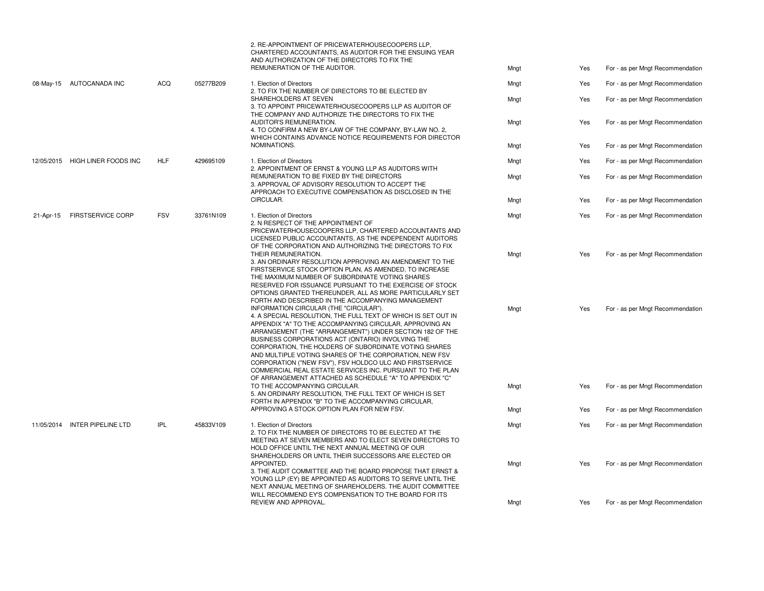| | | | | | | | |
|---|---|---|---|---|---|---|---|
| | | | | 2. RE-APPOINTMENT OF PRICEWATERHOUSECOOPERS LLP, CHARTERED ACCOUNTANTS, AS AUDITOR FOR THE ENSUING YEAR AND AUTHORIZATION OF THE DIRECTORS TO FIX THE REMUNERATION OF THE AUDITOR. | Mngt | Yes | For - as per Mngt Recommendation |
| 08-May-15 | AUTOCANADA INC | ACQ | 05277B209 | 1. Election of Directors | Mngt | Yes | For - as per Mngt Recommendation |
| | | | | 2. TO FIX THE NUMBER OF DIRECTORS TO BE ELECTED BY SHAREHOLDERS AT SEVEN | Mngt | Yes | For - as per Mngt Recommendation |
| | | | | 3. TO APPOINT PRICEWATERHOUSECOOPERS LLP AS AUDITOR OF THE COMPANY AND AUTHORIZE THE DIRECTORS TO FIX THE AUDITOR'S REMUNERATION. | Mngt | Yes | For - as per Mngt Recommendation |
| | | | | 4. TO CONFIRM A NEW BY-LAW OF THE COMPANY, BY-LAW NO. 2, WHICH CONTAINS ADVANCE NOTICE REQUIREMENTS FOR DIRECTOR NOMINATIONS. | Mngt | Yes | For - as per Mngt Recommendation |
| 12/05/2015 | HIGH LINER FOODS INC | HLF | 429695109 | 1. Election of Directors | Mngt | Yes | For - as per Mngt Recommendation |
| | | | | 2. APPOINTMENT OF ERNST & YOUNG LLP AS AUDITORS WITH REMUNERATION TO BE FIXED BY THE DIRECTORS | Mngt | Yes | For - as per Mngt Recommendation |
| | | | | 3. APPROVAL OF ADVISORY RESOLUTION TO ACCEPT THE APPROACH TO EXECUTIVE COMPENSATION AS DISCLOSED IN THE CIRCULAR. | Mngt | Yes | For - as per Mngt Recommendation |
| 21-Apr-15 | FIRSTSERVICE CORP | FSV | 33761N109 | 1. Election of Directors | Mngt | Yes | For - as per Mngt Recommendation |
| | | | | 2. N RESPECT OF THE APPOINTMENT OF PRICEWATERHOUSECOOPERS LLP, CHARTERED ACCOUNTANTS AND LICENSED PUBLIC ACCOUNTANTS, AS THE INDEPENDENT AUDITORS OF THE CORPORATION AND AUTHORIZING THE DIRECTORS TO FIX THEIR REMUNERATION. | Mngt | Yes | For - as per Mngt Recommendation |
| | | | | 3. AN ORDINARY RESOLUTION APPROVING AN AMENDMENT TO THE FIRSTSERVICE STOCK OPTION PLAN, AS AMENDED, TO INCREASE THE MAXIMUM NUMBER OF SUBORDINATE VOTING SHARES RESERVED FOR ISSUANCE PURSUANT TO THE EXERCISE OF STOCK OPTIONS GRANTED THEREUNDER, ALL AS MORE PARTICULARLY SET FORTH AND DESCRIBED IN THE ACCOMPANYING MANAGEMENT INFORMATION CIRCULAR (THE "CIRCULAR"). | Mngt | Yes | For - as per Mngt Recommendation |
| | | | | 4. A SPECIAL RESOLUTION, THE FULL TEXT OF WHICH IS SET OUT IN APPENDIX "A" TO THE ACCOMPANYING CIRCULAR, APPROVING AN ARRANGEMENT (THE "ARRANGEMENT") UNDER SECTION 182 OF THE BUSINESS CORPORATIONS ACT (ONTARIO) INVOLVING THE CORPORATION, THE HOLDERS OF SUBORDINATE VOTING SHARES AND MULTIPLE VOTING SHARES OF THE CORPORATION, NEW FSV CORPORATION ("NEW FSV"), FSV HOLDCO ULC AND FIRSTSERVICE COMMERCIAL REAL ESTATE SERVICES INC. PURSUANT TO THE PLAN OF ARRANGEMENT ATTACHED AS SCHEDULE "A" TO APPENDIX "C" TO THE ACCOMPANYING CIRCULAR. | Mngt | Yes | For - as per Mngt Recommendation |
| | | | | 5. AN ORDINARY RESOLUTION, THE FULL TEXT OF WHICH IS SET FORTH IN APPENDIX "B" TO THE ACCOMPANYING CIRCULAR, APPROVING A STOCK OPTION PLAN FOR NEW FSV. | Mngt | Yes | For - as per Mngt Recommendation |
| 11/05/2014 | INTER PIPELINE LTD | IPL | 45833V109 | 1. Election of Directors | Mngt | Yes | For - as per Mngt Recommendation |
| | | | | 2. TO FIX THE NUMBER OF DIRECTORS TO BE ELECTED AT THE MEETING AT SEVEN MEMBERS AND TO ELECT SEVEN DIRECTORS TO HOLD OFFICE UNTIL THE NEXT ANNUAL MEETING OF OUR SHAREHOLDERS OR UNTIL THEIR SUCCESSORS ARE ELECTED OR APPOINTED. | Mngt | Yes | For - as per Mngt Recommendation |
| | | | | 3. THE AUDIT COMMITTEE AND THE BOARD PROPOSE THAT ERNST & YOUNG LLP (EY) BE APPOINTED AS AUDITORS TO SERVE UNTIL THE NEXT ANNUAL MEETING OF SHAREHOLDERS. THE AUDIT COMMITTEE WILL RECOMMEND EY'S COMPENSATION TO THE BOARD FOR ITS REVIEW AND APPROVAL. | Mngt | Yes | For - as per Mngt Recommendation |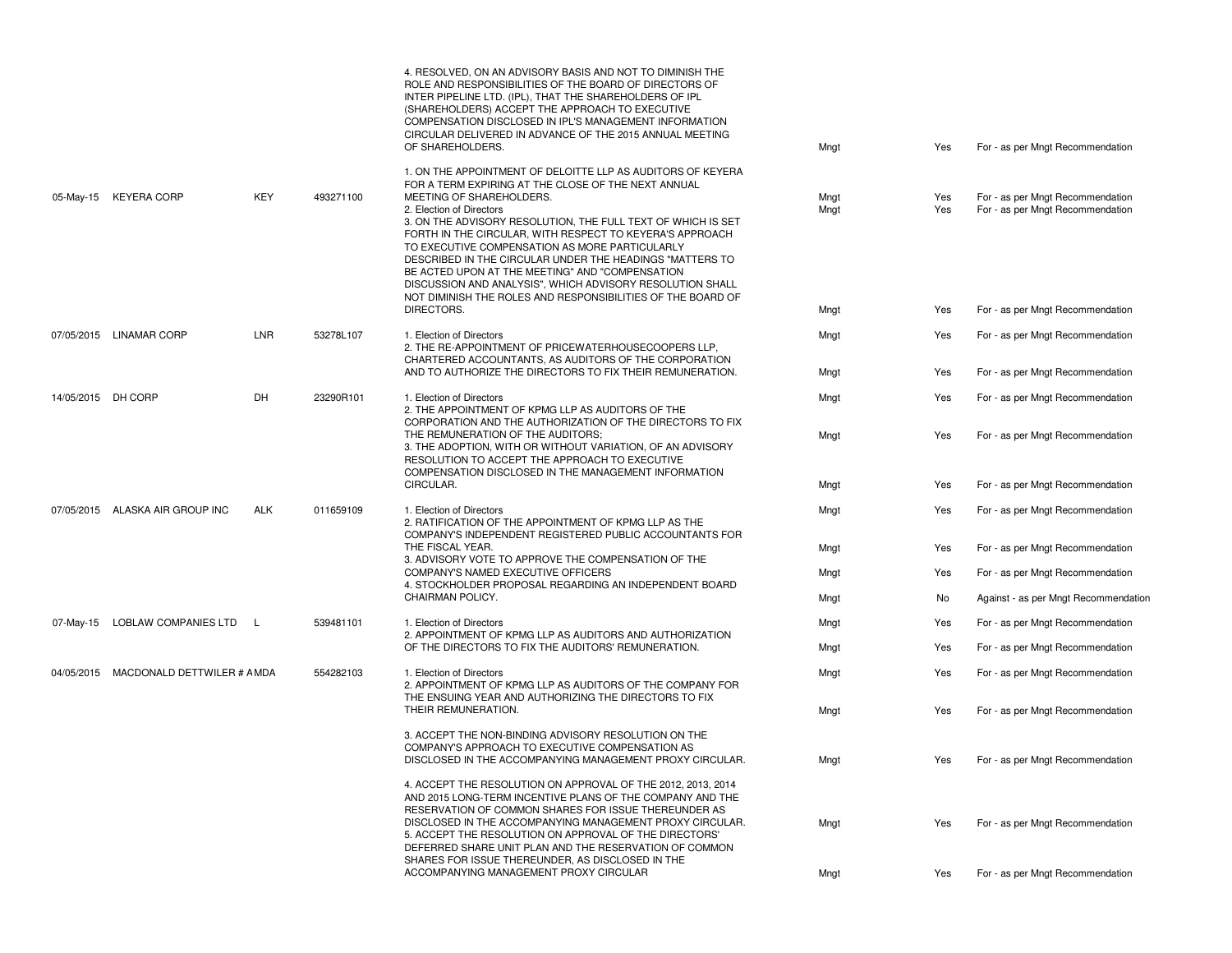| | | | | | | |
|---|---|---|---|---|---|---|
| | | | | 4. RESOLVED, ON AN ADVISORY BASIS AND NOT TO DIMINISH THE ROLE AND RESPONSIBILITIES OF THE BOARD OF DIRECTORS OF INTER PIPELINE LTD. (IPL), THAT THE SHAREHOLDERS OF IPL (SHAREHOLDERS) ACCEPT THE APPROACH TO EXECUTIVE COMPENSATION DISCLOSED IN IPL'S MANAGEMENT INFORMATION CIRCULAR DELIVERED IN ADVANCE OF THE 2015 ANNUAL MEETING OF SHAREHOLDERS. | Mngt | Yes | For - as per Mngt Recommendation |
| 05-May-15 | KEYERA CORP | KEY | 493271100 | 1. ON THE APPOINTMENT OF DELOITTE LLP AS AUDITORS OF KEYERA FOR A TERM EXPIRING AT THE CLOSE OF THE NEXT ANNUAL MEETING OF SHAREHOLDERS. | Mngt | Yes | For - as per Mngt Recommendation |
| | | | | 2. Election of Directors | Mngt | Yes | For - as per Mngt Recommendation |
| | | | | 3. ON THE ADVISORY RESOLUTION, THE FULL TEXT OF WHICH IS SET FORTH IN THE CIRCULAR, WITH RESPECT TO KEYERA'S APPROACH TO EXECUTIVE COMPENSATION AS MORE PARTICULARLY DESCRIBED IN THE CIRCULAR UNDER THE HEADINGS "MATTERS TO BE ACTED UPON AT THE MEETING" AND "COMPENSATION DISCUSSION AND ANALYSIS", WHICH ADVISORY RESOLUTION SHALL NOT DIMINISH THE ROLES AND RESPONSIBILITIES OF THE BOARD OF DIRECTORS. | Mngt | Yes | For - as per Mngt Recommendation |
| 07/05/2015 | LINAMAR CORP | LNR | 53278L107 | 1. Election of Directors | Mngt | Yes | For - as per Mngt Recommendation |
| | | | | 2. THE RE-APPOINTMENT OF PRICEWATERHOUSECOOPERS LLP, CHARTERED ACCOUNTANTS, AS AUDITORS OF THE CORPORATION AND TO AUTHORIZE THE DIRECTORS TO FIX THEIR REMUNERATION. | Mngt | Yes | For - as per Mngt Recommendation |
| 14/05/2015 | DH CORP | DH | 23290R101 | 1. Election of Directors | Mngt | Yes | For - as per Mngt Recommendation |
| | | | | 2. THE APPOINTMENT OF KPMG LLP AS AUDITORS OF THE CORPORATION AND THE AUTHORIZATION OF THE DIRECTORS TO FIX THE REMUNERATION OF THE AUDITORS; | Mngt | Yes | For - as per Mngt Recommendation |
| | | | | 3. THE ADOPTION, WITH OR WITHOUT VARIATION, OF AN ADVISORY RESOLUTION TO ACCEPT THE APPROACH TO EXECUTIVE COMPENSATION DISCLOSED IN THE MANAGEMENT INFORMATION CIRCULAR. | Mngt | Yes | For - as per Mngt Recommendation |
| 07/05/2015 | ALASKA AIR GROUP INC | ALK | 011659109 | 1. Election of Directors | Mngt | Yes | For - as per Mngt Recommendation |
| | | | | 2. RATIFICATION OF THE APPOINTMENT OF KPMG LLP AS THE COMPANY'S INDEPENDENT REGISTERED PUBLIC ACCOUNTANTS FOR THE FISCAL YEAR. | Mngt | Yes | For - as per Mngt Recommendation |
| | | | | 3. ADVISORY VOTE TO APPROVE THE COMPENSATION OF THE COMPANY'S NAMED EXECUTIVE OFFICERS | Mngt | Yes | For - as per Mngt Recommendation |
| | | | | 4. STOCKHOLDER PROPOSAL REGARDING AN INDEPENDENT BOARD CHAIRMAN POLICY. | Mngt | No | Against - as per Mngt Recommendation |
| 07-May-15 | LOBLAW COMPANIES LTD | L | 539481101 | 1. Election of Directors | Mngt | Yes | For - as per Mngt Recommendation |
| | | | | 2. APPOINTMENT OF KPMG LLP AS AUDITORS AND AUTHORIZATION OF THE DIRECTORS TO FIX THE AUDITORS' REMUNERATION. | Mngt | Yes | For - as per Mngt Recommendation |
| 04/05/2015 | MACDONALD DETTWILER # A | MDA | 554282103 | 1. Election of Directors | Mngt | Yes | For - as per Mngt Recommendation |
| | | | | 2. APPOINTMENT OF KPMG LLP AS AUDITORS OF THE COMPANY FOR THE ENSUING YEAR AND AUTHORIZING THE DIRECTORS TO FIX THEIR REMUNERATION. | Mngt | Yes | For - as per Mngt Recommendation |
| | | | | 3. ACCEPT THE NON-BINDING ADVISORY RESOLUTION ON THE COMPANY'S APPROACH TO EXECUTIVE COMPENSATION AS DISCLOSED IN THE ACCOMPANYING MANAGEMENT PROXY CIRCULAR. | Mngt | Yes | For - as per Mngt Recommendation |
| | | | | 4. ACCEPT THE RESOLUTION ON APPROVAL OF THE 2012, 2013, 2014 AND 2015 LONG-TERM INCENTIVE PLANS OF THE COMPANY AND THE RESERVATION OF COMMON SHARES FOR ISSUE THEREUNDER AS DISCLOSED IN THE ACCOMPANYING MANAGEMENT PROXY CIRCULAR. | Mngt | Yes | For - as per Mngt Recommendation |
| | | | | 5. ACCEPT THE RESOLUTION ON APPROVAL OF THE DIRECTORS' DEFERRED SHARE UNIT PLAN AND THE RESERVATION OF COMMON SHARES FOR ISSUE THEREUNDER, AS DISCLOSED IN THE ACCOMPANYING MANAGEMENT PROXY CIRCULAR | Mngt | Yes | For - as per Mngt Recommendation |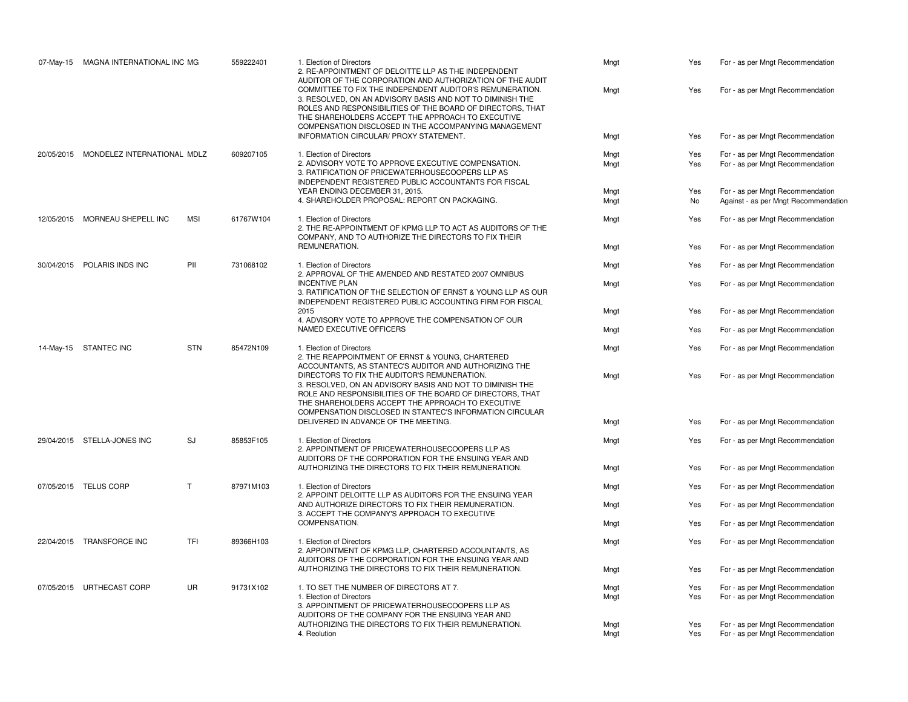| | | | | | | | |
|---|---|---|---|---|---|---|---|
| 07-May-15 | MAGNA INTERNATIONAL INC | MG | 559222401 | 1. Election of Directors | Mngt | Yes | For - as per Mngt Recommendation |
| | | | | 2. RE-APPOINTMENT OF DELOITTE LLP AS THE INDEPENDENT AUDITOR OF THE CORPORATION AND AUTHORIZATION OF THE AUDIT COMMITTEE TO FIX THE INDEPENDENT AUDITOR'S REMUNERATION. | Mngt | Yes | For - as per Mngt Recommendation |
| | | | | 3. RESOLVED, ON AN ADVISORY BASIS AND NOT TO DIMINISH THE ROLES AND RESPONSIBILITIES OF THE BOARD OF DIRECTORS, THAT THE SHAREHOLDERS ACCEPT THE APPROACH TO EXECUTIVE COMPENSATION DISCLOSED IN THE ACCOMPANYING MANAGEMENT INFORMATION CIRCULAR/ PROXY STATEMENT. | Mngt | Yes | For - as per Mngt Recommendation |
| 20/05/2015 | MONDELEZ INTERNATIONAL | MDLZ | 609207105 | 1. Election of Directors | Mngt | Yes | For - as per Mngt Recommendation |
| | | | | 2. ADVISORY VOTE TO APPROVE EXECUTIVE COMPENSATION. | Mngt | Yes | For - as per Mngt Recommendation |
| | | | | 3. RATIFICATION OF PRICEWATERHOUSECOOPERS LLP AS INDEPENDENT REGISTERED PUBLIC ACCOUNTANTS FOR FISCAL YEAR ENDING DECEMBER 31, 2015. | Mngt | Yes | For - as per Mngt Recommendation |
| | | | | 4. SHAREHOLDER PROPOSAL: REPORT ON PACKAGING. | Mngt | No | Against - as per Mngt Recommendation |
| 12/05/2015 | MORNEAU SHEPELL INC | MSI | 61767W104 | 1. Election of Directors | Mngt | Yes | For - as per Mngt Recommendation |
| | | | | 2. THE RE-APPOINTMENT OF KPMG LLP TO ACT AS AUDITORS OF THE COMPANY, AND TO AUTHORIZE THE DIRECTORS TO FIX THEIR REMUNERATION. | Mngt | Yes | For - as per Mngt Recommendation |
| 30/04/2015 | POLARIS INDS INC | PII | 731068102 | 1. Election of Directors | Mngt | Yes | For - as per Mngt Recommendation |
| | | | | 2. APPROVAL OF THE AMENDED AND RESTATED 2007 OMNIBUS INCENTIVE PLAN | Mngt | Yes | For - as per Mngt Recommendation |
| | | | | 3. RATIFICATION OF THE SELECTION OF ERNST & YOUNG LLP AS OUR INDEPENDENT REGISTERED PUBLIC ACCOUNTING FIRM FOR FISCAL 2015 | Mngt | Yes | For - as per Mngt Recommendation |
| | | | | 4. ADVISORY VOTE TO APPROVE THE COMPENSATION OF OUR NAMED EXECUTIVE OFFICERS | Mngt | Yes | For - as per Mngt Recommendation |
| 14-May-15 | STANTEC INC | STN | 85472N109 | 1. Election of Directors | Mngt | Yes | For - as per Mngt Recommendation |
| | | | | 2. THE REAPPOINTMENT OF ERNST & YOUNG, CHARTERED ACCOUNTANTS, AS STANTEC'S AUDITOR AND AUTHORIZING THE DIRECTORS TO FIX THE AUDITOR'S REMUNERATION. | Mngt | Yes | For - as per Mngt Recommendation |
| | | | | 3. RESOLVED, ON AN ADVISORY BASIS AND NOT TO DIMINISH THE ROLE AND RESPONSIBILITIES OF THE BOARD OF DIRECTORS, THAT THE SHAREHOLDERS ACCEPT THE APPROACH TO EXECUTIVE COMPENSATION DISCLOSED IN STANTEC'S INFORMATION CIRCULAR DELIVERED IN ADVANCE OF THE MEETING. | Mngt | Yes | For - as per Mngt Recommendation |
| 29/04/2015 | STELLA-JONES INC | SJ | 85853F105 | 1. Election of Directors | Mngt | Yes | For - as per Mngt Recommendation |
| | | | | 2. APPOINTMENT OF PRICEWATERHOUSECOOPERS LLP AS AUDITORS OF THE CORPORATION FOR THE ENSUING YEAR AND AUTHORIZING THE DIRECTORS TO FIX THEIR REMUNERATION. | Mngt | Yes | For - as per Mngt Recommendation |
| 07/05/2015 | TELUS CORP | T | 87971M103 | 1. Election of Directors | Mngt | Yes | For - as per Mngt Recommendation |
| | | | | 2. APPOINT DELOITTE LLP AS AUDITORS FOR THE ENSUING YEAR AND AUTHORIZE DIRECTORS TO FIX THEIR REMUNERATION. | Mngt | Yes | For - as per Mngt Recommendation |
| | | | | 3. ACCEPT THE COMPANY'S APPROACH TO EXECUTIVE COMPENSATION. | Mngt | Yes | For - as per Mngt Recommendation |
| 22/04/2015 | TRANSFORCE INC | TFI | 89366H103 | 1. Election of Directors | Mngt | Yes | For - as per Mngt Recommendation |
| | | | | 2. APPOINTMENT OF KPMG LLP, CHARTERED ACCOUNTANTS, AS AUDITORS OF THE CORPORATION FOR THE ENSUING YEAR AND AUTHORIZING THE DIRECTORS TO FIX THEIR REMUNERATION. | Mngt | Yes | For - as per Mngt Recommendation |
| 07/05/2015 | URTHECAST CORP | UR | 91731X102 | 1. TO SET THE NUMBER OF DIRECTORS AT 7. | Mngt | Yes | For - as per Mngt Recommendation |
| | | | | 1. Election of Directors | Mngt | Yes | For - as per Mngt Recommendation |
| | | | | 3. APPOINTMENT OF PRICEWATERHOUSECOOPERS LLP AS AUDITORS OF THE COMPANY FOR THE ENSUING YEAR AND AUTHORIZING THE DIRECTORS TO FIX THEIR REMUNERATION. | Mngt | Yes | For - as per Mngt Recommendation |
| | | | | 4. Reolution | Mngt | Yes | For - as per Mngt Recommendation |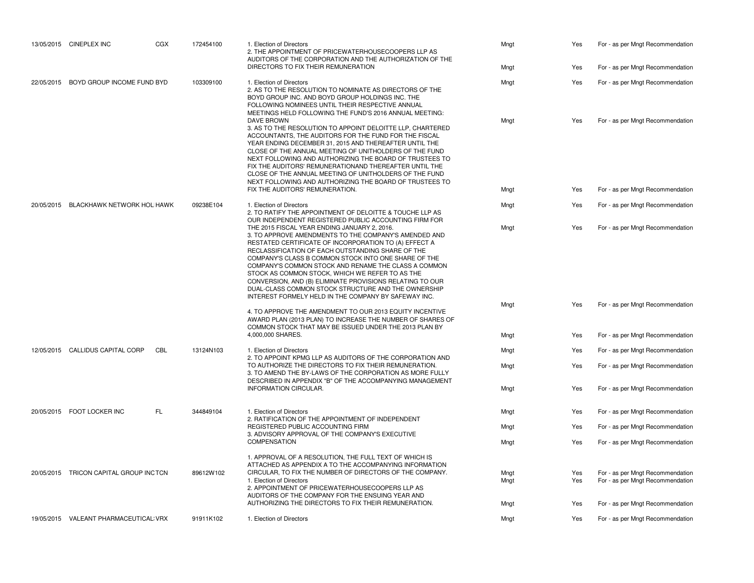| | | | | | | | |
|---|---|---|---|---|---|---|---|
| 13/05/2015 | CINEPLEX INC | CGX | 172454100 | 1. Election of Directors | Mngt | Yes | For - as per Mngt Recommendation |
| | | | | 2. THE APPOINTMENT OF PRICEWATERHOUSECOOPERS LLP AS AUDITORS OF THE CORPORATION AND THE AUTHORIZATION OF THE DIRECTORS TO FIX THEIR REMUNERATION | Mngt | Yes | For - as per Mngt Recommendation |
| 22/05/2015 | BOYD GROUP INCOME FUND | BYD | 103309100 | 1. Election of Directors | Mngt | Yes | For - as per Mngt Recommendation |
| | | | | 2. AS TO THE RESOLUTION TO NOMINATE AS DIRECTORS OF THE BOYD GROUP INC. AND BOYD GROUP HOLDINGS INC. THE FOLLOWING NOMINEES UNTIL THEIR RESPECTIVE ANNUAL MEETINGS HELD FOLLOWING THE FUND'S 2016 ANNUAL MEETING: DAVE BROWN | Mngt | Yes | For - as per Mngt Recommendation |
| | | | | 3. AS TO THE RESOLUTION TO APPOINT DELOITTE LLP, CHARTERED ACCOUNTANTS, THE AUDITORS FOR THE FUND FOR THE FISCAL YEAR ENDING DECEMBER 31, 2015 AND THEREAFTER UNTIL THE CLOSE OF THE ANNUAL MEETING OF UNITHOLDERS OF THE FUND NEXT FOLLOWING AND AUTHORIZING THE BOARD OF TRUSTEES TO FIX THE AUDITORS' REMUNERATIONAND THEREAFTER UNTIL THE CLOSE OF THE ANNUAL MEETING OF UNITHOLDERS OF THE FUND NEXT FOLLOWING AND AUTHORIZING THE BOARD OF TRUSTEES TO FIX THE AUDITORS' REMUNERATION. | Mngt | Yes | For - as per Mngt Recommendation |
| 20/05/2015 | BLACKHAWK NETWORK HOL | HAWK | 09238E104 | 1. Election of Directors | Mngt | Yes | For - as per Mngt Recommendation |
| | | | | 2. TO RATIFY THE APPOINTMENT OF DELOITTE & TOUCHE LLP AS OUR INDEPENDENT REGISTERED PUBLIC ACCOUNTING FIRM FOR THE 2015 FISCAL YEAR ENDING JANUARY 2, 2016. | Mngt | Yes | For - as per Mngt Recommendation |
| | | | | 3. TO APPROVE AMENDMENTS TO THE COMPANY'S AMENDED AND RESTATED CERTIFICATE OF INCORPORATION TO (A) EFFECT A RECLASSIFICATION OF EACH OUTSTANDING SHARE OF THE COMPANY'S CLASS B COMMON STOCK INTO ONE SHARE OF THE COMPANY'S COMMON STOCK AND RENAME THE CLASS A COMMON STOCK AS COMMON STOCK, WHICH WE REFER TO AS THE CONVERSION, AND (B) ELIMINATE PROVISIONS RELATING TO OUR DUAL-CLASS COMMON STOCK STRUCTURE AND THE OWNERSHIP INTEREST FORMELY HELD IN THE COMPANY BY SAFEWAY INC. | Mngt | Yes | For - as per Mngt Recommendation |
| | | | | 4. TO APPROVE THE AMENDMENT TO OUR 2013 EQUITY INCENTIVE AWARD PLAN (2013 PLAN) TO INCREASE THE NUMBER OF SHARES OF COMMON STOCK THAT MAY BE ISSUED UNDER THE 2013 PLAN BY 4,000,000 SHARES. | Mngt | Yes | For - as per Mngt Recommendation |
| 12/05/2015 | CALLIDUS CAPITAL CORP | CBL | 13124N103 | 1. Election of Directors | Mngt | Yes | For - as per Mngt Recommendation |
| | | | | 2. TO APPOINT KPMG LLP AS AUDITORS OF THE CORPORATION AND TO AUTHORIZE THE DIRECTORS TO FIX THEIR REMUNERATION. | Mngt | Yes | For - as per Mngt Recommendation |
| | | | | 3. TO AMEND THE BY-LAWS OF THE CORPORATION AS MORE FULLY DESCRIBED IN APPENDIX "B" OF THE ACCOMPANYING MANAGEMENT INFORMATION CIRCULAR. | Mngt | Yes | For - as per Mngt Recommendation |
| 20/05/2015 | FOOT LOCKER INC | FL | 344849104 | 1. Election of Directors | Mngt | Yes | For - as per Mngt Recommendation |
| | | | | 2. RATIFICATION OF THE APPOINTMENT OF INDEPENDENT REGISTERED PUBLIC ACCOUNTING FIRM | Mngt | Yes | For - as per Mngt Recommendation |
| | | | | 3. ADVISORY APPROVAL OF THE COMPANY'S EXECUTIVE COMPENSATION | Mngt | Yes | For - as per Mngt Recommendation |
| 20/05/2015 | TRICON CAPITAL GROUP INC | TCN | 89612W102 | 1. APPROVAL OF A RESOLUTION, THE FULL TEXT OF WHICH IS ATTACHED AS APPENDIX A TO THE ACCOMPANYING INFORMATION CIRCULAR, TO FIX THE NUMBER OF DIRECTORS OF THE COMPANY. | Mngt | Yes | For - as per Mngt Recommendation |
| | | | | 1. Election of Directors | Mngt | Yes | For - as per Mngt Recommendation |
| | | | | 2. APPOINTMENT OF PRICEWATERHOUSECOOPERS LLP AS AUDITORS OF THE COMPANY FOR THE ENSUING YEAR AND AUTHORIZING THE DIRECTORS TO FIX THEIR REMUNERATION. | Mngt | Yes | For - as per Mngt Recommendation |
| 19/05/2015 | VALEANT PHARMACEUTICAL | VRX | 91911K102 | 1. Election of Directors | Mngt | Yes | For - as per Mngt Recommendation |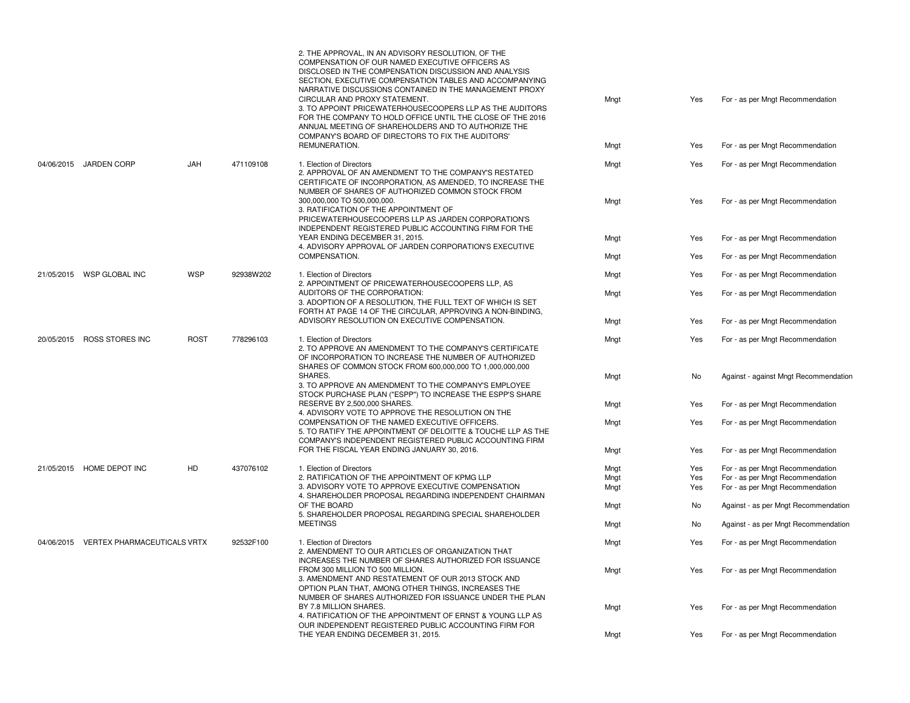| | | | | | | | |
|---|---|---|---|---|---|---|---|
| | | | | 2. THE APPROVAL, IN AN ADVISORY RESOLUTION, OF THE COMPENSATION OF OUR NAMED EXECUTIVE OFFICERS AS DISCLOSED IN THE COMPENSATION DISCUSSION AND ANALYSIS SECTION, EXECUTIVE COMPENSATION TABLES AND ACCOMPANYING NARRATIVE DISCUSSIONS CONTAINED IN THE MANAGEMENT PROXY CIRCULAR AND PROXY STATEMENT. | Mngt | Yes | For - as per Mngt Recommendation |
| | | | | 3. TO APPOINT PRICEWATERHOUSECOOPERS LLP AS THE AUDITORS FOR THE COMPANY TO HOLD OFFICE UNTIL THE CLOSE OF THE 2016 ANNUAL MEETING OF SHAREHOLDERS AND TO AUTHORIZE THE COMPANY'S BOARD OF DIRECTORS TO FIX THE AUDITORS' REMUNERATION. | Mngt | Yes | For - as per Mngt Recommendation |
| 04/06/2015 | JARDEN CORP | JAH | 471109108 | 1. Election of Directors | Mngt | Yes | For - as per Mngt Recommendation |
| | | | | 2. APPROVAL OF AN AMENDMENT TO THE COMPANY'S RESTATED CERTIFICATE OF INCORPORATION, AS AMENDED, TO INCREASE THE NUMBER OF SHARES OF AUTHORIZED COMMON STOCK FROM 300,000,000 TO 500,000,000. | Mngt | Yes | For - as per Mngt Recommendation |
| | | | | 3. RATIFICATION OF THE APPOINTMENT OF PRICEWATERHOUSECOOPERS LLP AS JARDEN CORPORATION'S INDEPENDENT REGISTERED PUBLIC ACCOUNTING FIRM FOR THE YEAR ENDING DECEMBER 31, 2015. | Mngt | Yes | For - as per Mngt Recommendation |
| | | | | 4. ADVISORY APPROVAL OF JARDEN CORPORATION'S EXECUTIVE COMPENSATION. | Mngt | Yes | For - as per Mngt Recommendation |
| 21/05/2015 | WSP GLOBAL INC | WSP | 92938W202 | 1. Election of Directors | Mngt | Yes | For - as per Mngt Recommendation |
| | | | | 2. APPOINTMENT OF PRICEWATERHOUSECOOPERS LLP, AS AUDITORS OF THE CORPORATION: | Mngt | Yes | For - as per Mngt Recommendation |
| | | | | 3. ADOPTION OF A RESOLUTION, THE FULL TEXT OF WHICH IS SET FORTH AT PAGE 14 OF THE CIRCULAR, APPROVING A NON-BINDING, ADVISORY RESOLUTION ON EXECUTIVE COMPENSATION. | Mngt | Yes | For - as per Mngt Recommendation |
| 20/05/2015 | ROSS STORES INC | ROST | 778296103 | 1. Election of Directors | Mngt | Yes | For - as per Mngt Recommendation |
| | | | | 2. TO APPROVE AN AMENDMENT TO THE COMPANY'S CERTIFICATE OF INCORPORATION TO INCREASE THE NUMBER OF AUTHORIZED SHARES OF COMMON STOCK FROM 600,000,000 TO 1,000,000,000 SHARES. | Mngt | No | Against - against Mngt Recommendation |
| | | | | 3. TO APPROVE AN AMENDMENT TO THE COMPANY'S EMPLOYEE STOCK PURCHASE PLAN ("ESPP") TO INCREASE THE ESPP'S SHARE RESERVE BY 2,500,000 SHARES. | Mngt | Yes | For - as per Mngt Recommendation |
| | | | | 4. ADVISORY VOTE TO APPROVE THE RESOLUTION ON THE COMPENSATION OF THE NAMED EXECUTIVE OFFICERS. | Mngt | Yes | For - as per Mngt Recommendation |
| | | | | 5. TO RATIFY THE APPOINTMENT OF DELOITTE & TOUCHE LLP AS THE COMPANY'S INDEPENDENT REGISTERED PUBLIC ACCOUNTING FIRM FOR THE FISCAL YEAR ENDING JANUARY 30, 2016. | Mngt | Yes | For - as per Mngt Recommendation |
| 21/05/2015 | HOME DEPOT INC | HD | 437076102 | 1. Election of Directors | Mngt | Yes | For - as per Mngt Recommendation |
| | | | | 2. RATIFICATION OF THE APPOINTMENT OF KPMG LLP | Mngt | Yes | For - as per Mngt Recommendation |
| | | | | 3. ADVISORY VOTE TO APPROVE EXECUTIVE COMPENSATION | Mngt | Yes | For - as per Mngt Recommendation |
| | | | | 4. SHAREHOLDER PROPOSAL REGARDING INDEPENDENT CHAIRMAN OF THE BOARD | Mngt | No | Against - as per Mngt Recommendation |
| | | | | 5. SHAREHOLDER PROPOSAL REGARDING SPECIAL SHAREHOLDER MEETINGS | Mngt | No | Against - as per Mngt Recommendation |
| 04/06/2015 | VERTEX PHARMACEUTICALS | VRTX | 92532F100 | 1. Election of Directors | Mngt | Yes | For - as per Mngt Recommendation |
| | | | | 2. AMENDMENT TO OUR ARTICLES OF ORGANIZATION THAT INCREASES THE NUMBER OF SHARES AUTHORIZED FOR ISSUANCE FROM 300 MILLION TO 500 MILLION. | Mngt | Yes | For - as per Mngt Recommendation |
| | | | | 3. AMENDMENT AND RESTATEMENT OF OUR 2013 STOCK AND OPTION PLAN THAT, AMONG OTHER THINGS, INCREASES THE NUMBER OF SHARES AUTHORIZED FOR ISSUANCE UNDER THE PLAN BY 7.8 MILLION SHARES. | Mngt | Yes | For - as per Mngt Recommendation |
| | | | | 4. RATIFICATION OF THE APPOINTMENT OF ERNST & YOUNG LLP AS OUR INDEPENDENT REGISTERED PUBLIC ACCOUNTING FIRM FOR THE YEAR ENDING DECEMBER 31, 2015. | Mngt | Yes | For - as per Mngt Recommendation |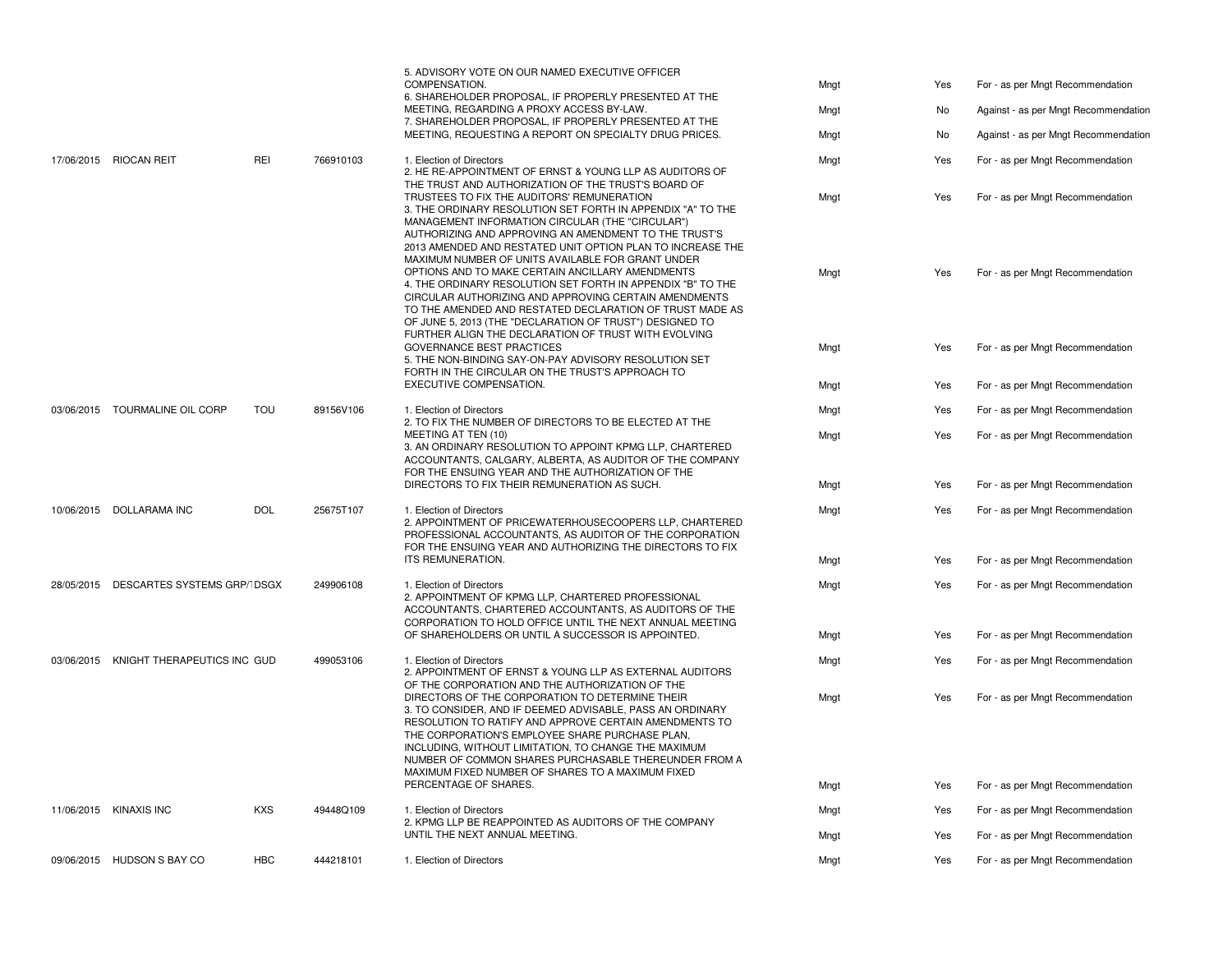| | | | | | | |
|---|---|---|---|---|---|---|
| | | | | 5. ADVISORY VOTE ON OUR NAMED EXECUTIVE OFFICER COMPENSATION. | Mngt | Yes | For - as per Mngt Recommendation |
| | | | | 6. SHAREHOLDER PROPOSAL, IF PROPERLY PRESENTED AT THE MEETING, REGARDING A PROXY ACCESS BY-LAW. | Mngt | No | Against - as per Mngt Recommendation |
| | | | | 7. SHAREHOLDER PROPOSAL, IF PROPERLY PRESENTED AT THE MEETING, REQUESTING A REPORT ON SPECIALTY DRUG PRICES. | Mngt | No | Against - as per Mngt Recommendation |
| 17/06/2015 | RIOCAN REIT | REI | 766910103 | 1. Election of Directors | Mngt | Yes | For - as per Mngt Recommendation |
| | | | | 2. HE RE-APPOINTMENT OF ERNST & YOUNG LLP AS AUDITORS OF THE TRUST AND AUTHORIZATION OF THE TRUST'S BOARD OF TRUSTEES TO FIX THE AUDITORS' REMUNERATION | Mngt | Yes | For - as per Mngt Recommendation |
| | | | | 3. THE ORDINARY RESOLUTION SET FORTH IN APPENDIX "A" TO THE MANAGEMENT INFORMATION CIRCULAR (THE "CIRCULAR") AUTHORIZING AND APPROVING AN AMENDMENT TO THE TRUST'S 2013 AMENDED AND RESTATED UNIT OPTION PLAN TO INCREASE THE MAXIMUM NUMBER OF UNITS AVAILABLE FOR GRANT UNDER OPTIONS AND TO MAKE CERTAIN ANCILLARY AMENDMENTS | Mngt | Yes | For - as per Mngt Recommendation |
| | | | | 4. THE ORDINARY RESOLUTION SET FORTH IN APPENDIX "B" TO THE CIRCULAR AUTHORIZING AND APPROVING CERTAIN AMENDMENTS TO THE AMENDED AND RESTATED DECLARATION OF TRUST MADE AS OF JUNE 5, 2013 (THE "DECLARATION OF TRUST") DESIGNED TO FURTHER ALIGN THE DECLARATION OF TRUST WITH EVOLVING GOVERNANCE BEST PRACTICES | Mngt | Yes | For - as per Mngt Recommendation |
| | | | | 5. THE NON-BINDING SAY-ON-PAY ADVISORY RESOLUTION SET FORTH IN THE CIRCULAR ON THE TRUST'S APPROACH TO EXECUTIVE COMPENSATION. | Mngt | Yes | For - as per Mngt Recommendation |
| 03/06/2015 | TOURMALINE OIL CORP | TOU | 89156V106 | 1. Election of Directors | Mngt | Yes | For - as per Mngt Recommendation |
| | | | | 2. TO FIX THE NUMBER OF DIRECTORS TO BE ELECTED AT THE MEETING AT TEN (10) | Mngt | Yes | For - as per Mngt Recommendation |
| | | | | 3. AN ORDINARY RESOLUTION TO APPOINT KPMG LLP, CHARTERED ACCOUNTANTS, CALGARY, ALBERTA, AS AUDITOR OF THE COMPANY FOR THE ENSUING YEAR AND THE AUTHORIZATION OF THE DIRECTORS TO FIX THEIR REMUNERATION AS SUCH. | Mngt | Yes | For - as per Mngt Recommendation |
| 10/06/2015 | DOLLARAMA INC | DOL | 25675T107 | 1. Election of Directors | Mngt | Yes | For - as per Mngt Recommendation |
| | | | | 2. APPOINTMENT OF PRICEWATERHOUSECOOPERS LLP, CHARTERED PROFESSIONAL ACCOUNTANTS, AS AUDITOR OF THE CORPORATION FOR THE ENSUING YEAR AND AUTHORIZING THE DIRECTORS TO FIX ITS REMUNERATION. | Mngt | Yes | For - as per Mngt Recommendation |
| 28/05/2015 | DESCARTES SYSTEMS GRP/T | DSGX | 249906108 | 1. Election of Directors | Mngt | Yes | For - as per Mngt Recommendation |
| | | | | 2. APPOINTMENT OF KPMG LLP, CHARTERED PROFESSIONAL ACCOUNTANTS, CHARTERED ACCOUNTANTS, AS AUDITORS OF THE CORPORATION TO HOLD OFFICE UNTIL THE NEXT ANNUAL MEETING OF SHAREHOLDERS OR UNTIL A SUCCESSOR IS APPOINTED. | Mngt | Yes | For - as per Mngt Recommendation |
| 03/06/2015 | KNIGHT THERAPEUTICS INC | GUD | 499053106 | 1. Election of Directors | Mngt | Yes | For - as per Mngt Recommendation |
| | | | | 2. APPOINTMENT OF ERNST & YOUNG LLP AS EXTERNAL AUDITORS OF THE CORPORATION AND THE AUTHORIZATION OF THE DIRECTORS OF THE CORPORATION TO DETERMINE THEIR | Mngt | Yes | For - as per Mngt Recommendation |
| | | | | 3. TO CONSIDER, AND IF DEEMED ADVISABLE, PASS AN ORDINARY RESOLUTION TO RATIFY AND APPROVE CERTAIN AMENDMENTS TO THE CORPORATION'S EMPLOYEE SHARE PURCHASE PLAN, INCLUDING, WITHOUT LIMITATION, TO CHANGE THE MAXIMUM NUMBER OF COMMON SHARES PURCHASABLE THEREUNDER FROM A MAXIMUM FIXED NUMBER OF SHARES TO A MAXIMUM FIXED PERCENTAGE OF SHARES. | Mngt | Yes | For - as per Mngt Recommendation |
| 11/06/2015 | KINAXIS INC | KXS | 49448Q109 | 1. Election of Directors | Mngt | Yes | For - as per Mngt Recommendation |
| | | | | 2. KPMG LLP BE REAPPOINTED AS AUDITORS OF THE COMPANY UNTIL THE NEXT ANNUAL MEETING. | Mngt | Yes | For - as per Mngt Recommendation |
| 09/06/2015 | HUDSON S BAY CO | HBC | 444218101 | 1. Election of Directors | Mngt | Yes | For - as per Mngt Recommendation |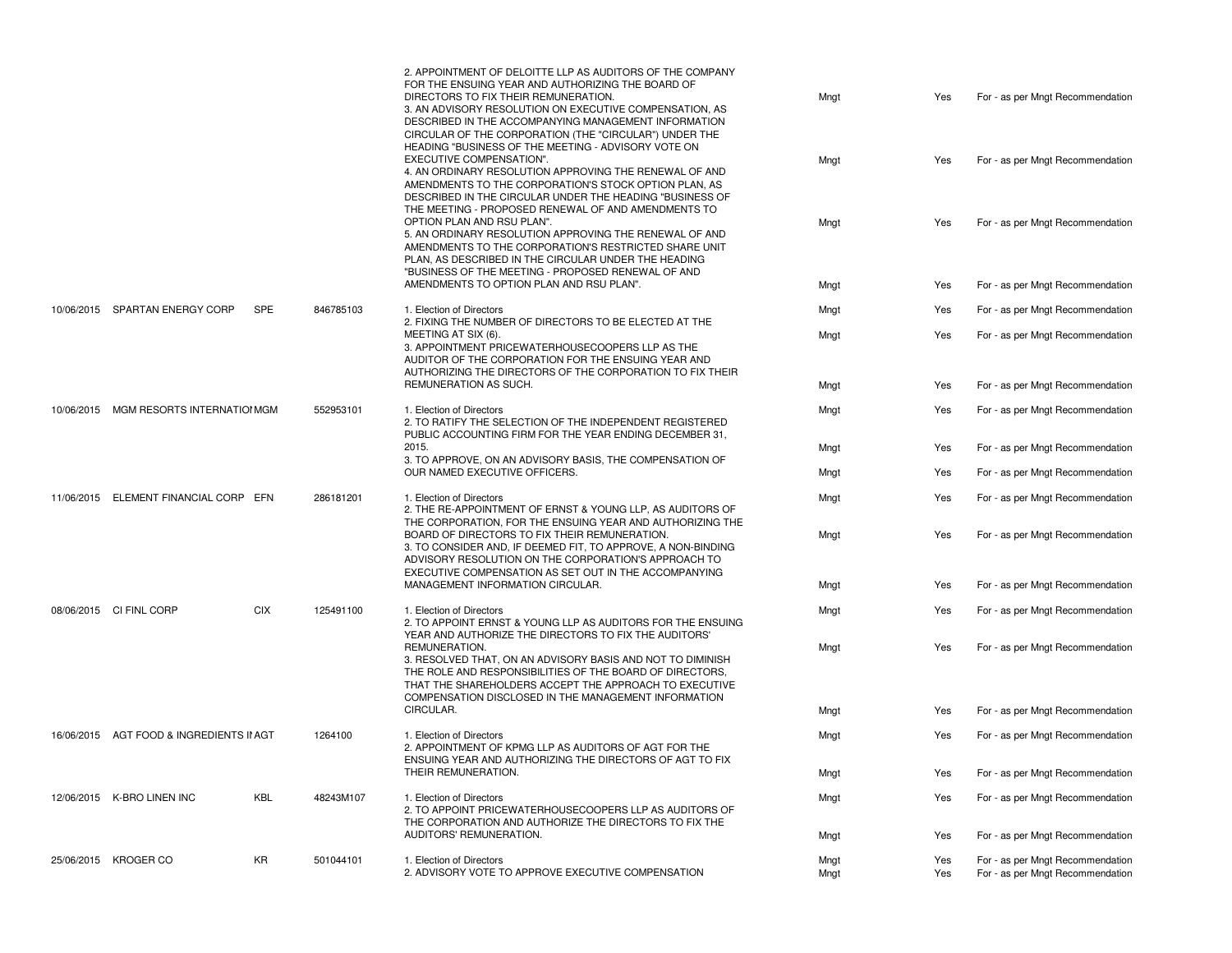| Date | Company | Ticker | CUSIP | Proposal | Proposed by | Voted | Vote |
|---|---|---|---|---|---|---|---|
| | | | | 2. APPOINTMENT OF DELOITTE LLP AS AUDITORS OF THE COMPANY FOR THE ENSUING YEAR AND AUTHORIZING THE BOARD OF DIRECTORS TO FIX THEIR REMUNERATION. | Mngt | Yes | For - as per Mngt Recommendation |
| | | | | 3. AN ADVISORY RESOLUTION ON EXECUTIVE COMPENSATION, AS DESCRIBED IN THE ACCOMPANYING MANAGEMENT INFORMATION CIRCULAR OF THE CORPORATION (THE "CIRCULAR") UNDER THE HEADING "BUSINESS OF THE MEETING - ADVISORY VOTE ON EXECUTIVE COMPENSATION". | Mngt | Yes | For - as per Mngt Recommendation |
| | | | | 4. AN ORDINARY RESOLUTION APPROVING THE RENEWAL OF AND AMENDMENTS TO THE CORPORATION'S STOCK OPTION PLAN, AS DESCRIBED IN THE CIRCULAR UNDER THE HEADING "BUSINESS OF THE MEETING - PROPOSED RENEWAL OF AND AMENDMENTS TO OPTION PLAN AND RSU PLAN". | Mngt | Yes | For - as per Mngt Recommendation |
| | | | | 5. AN ORDINARY RESOLUTION APPROVING THE RENEWAL OF AND AMENDMENTS TO THE CORPORATION'S RESTRICTED SHARE UNIT PLAN, AS DESCRIBED IN THE CIRCULAR UNDER THE HEADING "BUSINESS OF THE MEETING - PROPOSED RENEWAL OF AND AMENDMENTS TO OPTION PLAN AND RSU PLAN". | Mngt | Yes | For - as per Mngt Recommendation |
| 10/06/2015 | SPARTAN ENERGY CORP | SPE | 846785103 | 1. Election of Directors | Mngt | Yes | For - as per Mngt Recommendation |
| | | | | 2. FIXING THE NUMBER OF DIRECTORS TO BE ELECTED AT THE MEETING AT SIX (6). | Mngt | Yes | For - as per Mngt Recommendation |
| | | | | 3. APPOINTMENT PRICEWATERHOUSECOOPERS LLP AS THE AUDITOR OF THE CORPORATION FOR THE ENSUING YEAR AND AUTHORIZING THE DIRECTORS OF THE CORPORATION TO FIX THEIR REMUNERATION AS SUCH. | Mngt | Yes | For - as per Mngt Recommendation |
| 10/06/2015 | MGM RESORTS INTERNATIOI | MGM | 552953101 | 1. Election of Directors | Mngt | Yes | For - as per Mngt Recommendation |
| | | | | 2. TO RATIFY THE SELECTION OF THE INDEPENDENT REGISTERED PUBLIC ACCOUNTING FIRM FOR THE YEAR ENDING DECEMBER 31, 2015. | Mngt | Yes | For - as per Mngt Recommendation |
| | | | | 3. TO APPROVE, ON AN ADVISORY BASIS, THE COMPENSATION OF OUR NAMED EXECUTIVE OFFICERS. | Mngt | Yes | For - as per Mngt Recommendation |
| 11/06/2015 | ELEMENT FINANCIAL CORP | EFN | 286181201 | 1. Election of Directors | Mngt | Yes | For - as per Mngt Recommendation |
| | | | | 2. THE RE-APPOINTMENT OF ERNST & YOUNG LLP, AS AUDITORS OF THE CORPORATION, FOR THE ENSUING YEAR AND AUTHORIZING THE BOARD OF DIRECTORS TO FIX THEIR REMUNERATION. | Mngt | Yes | For - as per Mngt Recommendation |
| | | | | 3. TO CONSIDER AND, IF DEEMED FIT, TO APPROVE, A NON-BINDING ADVISORY RESOLUTION ON THE CORPORATION'S APPROACH TO EXECUTIVE COMPENSATION AS SET OUT IN THE ACCOMPANYING MANAGEMENT INFORMATION CIRCULAR. | Mngt | Yes | For - as per Mngt Recommendation |
| 08/06/2015 | CI FINL CORP | CIX | 125491100 | 1. Election of Directors | Mngt | Yes | For - as per Mngt Recommendation |
| | | | | 2. TO APPOINT ERNST & YOUNG LLP AS AUDITORS FOR THE ENSUING YEAR AND AUTHORIZE THE DIRECTORS TO FIX THE AUDITORS' REMUNERATION. | Mngt | Yes | For - as per Mngt Recommendation |
| | | | | 3. RESOLVED THAT, ON AN ADVISORY BASIS AND NOT TO DIMINISH THE ROLE AND RESPONSIBILITIES OF THE BOARD OF DIRECTORS, THAT THE SHAREHOLDERS ACCEPT THE APPROACH TO EXECUTIVE COMPENSATION DISCLOSED IN THE MANAGEMENT INFORMATION CIRCULAR. | Mngt | Yes | For - as per Mngt Recommendation |
| 16/06/2015 | AGT FOOD & INGREDIENTS II | AGT | 1264100 | 1. Election of Directors | Mngt | Yes | For - as per Mngt Recommendation |
| | | | | 2. APPOINTMENT OF KPMG LLP AS AUDITORS OF AGT FOR THE ENSUING YEAR AND AUTHORIZING THE DIRECTORS OF AGT TO FIX THEIR REMUNERATION. | Mngt | Yes | For - as per Mngt Recommendation |
| 12/06/2015 | K-BRO LINEN INC | KBL | 48243M107 | 1. Election of Directors | Mngt | Yes | For - as per Mngt Recommendation |
| | | | | 2. TO APPOINT PRICEWATERHOUSECOOPERS LLP AS AUDITORS OF THE CORPORATION AND AUTHORIZE THE DIRECTORS TO FIX THE AUDITORS' REMUNERATION. | Mngt | Yes | For - as per Mngt Recommendation |
| 25/06/2015 | KROGER CO | KR | 501044101 | 1. Election of Directors | Mngt | Yes | For - as per Mngt Recommendation |
| | | | | 2. ADVISORY VOTE TO APPROVE EXECUTIVE COMPENSATION | Mngt | Yes | For - as per Mngt Recommendation |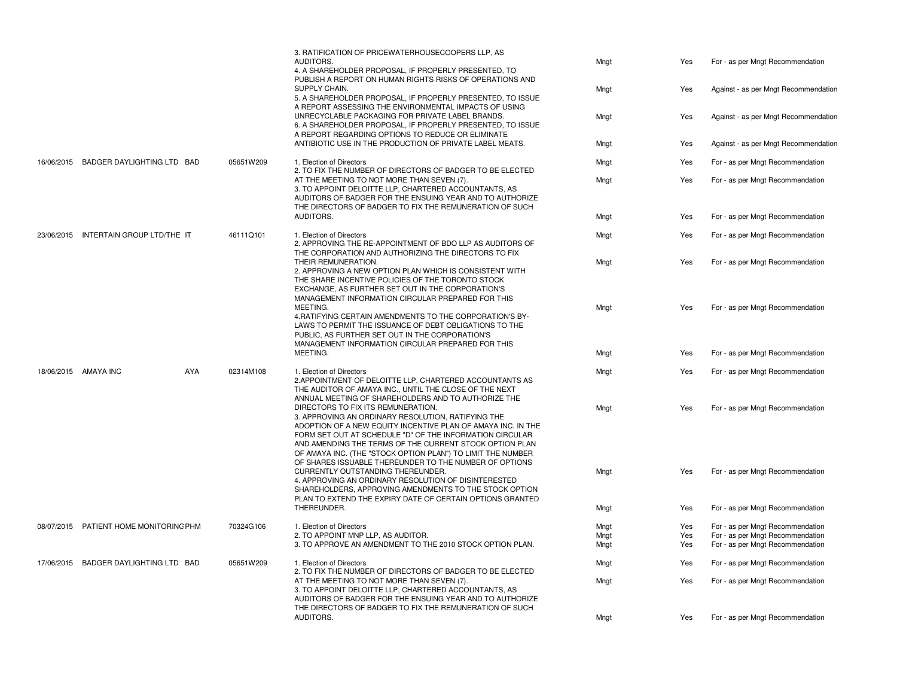| Date | Company | Ticker | Security ID | Proposal | Proponent | Voted | Vote |
|---|---|---|---|---|---|---|---|
| | | | | 3. RATIFICATION OF PRICEWATERHOUSECOOPERS LLP, AS AUDITORS. | Mngt | Yes | For - as per Mngt Recommendation |
| | | | | 4. A SHAREHOLDER PROPOSAL, IF PROPERLY PRESENTED, TO PUBLISH A REPORT ON HUMAN RIGHTS RISKS OF OPERATIONS AND SUPPLY CHAIN. | Mngt | Yes | Against - as per Mngt Recommendation |
| | | | | 5. A SHAREHOLDER PROPOSAL, IF PROPERLY PRESENTED, TO ISSUE A REPORT ASSESSING THE ENVIRONMENTAL IMPACTS OF USING UNRECYCLABLE PACKAGING FOR PRIVATE LABEL BRANDS. | Mngt | Yes | Against - as per Mngt Recommendation |
| | | | | 6. A SHAREHOLDER PROPOSAL, IF PROPERLY PRESENTED, TO ISSUE A REPORT REGARDING OPTIONS TO REDUCE OR ELIMINATE ANTIBIOTIC USE IN THE PRODUCTION OF PRIVATE LABEL MEATS. | Mngt | Yes | Against - as per Mngt Recommendation |
| 16/06/2015 | BADGER DAYLIGHTING LTD | BAD | 05651W209 | 1. Election of Directors | Mngt | Yes | For - as per Mngt Recommendation |
| | | | | 2. TO FIX THE NUMBER OF DIRECTORS OF BADGER TO BE ELECTED AT THE MEETING TO NOT MORE THAN SEVEN (7). | Mngt | Yes | For - as per Mngt Recommendation |
| | | | | 3. TO APPOINT DELOITTE LLP, CHARTERED ACCOUNTANTS, AS AUDITORS OF BADGER FOR THE ENSUING YEAR AND TO AUTHORIZE THE DIRECTORS OF BADGER TO FIX THE REMUNERATION OF SUCH AUDITORS. | Mngt | Yes | For - as per Mngt Recommendation |
| 23/06/2015 | INTERTAIN GROUP LTD/THE | IT | 46111Q101 | 1. Election of Directors | Mngt | Yes | For - as per Mngt Recommendation |
| | | | | 2. APPROVING THE RE-APPOINTMENT OF BDO LLP AS AUDITORS OF THE CORPORATION AND AUTHORIZING THE DIRECTORS TO FIX THEIR REMUNERATION. | Mngt | Yes | For - as per Mngt Recommendation |
| | | | | 2. APPROVING A NEW OPTION PLAN WHICH IS CONSISTENT WITH THE SHARE INCENTIVE POLICIES OF THE TORONTO STOCK EXCHANGE, AS FURTHER SET OUT IN THE CORPORATION'S MANAGEMENT INFORMATION CIRCULAR PREPARED FOR THIS MEETING. | Mngt | Yes | For - as per Mngt Recommendation |
| | | | | 4.RATIFYING CERTAIN AMENDMENTS TO THE CORPORATION'S BY-LAWS TO PERMIT THE ISSUANCE OF DEBT OBLIGATIONS TO THE PUBLIC, AS FURTHER SET OUT IN THE CORPORATION'S MANAGEMENT INFORMATION CIRCULAR PREPARED FOR THIS MEETING. | Mngt | Yes | For - as per Mngt Recommendation |
| 18/06/2015 | AMAYA INC | AYA | 02314M108 | 1. Election of Directors | Mngt | Yes | For - as per Mngt Recommendation |
| | | | | 2.APPOINTMENT OF DELOITTE LLP, CHARTERED ACCOUNTANTS AS THE AUDITOR OF AMAYA INC., UNTIL THE CLOSE OF THE NEXT ANNUAL MEETING OF SHAREHOLDERS AND TO AUTHORIZE THE DIRECTORS TO FIX ITS REMUNERATION. | Mngt | Yes | For - as per Mngt Recommendation |
| | | | | 3. APPROVING AN ORDINARY RESOLUTION, RATIFYING THE ADOPTION OF A NEW EQUITY INCENTIVE PLAN OF AMAYA INC. IN THE FORM SET OUT AT SCHEDULE "D" OF THE INFORMATION CIRCULAR AND AMENDING THE TERMS OF THE CURRENT STOCK OPTION PLAN OF AMAYA INC. (THE "STOCK OPTION PLAN") TO LIMIT THE NUMBER OF SHARES ISSUABLE THEREUNDER TO THE NUMBER OF OPTIONS CURRENTLY OUTSTANDING THEREUNDER. | Mngt | Yes | For - as per Mngt Recommendation |
| | | | | 4. APPROVING AN ORDINARY RESOLUTION OF DISINTERESTED SHAREHOLDERS, APPROVING AMENDMENTS TO THE STOCK OPTION PLAN TO EXTEND THE EXPIRY DATE OF CERTAIN OPTIONS GRANTED THEREUNDER. | Mngt | Yes | For - as per Mngt Recommendation |
| 08/07/2015 | PATIENT HOME MONITORING | PHM | 70324G106 | 1. Election of Directors | Mngt | Yes | For - as per Mngt Recommendation |
| | | | | 2. TO APPOINT MNP LLP, AS AUDITOR. | Mngt | Yes | For - as per Mngt Recommendation |
| | | | | 3. TO APPROVE AN AMENDMENT TO THE 2010 STOCK OPTION PLAN. | Mngt | Yes | For - as per Mngt Recommendation |
| 17/06/2015 | BADGER DAYLIGHTING LTD | BAD | 05651W209 | 1. Election of Directors | Mngt | Yes | For - as per Mngt Recommendation |
| | | | | 2. TO FIX THE NUMBER OF DIRECTORS OF BADGER TO BE ELECTED AT THE MEETING TO NOT MORE THAN SEVEN (7). | Mngt | Yes | For - as per Mngt Recommendation |
| | | | | 3. TO APPOINT DELOITTE LLP, CHARTERED ACCOUNTANTS, AS AUDITORS OF BADGER FOR THE ENSUING YEAR AND TO AUTHORIZE THE DIRECTORS OF BADGER TO FIX THE REMUNERATION OF SUCH AUDITORS. | Mngt | Yes | For - as per Mngt Recommendation |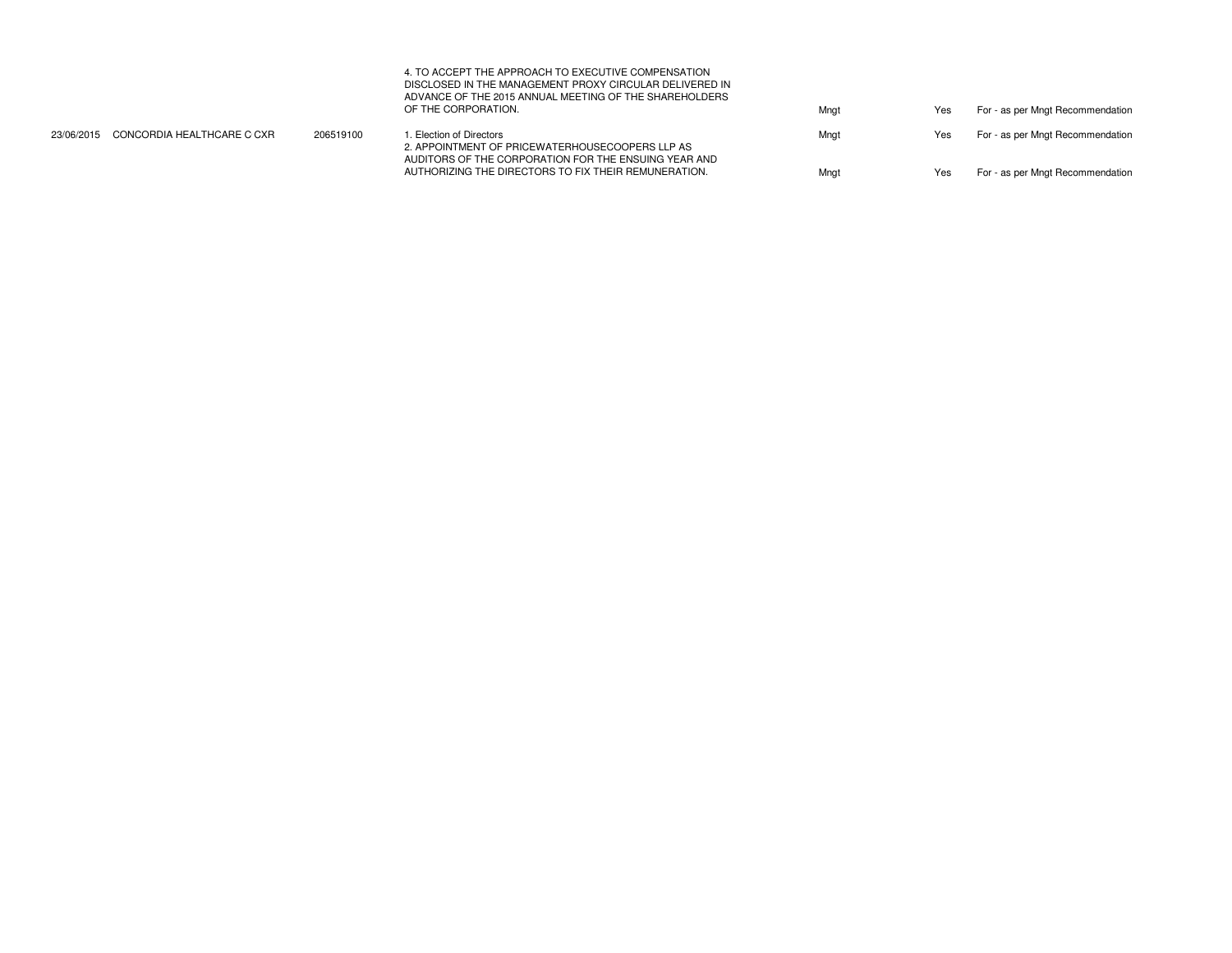| | | | | | | |
|---|---|---|---|---|---|---|
| | | | 4. TO ACCEPT THE APPROACH TO EXECUTIVE COMPENSATION DISCLOSED IN THE MANAGEMENT PROXY CIRCULAR DELIVERED IN ADVANCE OF THE 2015 ANNUAL MEETING OF THE SHAREHOLDERS OF THE CORPORATION. | Mngt | Yes | For - as per Mngt Recommendation |
| 23/06/2015 | CONCORDIA HEALTHCARE C CXR | 206519100 | 1. Election of Directors | Mngt | Yes | For - as per Mngt Recommendation |
| | | | 2. APPOINTMENT OF PRICEWATERHOUSECOOPERS LLP AS AUDITORS OF THE CORPORATION FOR THE ENSUING YEAR AND AUTHORIZING THE DIRECTORS TO FIX THEIR REMUNERATION. | Mngt | Yes | For - as per Mngt Recommendation |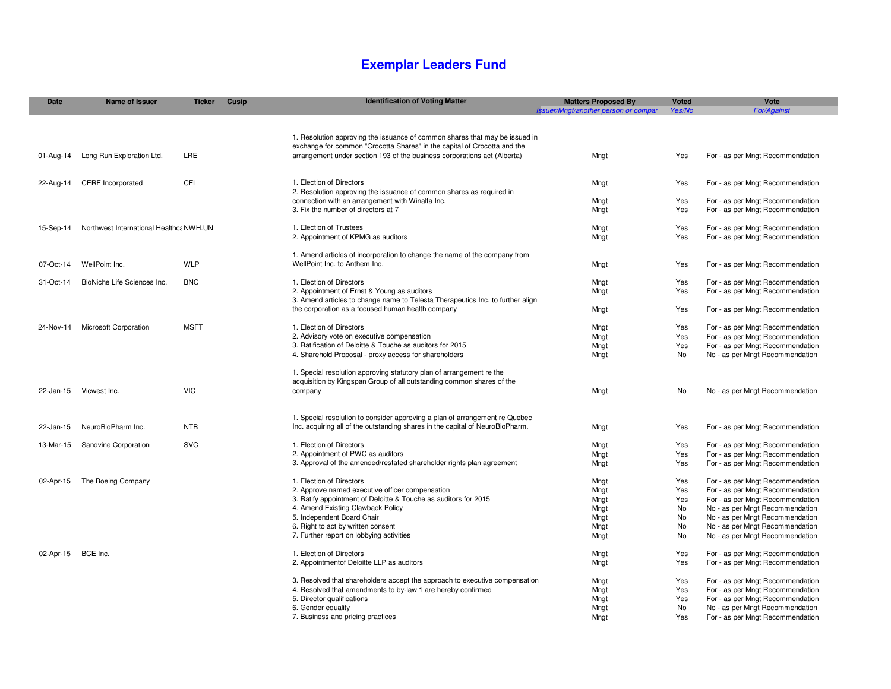# Exemplar Leaders Fund

| Date | Name of Issuer | Ticker | Cusip | Identification of Voting Matter | Matters Proposed By | Voted | Vote |
|---|---|---|---|---|---|---|---|
| | | | | | *Issuer/Mngt/another person or compan* | *Yes/No* | *For/Against* |
| 01-Aug-14 | Long Run Exploration Ltd. | LRE | | 1. Resolution approving the issuance of common shares that may be issued in exchange for common "Crocotta Shares" in the capital of Crocotta and the arrangement under section 193 of the business corporations act (Alberta) | Mngt | Yes | For - as per Mngt Recommendation |
| 22-Aug-14 | CERF Incorporated | CFL | | 1. Election of Directors | Mngt | Yes | For - as per Mngt Recommendation |
| | | | | 2. Resolution approving the issuance of common shares as required in connection with an arrangement with Winalta Inc. | Mngt | Yes | For - as per Mngt Recommendation |
| | | | | 3. Fix the number of directors at 7 | Mngt | Yes | For - as per Mngt Recommendation |
| 15-Sep-14 | Northwest International Healthca | NWH.UN | | 1. Election of Trustees | Mngt | Yes | For - as per Mngt Recommendation |
| | | | | 2. Appointment of KPMG as auditors | Mngt | Yes | For - as per Mngt Recommendation |
| 07-Oct-14 | WellPoint Inc. | WLP | | 1. Amend articles of incorporation to change the name of the company from WellPoint Inc. to Anthem Inc. | Mngt | Yes | For - as per Mngt Recommendation |
| 31-Oct-14 | BioNiche Life Sciences Inc. | BNC | | 1. Election of Directors | Mngt | Yes | For - as per Mngt Recommendation |
| | | | | 2. Appointment of Ernst & Young as auditors | Mngt | Yes | For - as per Mngt Recommendation |
| | | | | 3. Amend articles to change name to Telesta Therapeutics Inc. to further align the corporation as a focused human health company | Mngt | Yes | For - as per Mngt Recommendation |
| 24-Nov-14 | Microsoft Corporation | MSFT | | 1. Election of Directors | Mngt | Yes | For - as per Mngt Recommendation |
| | | | | 2. Advisory vote on executive compensation | Mngt | Yes | For - as per Mngt Recommendation |
| | | | | 3. Ratification of Deloitte & Touche as auditors for 2015 | Mngt | Yes | For - as per Mngt Recommendation |
| | | | | 4. Sharehold Proposal - proxy access for shareholders | Mngt | No | No - as per Mngt Recommendation |
| 22-Jan-15 | Vicwest Inc. | VIC | | 1. Special resolution approving statutory plan of arrangement re the acquisition by Kingspan Group of all outstanding common shares of the company | Mngt | No | No - as per Mngt Recommendation |
| 22-Jan-15 | NeuroBioPharm Inc. | NTB | | 1. Special resolution to consider approving a plan of arrangement re Quebec Inc. acquiring all of the outstanding shares in the capital of NeuroBioPharm. | Mngt | Yes | For - as per Mngt Recommendation |
| 13-Mar-15 | Sandvine Corporation | SVC | | 1. Election of Directors | Mngt | Yes | For - as per Mngt Recommendation |
| | | | | 2. Appointment of PWC as auditors | Mngt | Yes | For - as per Mngt Recommendation |
| | | | | 3. Approval of the amended/restated shareholder rights plan agreement | Mngt | Yes | For - as per Mngt Recommendation |
| 02-Apr-15 | The Boeing Company | | | 1. Election of Directors | Mngt | Yes | For - as per Mngt Recommendation |
| | | | | 2. Approve named executive officer compensation | Mngt | Yes | For - as per Mngt Recommendation |
| | | | | 3. Ratify appointment of Deloitte & Touche as auditors for 2015 | Mngt | Yes | For - as per Mngt Recommendation |
| | | | | 4. Amend Existing Clawback Policy | Mngt | No | No - as per Mngt Recommendation |
| | | | | 5. Independent Board Chair | Mngt | No | No - as per Mngt Recommendation |
| | | | | 6. Right to act by written consent | Mngt | No | No - as per Mngt Recommendation |
| | | | | 7. Further report on lobbying activities | Mngt | No | No - as per Mngt Recommendation |
| 02-Apr-15 | BCE Inc. | | | 1. Election of Directors | Mngt | Yes | For - as per Mngt Recommendation |
| | | | | 2. Appointmentof Deloitte LLP as auditors | Mngt | Yes | For - as per Mngt Recommendation |
| | | | | 3. Resolved that shareholders accept the approach to executive compensation | Mngt | Yes | For - as per Mngt Recommendation |
| | | | | 4. Resolved that amendments to by-law 1 are hereby confirmed | Mngt | Yes | For - as per Mngt Recommendation |
| | | | | 5. Director qualifications | Mngt | Yes | For - as per Mngt Recommendation |
| | | | | 6. Gender equality | Mngt | No | No - as per Mngt Recommendation |
| | | | | 7. Business and pricing practices | Mngt | Yes | For - as per Mngt Recommendation |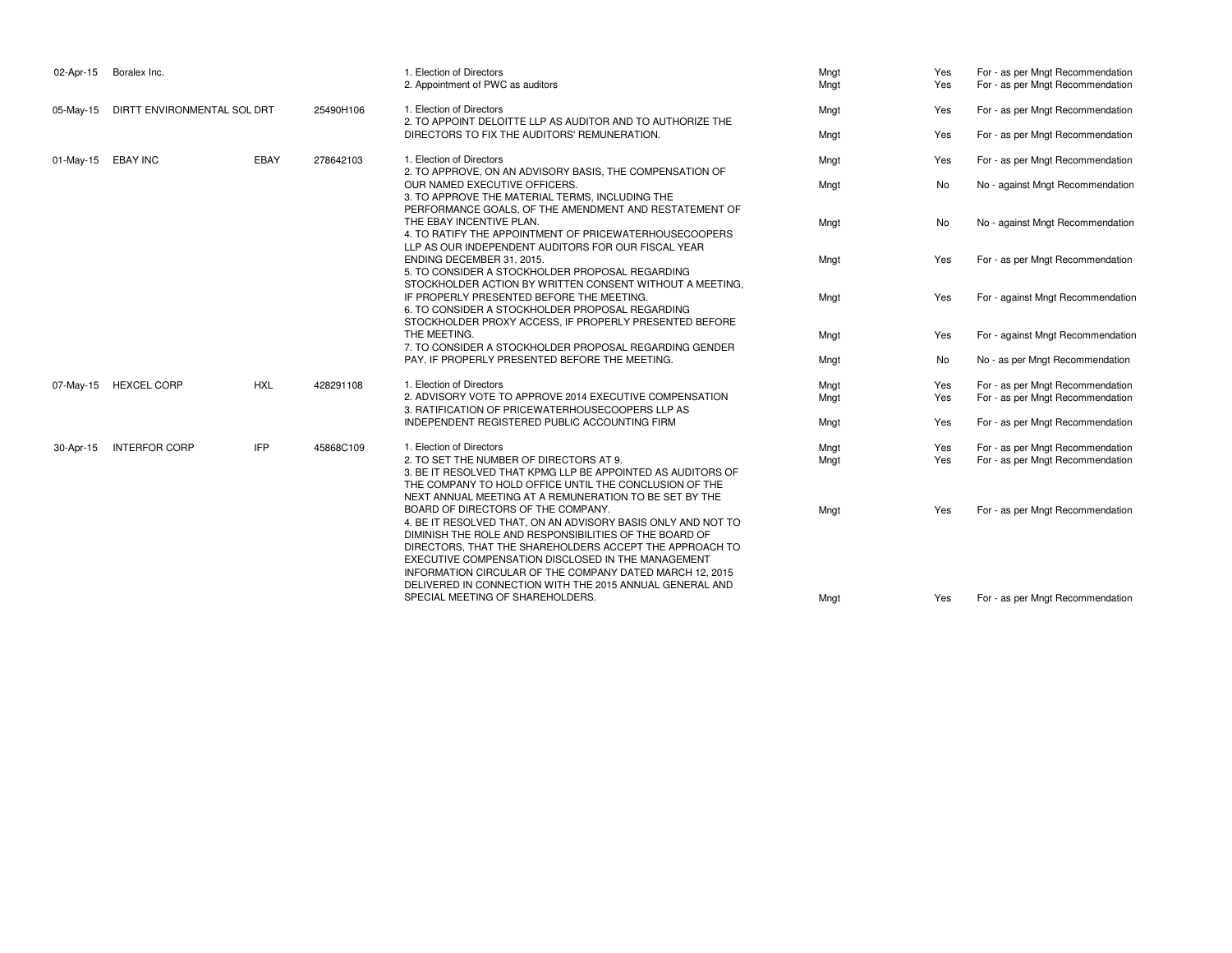| | | | | | | | |
|---|---|---|---|---|---|---|---|
| 02-Apr-15 | Boralex Inc. | | | 1. Election of Directors | Mngt | Yes | For - as per Mngt Recommendation |
| | | | | 2. Appointment of PWC as auditors | Mngt | Yes | For - as per Mngt Recommendation |
| 05-May-15 | DIRTT ENVIRONMENTAL SOL | DRT | 25490H106 | 1. Election of Directors | Mngt | Yes | For - as per Mngt Recommendation |
| | | | | 2. TO APPOINT DELOITTE LLP AS AUDITOR AND TO AUTHORIZE THE DIRECTORS TO FIX THE AUDITORS' REMUNERATION. | Mngt | Yes | For - as per Mngt Recommendation |
| 01-May-15 | EBAY INC | EBAY | 278642103 | 1. Election of Directors | Mngt | Yes | For - as per Mngt Recommendation |
| | | | | 2. TO APPROVE, ON AN ADVISORY BASIS, THE COMPENSATION OF OUR NAMED EXECUTIVE OFFICERS. | Mngt | No | No - against Mngt Recommendation |
| | | | | 3. TO APPROVE THE MATERIAL TERMS, INCLUDING THE PERFORMANCE GOALS, OF THE AMENDMENT AND RESTATEMENT OF THE EBAY INCENTIVE PLAN. | Mngt | No | No - against Mngt Recommendation |
| | | | | 4. TO RATIFY THE APPOINTMENT OF PRICEWATERHOUSECOOPERS LLP AS OUR INDEPENDENT AUDITORS FOR OUR FISCAL YEAR ENDING DECEMBER 31, 2015. | Mngt | Yes | For - as per Mngt Recommendation |
| | | | | 5. TO CONSIDER A STOCKHOLDER PROPOSAL REGARDING STOCKHOLDER ACTION BY WRITTEN CONSENT WITHOUT A MEETING, IF PROPERLY PRESENTED BEFORE THE MEETING. | Mngt | Yes | For - against Mngt Recommendation |
| | | | | 6. TO CONSIDER A STOCKHOLDER PROPOSAL REGARDING STOCKHOLDER PROXY ACCESS, IF PROPERLY PRESENTED BEFORE THE MEETING. | Mngt | Yes | For - against Mngt Recommendation |
| | | | | 7. TO CONSIDER A STOCKHOLDER PROPOSAL REGARDING GENDER PAY, IF PROPERLY PRESENTED BEFORE THE MEETING. | Mngt | No | No - as per Mngt Recommendation |
| 07-May-15 | HEXCEL CORP | HXL | 428291108 | 1. Election of Directors | Mngt | Yes | For - as per Mngt Recommendation |
| | | | | 2. ADVISORY VOTE TO APPROVE 2014 EXECUTIVE COMPENSATION | Mngt | Yes | For - as per Mngt Recommendation |
| | | | | 3. RATIFICATION OF PRICEWATERHOUSECOOPERS LLP AS INDEPENDENT REGISTERED PUBLIC ACCOUNTING FIRM | Mngt | Yes | For - as per Mngt Recommendation |
| 30-Apr-15 | INTERFOR CORP | IFP | 45868C109 | 1. Election of Directors | Mngt | Yes | For - as per Mngt Recommendation |
| | | | | 2. TO SET THE NUMBER OF DIRECTORS AT 9. | Mngt | Yes | For - as per Mngt Recommendation |
| | | | | 3. BE IT RESOLVED THAT KPMG LLP BE APPOINTED AS AUDITORS OF THE COMPANY TO HOLD OFFICE UNTIL THE CONCLUSION OF THE NEXT ANNUAL MEETING AT A REMUNERATION TO BE SET BY THE BOARD OF DIRECTORS OF THE COMPANY. | Mngt | Yes | For - as per Mngt Recommendation |
| | | | | 4. BE IT RESOLVED THAT, ON AN ADVISORY BASIS ONLY AND NOT TO DIMINISH THE ROLE AND RESPONSIBILITIES OF THE BOARD OF DIRECTORS, THAT THE SHAREHOLDERS ACCEPT THE APPROACH TO EXECUTIVE COMPENSATION DISCLOSED IN THE MANAGEMENT INFORMATION CIRCULAR OF THE COMPANY DATED MARCH 12, 2015 DELIVERED IN CONNECTION WITH THE 2015 ANNUAL GENERAL AND SPECIAL MEETING OF SHAREHOLDERS. | Mngt | Yes | For - as per Mngt Recommendation |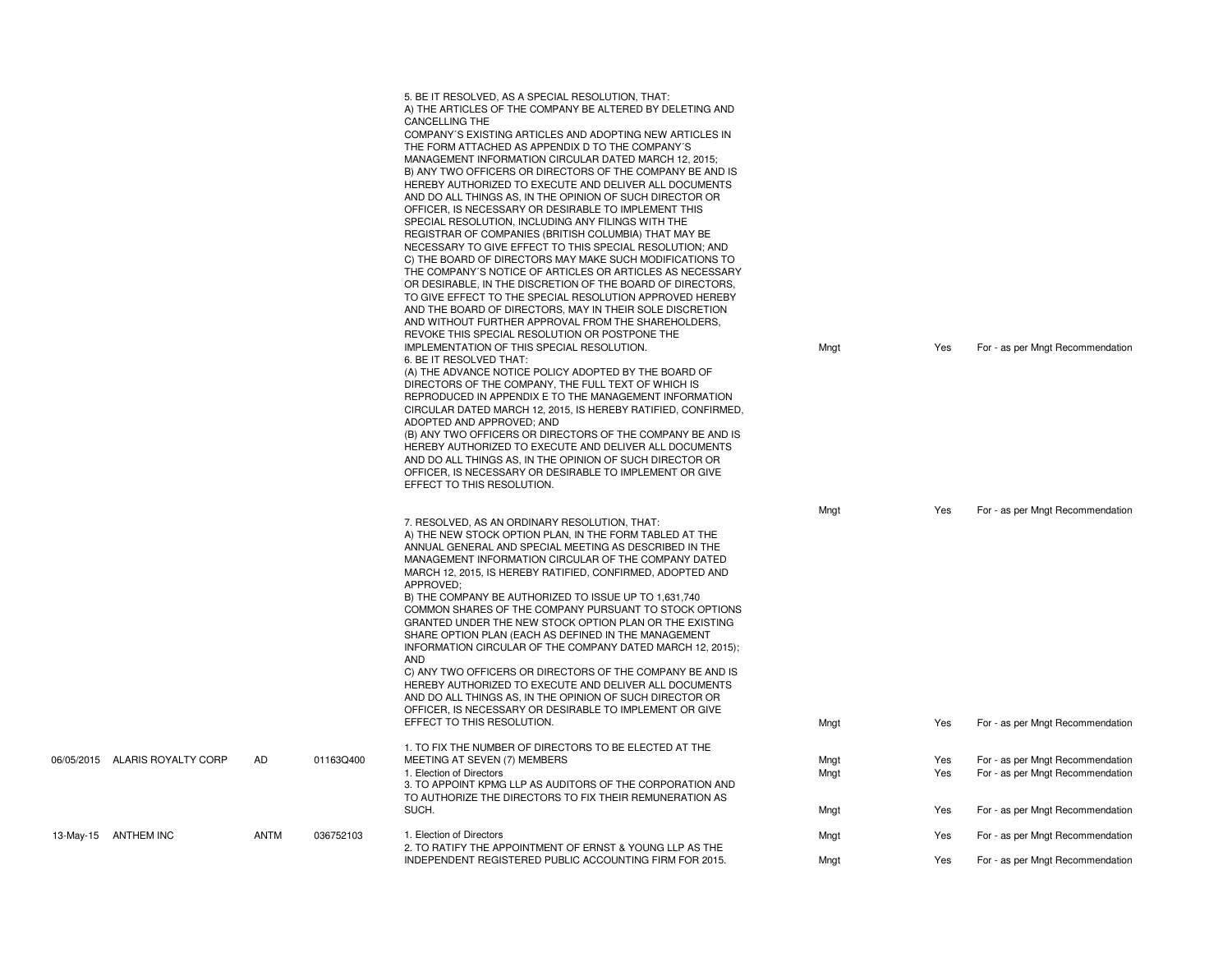| Meeting Date | Company | Ticker | Security ID | Proposal | Proposed By | Voted | Vote |
|---|---|---|---|---|---|---|---|
| | | | | 5. BE IT RESOLVED, AS A SPECIAL RESOLUTION, THAT: A) THE ARTICLES OF THE COMPANY BE ALTERED BY DELETING AND CANCELLING THE COMPANY´S EXISTING ARTICLES AND ADOPTING NEW ARTICLES IN THE FORM ATTACHED AS APPENDIX D TO THE COMPANY´S MANAGEMENT INFORMATION CIRCULAR DATED MARCH 12, 2015; B) ANY TWO OFFICERS OR DIRECTORS OF THE COMPANY BE AND IS HEREBY AUTHORIZED TO EXECUTE AND DELIVER ALL DOCUMENTS AND DO ALL THINGS AS, IN THE OPINION OF SUCH DIRECTOR OR OFFICER, IS NECESSARY OR DESIRABLE TO IMPLEMENT THIS SPECIAL RESOLUTION, INCLUDING ANY FILINGS WITH THE REGISTRAR OF COMPANIES (BRITISH COLUMBIA) THAT MAY BE NECESSARY TO GIVE EFFECT TO THIS SPECIAL RESOLUTION; AND C) THE BOARD OF DIRECTORS MAY MAKE SUCH MODIFICATIONS TO THE COMPANY´S NOTICE OF ARTICLES OR ARTICLES AS NECESSARY OR DESIRABLE, IN THE DISCRETION OF THE BOARD OF DIRECTORS, TO GIVE EFFECT TO THE SPECIAL RESOLUTION APPROVED HEREBY AND THE BOARD OF DIRECTORS, MAY IN THEIR SOLE DISCRETION AND WITHOUT FURTHER APPROVAL FROM THE SHAREHOLDERS, REVOKE THIS SPECIAL RESOLUTION OR POSTPONE THE IMPLEMENTATION OF THIS SPECIAL RESOLUTION. | Mngt | Yes | For - as per Mngt Recommendation |
| | | | | 6. BE IT RESOLVED THAT: (A) THE ADVANCE NOTICE POLICY ADOPTED BY THE BOARD OF DIRECTORS OF THE COMPANY, THE FULL TEXT OF WHICH IS REPRODUCED IN APPENDIX E TO THE MANAGEMENT INFORMATION CIRCULAR DATED MARCH 12, 2015, IS HEREBY RATIFIED, CONFIRMED, ADOPTED AND APPROVED; AND (B) ANY TWO OFFICERS OR DIRECTORS OF THE COMPANY BE AND IS HEREBY AUTHORIZED TO EXECUTE AND DELIVER ALL DOCUMENTS AND DO ALL THINGS AS, IN THE OPINION OF SUCH DIRECTOR OR OFFICER, IS NECESSARY OR DESIRABLE TO IMPLEMENT OR GIVE EFFECT TO THIS RESOLUTION. | Mngt | Yes | For - as per Mngt Recommendation |
| | | | | 7. RESOLVED, AS AN ORDINARY RESOLUTION, THAT: A) THE NEW STOCK OPTION PLAN, IN THE FORM TABLED AT THE ANNUAL GENERAL AND SPECIAL MEETING AS DESCRIBED IN THE MANAGEMENT INFORMATION CIRCULAR OF THE COMPANY DATED MARCH 12, 2015, IS HEREBY RATIFIED, CONFIRMED, ADOPTED AND APPROVED; B) THE COMPANY BE AUTHORIZED TO ISSUE UP TO 1,631,740 COMMON SHARES OF THE COMPANY PURSUANT TO STOCK OPTIONS GRANTED UNDER THE NEW STOCK OPTION PLAN OR THE EXISTING SHARE OPTION PLAN (EACH AS DEFINED IN THE MANAGEMENT INFORMATION CIRCULAR OF THE COMPANY DATED MARCH 12, 2015); AND C) ANY TWO OFFICERS OR DIRECTORS OF THE COMPANY BE AND IS HEREBY AUTHORIZED TO EXECUTE AND DELIVER ALL DOCUMENTS AND DO ALL THINGS AS, IN THE OPINION OF SUCH DIRECTOR OR OFFICER, IS NECESSARY OR DESIRABLE TO IMPLEMENT OR GIVE EFFECT TO THIS RESOLUTION. | Mngt | Yes | For - as per Mngt Recommendation |
| 06/05/2015 | ALARIS ROYALTY CORP | AD | 01163Q400 | 1. TO FIX THE NUMBER OF DIRECTORS TO BE ELECTED AT THE MEETING AT SEVEN (7) MEMBERS | Mngt | Yes | For - as per Mngt Recommendation |
| | | | | 1. Election of Directors | Mngt | Yes | For - as per Mngt Recommendation |
| | | | | 3. TO APPOINT KPMG LLP AS AUDITORS OF THE CORPORATION AND TO AUTHORIZE THE DIRECTORS TO FIX THEIR REMUNERATION AS SUCH. | Mngt | Yes | For - as per Mngt Recommendation |
| 13-May-15 | ANTHEM INC | ANTM | 036752103 | 1. Election of Directors | Mngt | Yes | For - as per Mngt Recommendation |
| | | | | 2. TO RATIFY THE APPOINTMENT OF ERNST & YOUNG LLP AS THE INDEPENDENT REGISTERED PUBLIC ACCOUNTING FIRM FOR 2015. | Mngt | Yes | For - as per Mngt Recommendation |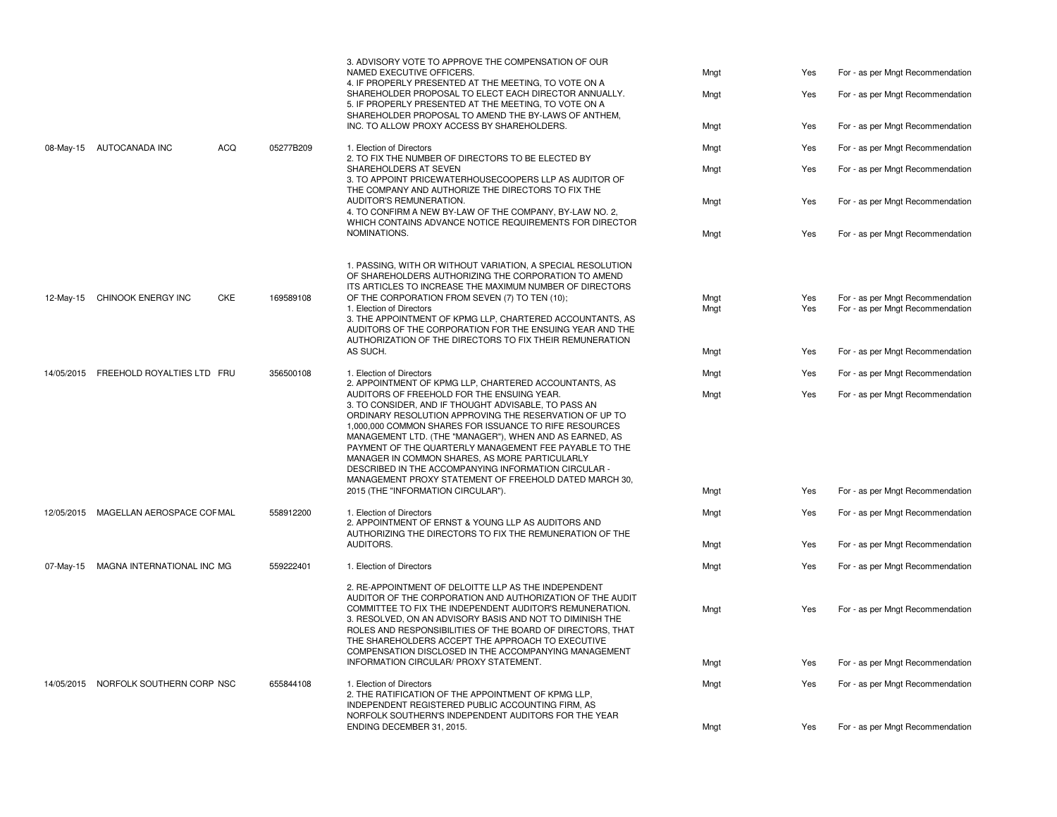| | | | | | | | |
|---|---|---|---|---|---|---|---|
| | | | | 3. ADVISORY VOTE TO APPROVE THE COMPENSATION OF OUR NAMED EXECUTIVE OFFICERS. | Mngt | Yes | For - as per Mngt Recommendation |
| | | | | 4. IF PROPERLY PRESENTED AT THE MEETING, TO VOTE ON A SHAREHOLDER PROPOSAL TO ELECT EACH DIRECTOR ANNUALLY. | Mngt | Yes | For - as per Mngt Recommendation |
| | | | | 5. IF PROPERLY PRESENTED AT THE MEETING, TO VOTE ON A SHAREHOLDER PROPOSAL TO AMEND THE BY-LAWS OF ANTHEM, INC. TO ALLOW PROXY ACCESS BY SHAREHOLDERS. | Mngt | Yes | For - as per Mngt Recommendation |
| 08-May-15 | AUTOCANADA INC | ACQ | 05277B209 | 1. Election of Directors | Mngt | Yes | For - as per Mngt Recommendation |
| | | | | 2. TO FIX THE NUMBER OF DIRECTORS TO BE ELECTED BY SHAREHOLDERS AT SEVEN | Mngt | Yes | For - as per Mngt Recommendation |
| | | | | 3. TO APPOINT PRICEWATERHOUSECOOPERS LLP AS AUDITOR OF THE COMPANY AND AUTHORIZE THE DIRECTORS TO FIX THE AUDITOR'S REMUNERATION. | Mngt | Yes | For - as per Mngt Recommendation |
| | | | | 4. TO CONFIRM A NEW BY-LAW OF THE COMPANY, BY-LAW NO. 2, WHICH CONTAINS ADVANCE NOTICE REQUIREMENTS FOR DIRECTOR NOMINATIONS. | Mngt | Yes | For - as per Mngt Recommendation |
| 12-May-15 | CHINOOK ENERGY INC | CKE | 169589108 | 1. PASSING, WITH OR WITHOUT VARIATION, A SPECIAL RESOLUTION OF SHAREHOLDERS AUTHORIZING THE CORPORATION TO AMEND ITS ARTICLES TO INCREASE THE MAXIMUM NUMBER OF DIRECTORS OF THE CORPORATION FROM SEVEN (7) TO TEN (10); | Mngt | Yes | For - as per Mngt Recommendation |
| | | | | 1. Election of Directors | Mngt | Yes | For - as per Mngt Recommendation |
| | | | | 3. THE APPOINTMENT OF KPMG LLP, CHARTERED ACCOUNTANTS, AS AUDITORS OF THE CORPORATION FOR THE ENSUING YEAR AND THE AUTHORIZATION OF THE DIRECTORS TO FIX THEIR REMUNERATION AS SUCH. | Mngt | Yes | For - as per Mngt Recommendation |
| 14/05/2015 | FREEHOLD ROYALTIES LTD | FRU | 356500108 | 1. Election of Directors | Mngt | Yes | For - as per Mngt Recommendation |
| | | | | 2. APPOINTMENT OF KPMG LLP, CHARTERED ACCOUNTANTS, AS AUDITORS OF FREEHOLD FOR THE ENSUING YEAR. | Mngt | Yes | For - as per Mngt Recommendation |
| | | | | 3. TO CONSIDER, AND IF THOUGHT ADVISABLE, TO PASS AN ORDINARY RESOLUTION APPROVING THE RESERVATION OF UP TO 1,000,000 COMMON SHARES FOR ISSUANCE TO RIFE RESOURCES MANAGEMENT LTD. (THE "MANAGER"), WHEN AND AS EARNED, AS PAYMENT OF THE QUARTERLY MANAGEMENT FEE PAYABLE TO THE MANAGER IN COMMON SHARES, AS MORE PARTICULARLY DESCRIBED IN THE ACCOMPANYING INFORMATION CIRCULAR - MANAGEMENT PROXY STATEMENT OF FREEHOLD DATED MARCH 30, 2015 (THE "INFORMATION CIRCULAR"). | Mngt | Yes | For - as per Mngt Recommendation |
| 12/05/2015 | MAGELLAN AEROSPACE COF | MAL | 558912200 | 1. Election of Directors | Mngt | Yes | For - as per Mngt Recommendation |
| | | | | 2. APPOINTMENT OF ERNST & YOUNG LLP AS AUDITORS AND AUTHORIZING THE DIRECTORS TO FIX THE REMUNERATION OF THE AUDITORS. | Mngt | Yes | For - as per Mngt Recommendation |
| 07-May-15 | MAGNA INTERNATIONAL INC | MG | 559222401 | 1. Election of Directors | Mngt | Yes | For - as per Mngt Recommendation |
| | | | | 2. RE-APPOINTMENT OF DELOITTE LLP AS THE INDEPENDENT AUDITOR OF THE CORPORATION AND AUTHORIZATION OF THE AUDIT COMMITTEE TO FIX THE INDEPENDENT AUDITOR'S REMUNERATION. | Mngt | Yes | For - as per Mngt Recommendation |
| | | | | 3. RESOLVED, ON AN ADVISORY BASIS AND NOT TO DIMINISH THE ROLES AND RESPONSIBILITIES OF THE BOARD OF DIRECTORS, THAT THE SHAREHOLDERS ACCEPT THE APPROACH TO EXECUTIVE COMPENSATION DISCLOSED IN THE ACCOMPANYING MANAGEMENT INFORMATION CIRCULAR/ PROXY STATEMENT. | Mngt | Yes | For - as per Mngt Recommendation |
| 14/05/2015 | NORFOLK SOUTHERN CORP | NSC | 655844108 | 1. Election of Directors | Mngt | Yes | For - as per Mngt Recommendation |
| | | | | 2. THE RATIFICATION OF THE APPOINTMENT OF KPMG LLP, INDEPENDENT REGISTERED PUBLIC ACCOUNTING FIRM, AS NORFOLK SOUTHERN'S INDEPENDENT AUDITORS FOR THE YEAR ENDING DECEMBER 31, 2015. | Mngt | Yes | For - as per Mngt Recommendation |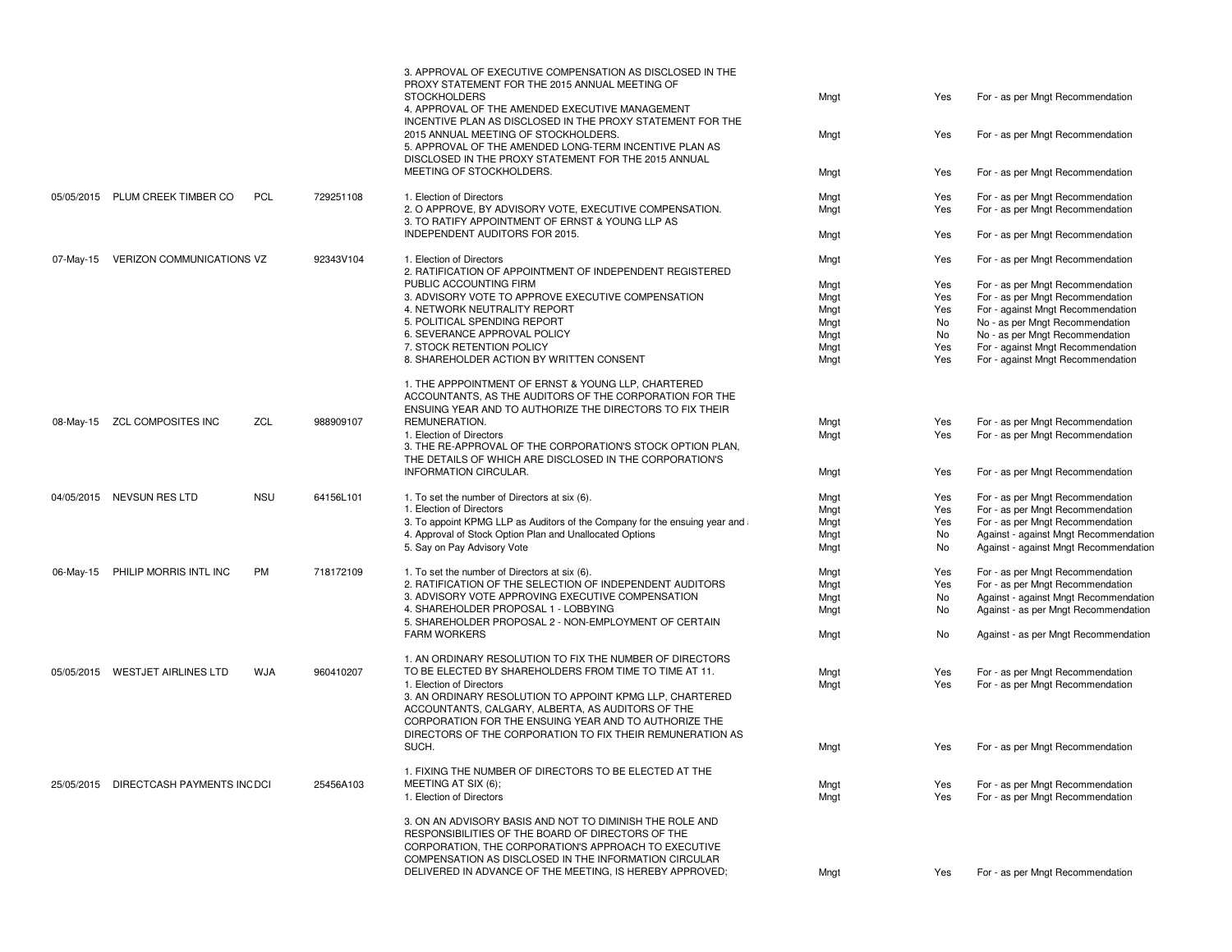| | | | | | | | |
|---|---|---|---|---|---|---|---|
| | | | | 3. APPROVAL OF EXECUTIVE COMPENSATION AS DISCLOSED IN THE PROXY STATEMENT FOR THE 2015 ANNUAL MEETING OF STOCKHOLDERS | Mngt | Yes | For - as per Mngt Recommendation |
| | | | | 4. APPROVAL OF THE AMENDED EXECUTIVE MANAGEMENT INCENTIVE PLAN AS DISCLOSED IN THE PROXY STATEMENT FOR THE 2015 ANNUAL MEETING OF STOCKHOLDERS. | Mngt | Yes | For - as per Mngt Recommendation |
| | | | | 5. APPROVAL OF THE AMENDED LONG-TERM INCENTIVE PLAN AS DISCLOSED IN THE PROXY STATEMENT FOR THE 2015 ANNUAL MEETING OF STOCKHOLDERS. | Mngt | Yes | For - as per Mngt Recommendation |
| 05/05/2015 | PLUM CREEK TIMBER CO | PCL | 729251108 | 1. Election of Directors | Mngt | Yes | For - as per Mngt Recommendation |
| | | | | 2. O APPROVE, BY ADVISORY VOTE, EXECUTIVE COMPENSATION. | Mngt | Yes | For - as per Mngt Recommendation |
| | | | | 3. TO RATIFY APPOINTMENT OF ERNST & YOUNG LLP AS INDEPENDENT AUDITORS FOR 2015. | Mngt | Yes | For - as per Mngt Recommendation |
| 07-May-15 | VERIZON COMMUNICATIONS | VZ | 92343V104 | 1. Election of Directors | Mngt | Yes | For - as per Mngt Recommendation |
| | | | | 2. RATIFICATION OF APPOINTMENT OF INDEPENDENT REGISTERED PUBLIC ACCOUNTING FIRM | Mngt | Yes | For - as per Mngt Recommendation |
| | | | | 3. ADVISORY VOTE TO APPROVE EXECUTIVE COMPENSATION | Mngt | Yes | For - as per Mngt Recommendation |
| | | | | 4. NETWORK NEUTRALITY REPORT | Mngt | Yes | For - against Mngt Recommendation |
| | | | | 5. POLITICAL SPENDING REPORT | Mngt | No | No - as per Mngt Recommendation |
| | | | | 6. SEVERANCE APPROVAL POLICY | Mngt | No | No - as per Mngt Recommendation |
| | | | | 7. STOCK RETENTION POLICY | Mngt | Yes | For - against Mngt Recommendation |
| | | | | 8. SHAREHOLDER ACTION BY WRITTEN CONSENT | Mngt | Yes | For - against Mngt Recommendation |
| 08-May-15 | ZCL COMPOSITES INC | ZCL | 988909107 | 1. THE APPPOINTMENT OF ERNST & YOUNG LLP, CHARTERED ACCOUNTANTS, AS THE AUDITORS OF THE CORPORATION FOR THE ENSUING YEAR AND TO AUTHORIZE THE DIRECTORS TO FIX THEIR REMUNERATION. | Mngt | Yes | For - as per Mngt Recommendation |
| | | | | 1. Election of Directors | Mngt | Yes | For - as per Mngt Recommendation |
| | | | | 3. THE RE-APPROVAL OF THE CORPORATION'S STOCK OPTION PLAN, THE DETAILS OF WHICH ARE DISCLOSED IN THE CORPORATION'S INFORMATION CIRCULAR. | Mngt | Yes | For - as per Mngt Recommendation |
| 04/05/2015 | NEVSUN RES LTD | NSU | 64156L101 | 1. To set the number of Directors at six (6). | Mngt | Yes | For - as per Mngt Recommendation |
| | | | | 1. Election of Directors | Mngt | Yes | For - as per Mngt Recommendation |
| | | | | 3. To appoint KPMG LLP as Auditors of the Company for the ensuing year and a | Mngt | Yes | For - as per Mngt Recommendation |
| | | | | 4. Approval of Stock Option Plan and Unallocated Options | Mngt | No | Against - against Mngt Recommendation |
| | | | | 5. Say on Pay Advisory Vote | Mngt | No | Against - against Mngt Recommendation |
| 06-May-15 | PHILIP MORRIS INTL INC | PM | 718172109 | 1. To set the number of Directors at six (6). | Mngt | Yes | For - as per Mngt Recommendation |
| | | | | 2. RATIFICATION OF THE SELECTION OF INDEPENDENT AUDITORS | Mngt | Yes | For - as per Mngt Recommendation |
| | | | | 3. ADVISORY VOTE APPROVING EXECUTIVE COMPENSATION | Mngt | No | Against - against Mngt Recommendation |
| | | | | 4. SHAREHOLDER PROPOSAL 1 - LOBBYING | Mngt | No | Against - as per Mngt Recommendation |
| | | | | 5. SHAREHOLDER PROPOSAL 2 - NON-EMPLOYMENT OF CERTAIN FARM WORKERS | Mngt | No | Against - as per Mngt Recommendation |
| 05/05/2015 | WESTJET AIRLINES LTD | WJA | 960410207 | 1. AN ORDINARY RESOLUTION TO FIX THE NUMBER OF DIRECTORS TO BE ELECTED BY SHAREHOLDERS FROM TIME TO TIME AT 11. | Mngt | Yes | For - as per Mngt Recommendation |
| | | | | 1. Election of Directors | Mngt | Yes | For - as per Mngt Recommendation |
| | | | | 3. AN ORDINARY RESOLUTION TO APPOINT KPMG LLP, CHARTERED ACCOUNTANTS, CALGARY, ALBERTA, AS AUDITORS OF THE CORPORATION FOR THE ENSUING YEAR AND TO AUTHORIZE THE DIRECTORS OF THE CORPORATION TO FIX THEIR REMUNERATION AS SUCH. | Mngt | Yes | For - as per Mngt Recommendation |
| 25/05/2015 | DIRECTCASH PAYMENTS INC | DCI | 25456A103 | 1. FIXING THE NUMBER OF DIRECTORS TO BE ELECTED AT THE MEETING AT SIX (6); | Mngt | Yes | For - as per Mngt Recommendation |
| | | | | 1. Election of Directors | Mngt | Yes | For - as per Mngt Recommendation |
| | | | | 3. ON AN ADVISORY BASIS AND NOT TO DIMINISH THE ROLE AND RESPONSIBILITIES OF THE BOARD OF DIRECTORS OF THE CORPORATION, THE CORPORATION'S APPROACH TO EXECUTIVE COMPENSATION AS DISCLOSED IN THE INFORMATION CIRCULAR DELIVERED IN ADVANCE OF THE MEETING, IS HEREBY APPROVED; | Mngt | Yes | For - as per Mngt Recommendation |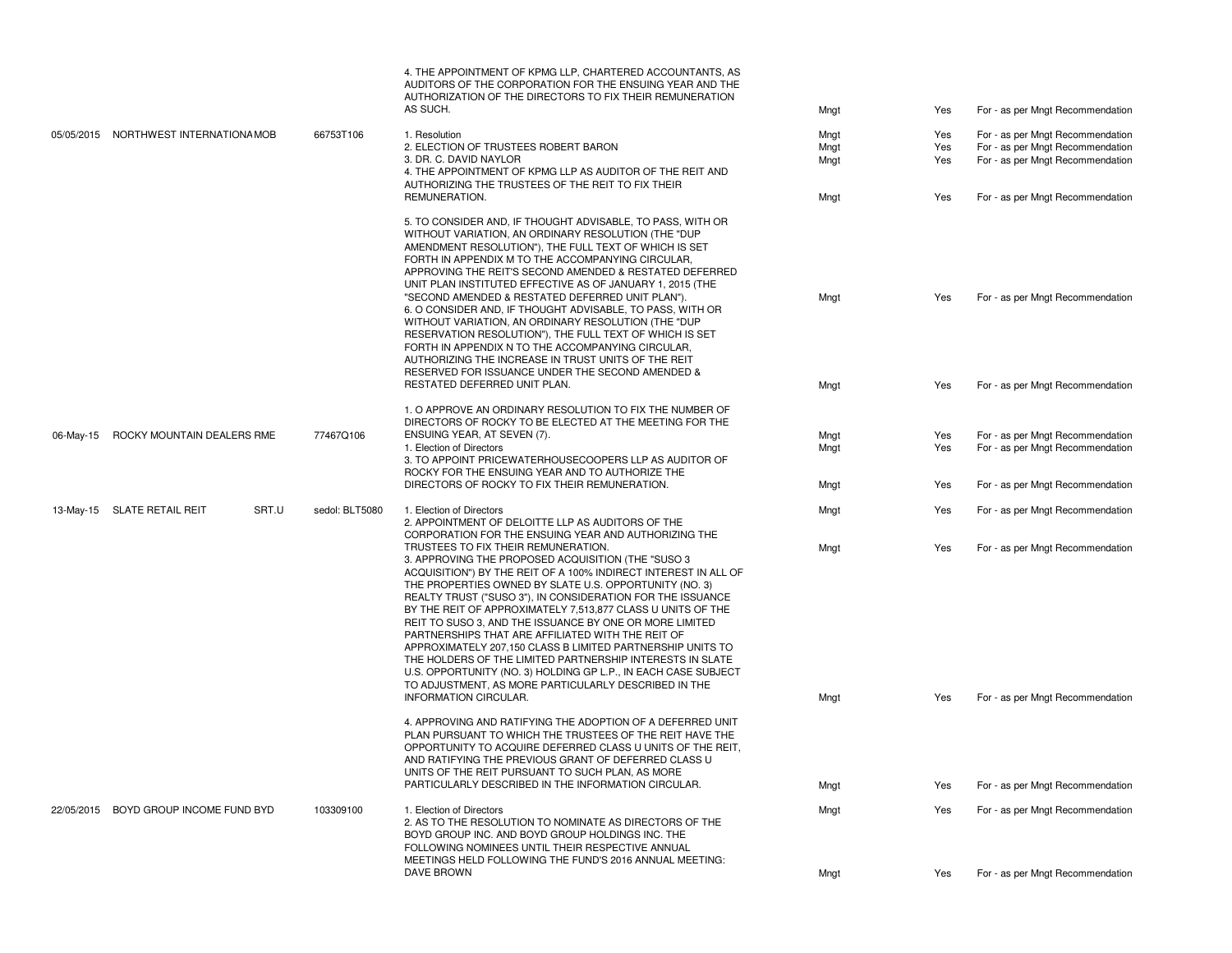| Date | Company | Ticker | Security ID | Proposal | Proposed by | Voted | Vote |
|---|---|---|---|---|---|---|---|
| | | | | 4. THE APPOINTMENT OF KPMG LLP, CHARTERED ACCOUNTANTS, AS AUDITORS OF THE CORPORATION FOR THE ENSUING YEAR AND THE AUTHORIZATION OF THE DIRECTORS TO FIX THEIR REMUNERATION AS SUCH. | Mngt | Yes | For - as per Mngt Recommendation |
| 05/05/2015 | NORTHWEST INTERNATIONA | MOB | 66753T106 | 1. Resolution | Mngt | Yes | For - as per Mngt Recommendation |
| | | | | 2. ELECTION OF TRUSTEES ROBERT BARON | Mngt | Yes | For - as per Mngt Recommendation |
| | | | | 3. DR. C. DAVID NAYLOR | Mngt | Yes | For - as per Mngt Recommendation |
| | | | | 4. THE APPOINTMENT OF KPMG LLP AS AUDITOR OF THE REIT AND AUTHORIZING THE TRUSTEES OF THE REIT TO FIX THEIR REMUNERATION. | Mngt | Yes | For - as per Mngt Recommendation |
| | | | | 5. TO CONSIDER AND, IF THOUGHT ADVISABLE, TO PASS, WITH OR WITHOUT VARIATION, AN ORDINARY RESOLUTION (THE "DUP AMENDMENT RESOLUTION"), THE FULL TEXT OF WHICH IS SET FORTH IN APPENDIX M TO THE ACCOMPANYING CIRCULAR, APPROVING THE REIT'S SECOND AMENDED & RESTATED DEFERRED UNIT PLAN INSTITUTED EFFECTIVE AS OF JANUARY 1, 2015 (THE "SECOND AMENDED & RESTATED DEFERRED UNIT PLAN"). | Mngt | Yes | For - as per Mngt Recommendation |
| | | | | 6. O CONSIDER AND, IF THOUGHT ADVISABLE, TO PASS, WITH OR WITHOUT VARIATION, AN ORDINARY RESOLUTION (THE "DUP RESERVATION RESOLUTION"), THE FULL TEXT OF WHICH IS SET FORTH IN APPENDIX N TO THE ACCOMPANYING CIRCULAR, AUTHORIZING THE INCREASE IN TRUST UNITS OF THE REIT RESERVED FOR ISSUANCE UNDER THE SECOND AMENDED & RESTATED DEFERRED UNIT PLAN. | Mngt | Yes | For - as per Mngt Recommendation |
| 06-May-15 | ROCKY MOUNTAIN DEALERS | RME | 77467Q106 | 1. O APPROVE AN ORDINARY RESOLUTION TO FIX THE NUMBER OF DIRECTORS OF ROCKY TO BE ELECTED AT THE MEETING FOR THE ENSUING YEAR, AT SEVEN (7). | Mngt | Yes | For - as per Mngt Recommendation |
| | | | | 1. Election of Directors | Mngt | Yes | For - as per Mngt Recommendation |
| | | | | 3. TO APPOINT PRICEWATERHOUSECOOPERS LLP AS AUDITOR OF ROCKY FOR THE ENSUING YEAR AND TO AUTHORIZE THE DIRECTORS OF ROCKY TO FIX THEIR REMUNERATION. | Mngt | Yes | For - as per Mngt Recommendation |
| 13-May-15 | SLATE RETAIL REIT | SRT.U | sedol: BLT5080 | 1. Election of Directors | Mngt | Yes | For - as per Mngt Recommendation |
| | | | | 2. APPOINTMENT OF DELOITTE LLP AS AUDITORS OF THE CORPORATION FOR THE ENSUING YEAR AND AUTHORIZING THE TRUSTEES TO FIX THEIR REMUNERATION. | Mngt | Yes | For - as per Mngt Recommendation |
| | | | | 3. APPROVING THE PROPOSED ACQUISITION (THE "SUSO 3 ACQUISITION") BY THE REIT OF A 100% INDIRECT INTEREST IN ALL OF THE PROPERTIES OWNED BY SLATE U.S. OPPORTUNITY (NO. 3) REALTY TRUST ("SUSO 3"), IN CONSIDERATION FOR THE ISSUANCE BY THE REIT OF APPROXIMATELY 7,513,877 CLASS U UNITS OF THE REIT TO SUSO 3, AND THE ISSUANCE BY ONE OR MORE LIMITED PARTNERSHIPS THAT ARE AFFILIATED WITH THE REIT OF APPROXIMATELY 207,150 CLASS B LIMITED PARTNERSHIP UNITS TO THE HOLDERS OF THE LIMITED PARTNERSHIP INTERESTS IN SLATE U.S. OPPORTUNITY (NO. 3) HOLDING GP L.P., IN EACH CASE SUBJECT TO ADJUSTMENT, AS MORE PARTICULARLY DESCRIBED IN THE INFORMATION CIRCULAR. | Mngt | Yes | For - as per Mngt Recommendation |
| | | | | 4. APPROVING AND RATIFYING THE ADOPTION OF A DEFERRED UNIT PLAN PURSUANT TO WHICH THE TRUSTEES OF THE REIT HAVE THE OPPORTUNITY TO ACQUIRE DEFERRED CLASS U UNITS OF THE REIT, AND RATIFYING THE PREVIOUS GRANT OF DEFERRED CLASS U UNITS OF THE REIT PURSUANT TO SUCH PLAN, AS MORE PARTICULARLY DESCRIBED IN THE INFORMATION CIRCULAR. | Mngt | Yes | For - as per Mngt Recommendation |
| 22/05/2015 | BOYD GROUP INCOME FUND | BYD | 103309100 | 1. Election of Directors | Mngt | Yes | For - as per Mngt Recommendation |
| | | | | 2. AS TO THE RESOLUTION TO NOMINATE AS DIRECTORS OF THE BOYD GROUP INC. AND BOYD GROUP HOLDINGS INC. THE FOLLOWING NOMINEES UNTIL THEIR RESPECTIVE ANNUAL MEETINGS HELD FOLLOWING THE FUND'S 2016 ANNUAL MEETING: DAVE BROWN | Mngt | Yes | For - as per Mngt Recommendation |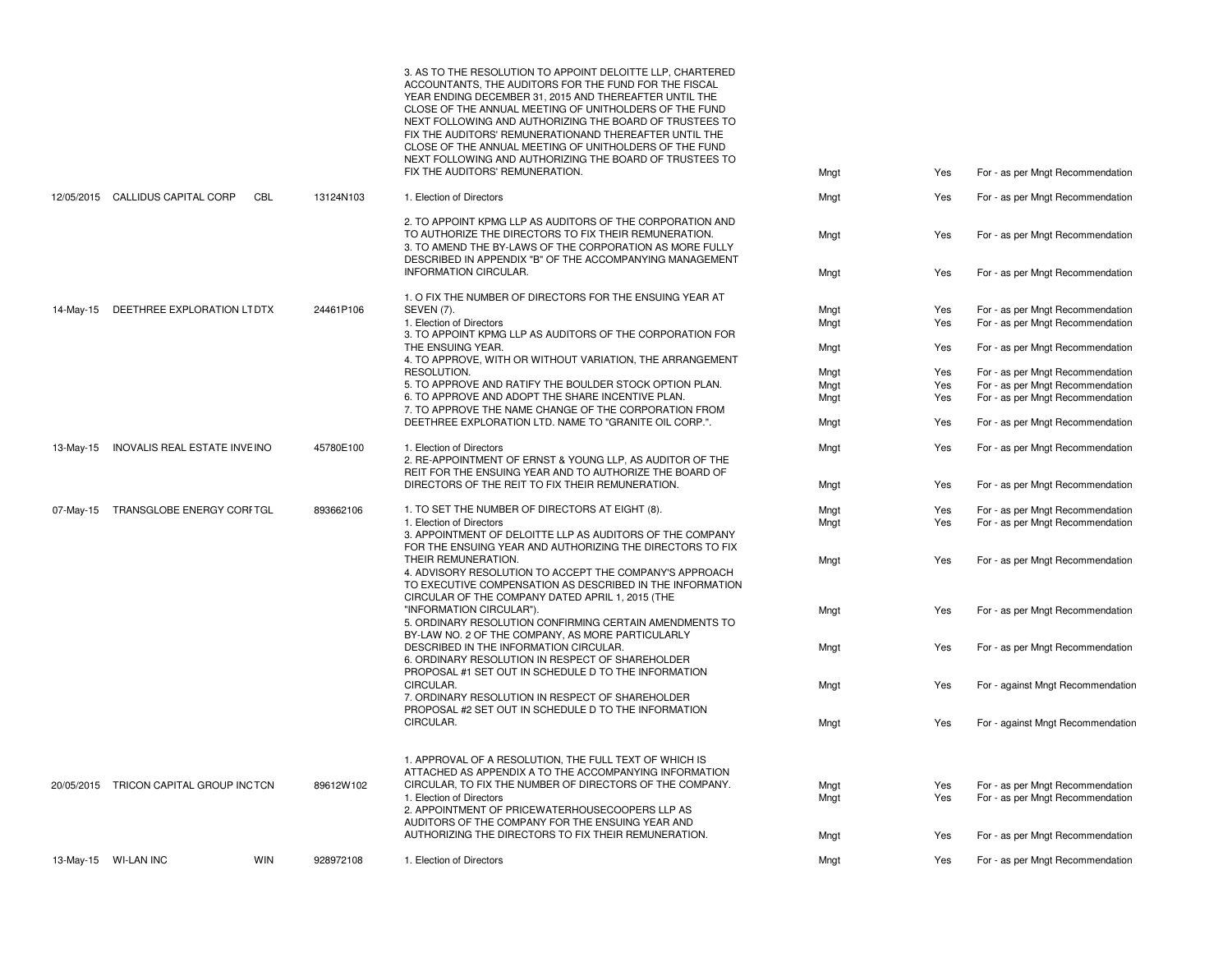| Date | Company | Ticker | CUSIP | Proposal | Proposed by | Voted | Vote |
|---|---|---|---|---|---|---|---|
| | | | | 3. AS TO THE RESOLUTION TO APPOINT DELOITTE LLP, CHARTERED ACCOUNTANTS, THE AUDITORS FOR THE FUND FOR THE FISCAL YEAR ENDING DECEMBER 31, 2015 AND THEREAFTER UNTIL THE CLOSE OF THE ANNUAL MEETING OF UNITHOLDERS OF THE FUND NEXT FOLLOWING AND AUTHORIZING THE BOARD OF TRUSTEES TO FIX THE AUDITORS' REMUNERATIONAND THEREAFTER UNTIL THE CLOSE OF THE ANNUAL MEETING OF UNITHOLDERS OF THE FUND NEXT FOLLOWING AND AUTHORIZING THE BOARD OF TRUSTEES TO FIX THE AUDITORS' REMUNERATION. | Mngt | Yes | For - as per Mngt Recommendation |
| 12/05/2015 | CALLIDUS CAPITAL CORP | CBL | 13124N103 | 1. Election of Directors | Mngt | Yes | For - as per Mngt Recommendation |
| | | | | 2. TO APPOINT KPMG LLP AS AUDITORS OF THE CORPORATION AND TO AUTHORIZE THE DIRECTORS TO FIX THEIR REMUNERATION. | Mngt | Yes | For - as per Mngt Recommendation |
| | | | | 3. TO AMEND THE BY-LAWS OF THE CORPORATION AS MORE FULLY DESCRIBED IN APPENDIX "B" OF THE ACCOMPANYING MANAGEMENT INFORMATION CIRCULAR. | Mngt | Yes | For - as per Mngt Recommendation |
| 14-May-15 | DEETHREE EXPLORATION LT | DTX | 24461P106 | 1. O FIX THE NUMBER OF DIRECTORS FOR THE ENSUING YEAR AT SEVEN (7). | Mngt | Yes | For - as per Mngt Recommendation |
| | | | | 1. Election of Directors | Mngt | Yes | For - as per Mngt Recommendation |
| | | | | 3. TO APPOINT KPMG LLP AS AUDITORS OF THE CORPORATION FOR THE ENSUING YEAR. | Mngt | Yes | For - as per Mngt Recommendation |
| | | | | 4. TO APPROVE, WITH OR WITHOUT VARIATION, THE ARRANGEMENT RESOLUTION. | Mngt | Yes | For - as per Mngt Recommendation |
| | | | | 5. TO APPROVE AND RATIFY THE BOULDER STOCK OPTION PLAN. | Mngt | Yes | For - as per Mngt Recommendation |
| | | | | 6. TO APPROVE AND ADOPT THE SHARE INCENTIVE PLAN. | Mngt | Yes | For - as per Mngt Recommendation |
| | | | | 7. TO APPROVE THE NAME CHANGE OF THE CORPORATION FROM DEETHREE EXPLORATION LTD. NAME TO "GRANITE OIL CORP.". | Mngt | Yes | For - as per Mngt Recommendation |
| 13-May-15 | INOVALIS REAL ESTATE INVE | INO | 45780E100 | 1. Election of Directors | Mngt | Yes | For - as per Mngt Recommendation |
| | | | | 2. RE-APPOINTMENT OF ERNST & YOUNG LLP, AS AUDITOR OF THE REIT FOR THE ENSUING YEAR AND TO AUTHORIZE THE BOARD OF DIRECTORS OF THE REIT TO FIX THEIR REMUNERATION. | Mngt | Yes | For - as per Mngt Recommendation |
| 07-May-15 | TRANSGLOBE ENERGY CORP | TGL | 893662106 | 1. TO SET THE NUMBER OF DIRECTORS AT EIGHT (8). | Mngt | Yes | For - as per Mngt Recommendation |
| | | | | 1. Election of Directors | Mngt | Yes | For - as per Mngt Recommendation |
| | | | | 3. APPOINTMENT OF DELOITTE LLP AS AUDITORS OF THE COMPANY FOR THE ENSUING YEAR AND AUTHORIZING THE DIRECTORS TO FIX THEIR REMUNERATION. | Mngt | Yes | For - as per Mngt Recommendation |
| | | | | 4. ADVISORY RESOLUTION TO ACCEPT THE COMPANY'S APPROACH TO EXECUTIVE COMPENSATION AS DESCRIBED IN THE INFORMATION CIRCULAR OF THE COMPANY DATED APRIL 1, 2015 (THE "INFORMATION CIRCULAR"). | Mngt | Yes | For - as per Mngt Recommendation |
| | | | | 5. ORDINARY RESOLUTION CONFIRMING CERTAIN AMENDMENTS TO BY-LAW NO. 2 OF THE COMPANY, AS MORE PARTICULARLY DESCRIBED IN THE INFORMATION CIRCULAR. | Mngt | Yes | For - as per Mngt Recommendation |
| | | | | 6. ORDINARY RESOLUTION IN RESPECT OF SHAREHOLDER PROPOSAL #1 SET OUT IN SCHEDULE D TO THE INFORMATION CIRCULAR. | Mngt | Yes | For - against Mngt Recommendation |
| | | | | 7. ORDINARY RESOLUTION IN RESPECT OF SHAREHOLDER PROPOSAL #2 SET OUT IN SCHEDULE D TO THE INFORMATION CIRCULAR. | Mngt | Yes | For - against Mngt Recommendation |
| 20/05/2015 | TRICON CAPITAL GROUP INC | TCN | 89612W102 | 1. APPROVAL OF A RESOLUTION, THE FULL TEXT OF WHICH IS ATTACHED AS APPENDIX A TO THE ACCOMPANYING INFORMATION CIRCULAR, TO FIX THE NUMBER OF DIRECTORS OF THE COMPANY. | Mngt | Yes | For - as per Mngt Recommendation |
| | | | | 1. Election of Directors | Mngt | Yes | For - as per Mngt Recommendation |
| | | | | 2. APPOINTMENT OF PRICEWATERHOUSECOOPERS LLP AS AUDITORS OF THE COMPANY FOR THE ENSUING YEAR AND AUTHORIZING THE DIRECTORS TO FIX THEIR REMUNERATION. | Mngt | Yes | For - as per Mngt Recommendation |
| 13-May-15 | WI-LAN INC | WIN | 928972108 | 1. Election of Directors | Mngt | Yes | For - as per Mngt Recommendation |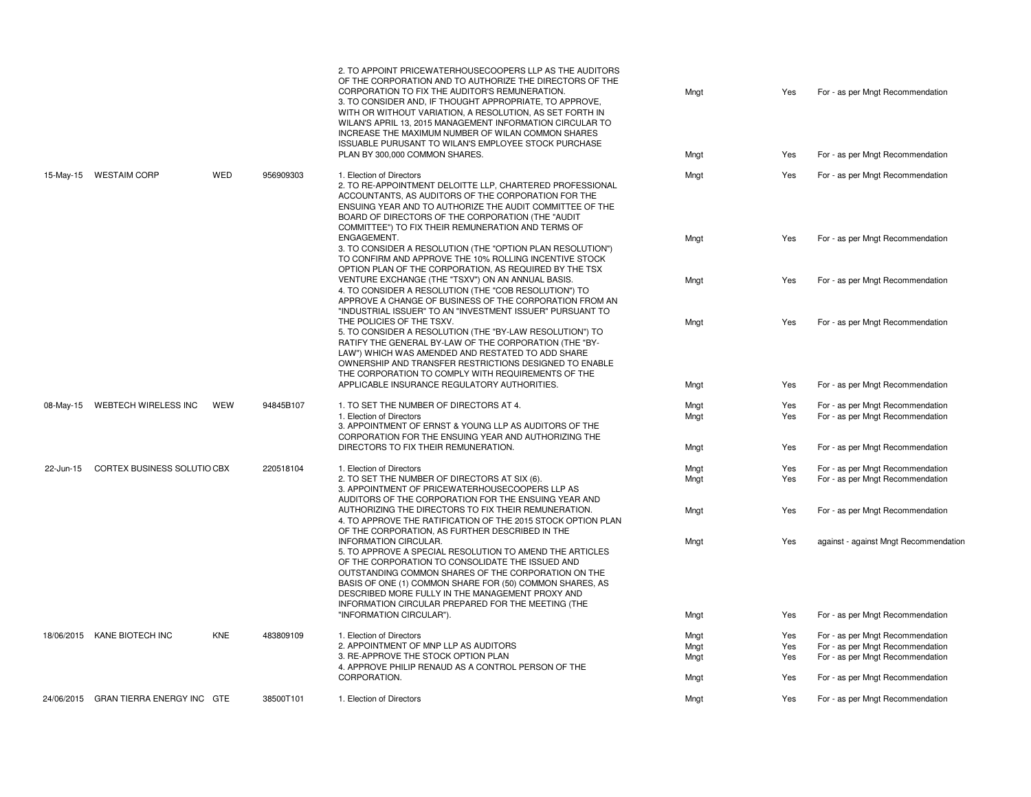| | | | | | | | |
|---|---|---|---|---|---|---|---|
| | | | | 2. TO APPOINT PRICEWATERHOUSECOOPERS LLP AS THE AUDITORS OF THE CORPORATION AND TO AUTHORIZE THE DIRECTORS OF THE CORPORATION TO FIX THE AUDITOR'S REMUNERATION. | Mngt | Yes | For - as per Mngt Recommendation |
| | | | | 3. TO CONSIDER AND, IF THOUGHT APPROPRIATE, TO APPROVE, WITH OR WITHOUT VARIATION, A RESOLUTION, AS SET FORTH IN WILAN'S APRIL 13, 2015 MANAGEMENT INFORMATION CIRCULAR TO INCREASE THE MAXIMUM NUMBER OF WILAN COMMON SHARES ISSUABLE PURSUANT TO WILAN'S EMPLOYEE STOCK PURCHASE PLAN BY 300,000 COMMON SHARES. | Mngt | Yes | For - as per Mngt Recommendation |
| 15-May-15 | WESTAIM CORP | WED | 956909303 | 1. Election of Directors | Mngt | Yes | For - as per Mngt Recommendation |
| | | | | 2. TO RE-APPOINTMENT DELOITTE LLP, CHARTERED PROFESSIONAL ACCOUNTANTS, AS AUDITORS OF THE CORPORATION FOR THE ENSUING YEAR AND TO AUTHORIZE THE AUDIT COMMITTEE OF THE BOARD OF DIRECTORS OF THE CORPORATION (THE "AUDIT COMMITTEE") TO FIX THEIR REMUNERATION AND TERMS OF ENGAGEMENT. | Mngt | Yes | For - as per Mngt Recommendation |
| | | | | 3. TO CONSIDER A RESOLUTION (THE "OPTION PLAN RESOLUTION") TO CONFIRM AND APPROVE THE 10% ROLLING INCENTIVE STOCK OPTION PLAN OF THE CORPORATION, AS REQUIRED BY THE TSX VENTURE EXCHANGE (THE "TSXV") ON AN ANNUAL BASIS. | Mngt | Yes | For - as per Mngt Recommendation |
| | | | | 4. TO CONSIDER A RESOLUTION (THE "COB RESOLUTION") TO APPROVE A CHANGE OF BUSINESS OF THE CORPORATION FROM AN "INDUSTRIAL ISSUER" TO AN "INVESTMENT ISSUER" PURSUANT TO THE POLICIES OF THE TSXV. | Mngt | Yes | For - as per Mngt Recommendation |
| | | | | 5. TO CONSIDER A RESOLUTION (THE "BY-LAW RESOLUTION") TO RATIFY THE GENERAL BY-LAW OF THE CORPORATION (THE "BY-LAW") WHICH WAS AMENDED AND RESTATED TO ADD SHARE OWNERSHIP AND TRANSFER RESTRICTIONS DESIGNED TO ENABLE THE CORPORATION TO COMPLY WITH REQUIREMENTS OF THE APPLICABLE INSURANCE REGULATORY AUTHORITIES. | Mngt | Yes | For - as per Mngt Recommendation |
| 08-May-15 | WEBTECH WIRELESS INC | WEW | 94845B107 | 1. TO SET THE NUMBER OF DIRECTORS AT 4. | Mngt | Yes | For - as per Mngt Recommendation |
| | | | | 1. Election of Directors | Mngt | Yes | For - as per Mngt Recommendation |
| | | | | 3. APPOINTMENT OF ERNST & YOUNG LLP AS AUDITORS OF THE CORPORATION FOR THE ENSUING YEAR AND AUTHORIZING THE DIRECTORS TO FIX THEIR REMUNERATION. | Mngt | Yes | For - as per Mngt Recommendation |
| 22-Jun-15 | CORTEX BUSINESS SOLUTIO | CBX | 220518104 | 1. Election of Directors | Mngt | Yes | For - as per Mngt Recommendation |
| | | | | 2. TO SET THE NUMBER OF DIRECTORS AT SIX (6). | Mngt | Yes | For - as per Mngt Recommendation |
| | | | | 3. APPOINTMENT OF PRICEWATERHOUSECOOPERS LLP AS AUDITORS OF THE CORPORATION FOR THE ENSUING YEAR AND AUTHORIZING THE DIRECTORS TO FIX THEIR REMUNERATION. | Mngt | Yes | For - as per Mngt Recommendation |
| | | | | 4. TO APPROVE THE RATIFICATION OF THE 2015 STOCK OPTION PLAN OF THE CORPORATION, AS FURTHER DESCRIBED IN THE INFORMATION CIRCULAR. | Mngt | Yes | against - against Mngt Recommendation |
| | | | | 5. TO APPROVE A SPECIAL RESOLUTION TO AMEND THE ARTICLES OF THE CORPORATION TO CONSOLIDATE THE ISSUED AND OUTSTANDING COMMON SHARES OF THE CORPORATION ON THE BASIS OF ONE (1) COMMON SHARE FOR (50) COMMON SHARES, AS DESCRIBED MORE FULLY IN THE MANAGEMENT PROXY AND INFORMATION CIRCULAR PREPARED FOR THE MEETING (THE "INFORMATION CIRCULAR"). | Mngt | Yes | For - as per Mngt Recommendation |
| 18/06/2015 | KANE BIOTECH INC | KNE | 483809109 | 1. Election of Directors | Mngt | Yes | For - as per Mngt Recommendation |
| | | | | 2. APPOINTMENT OF MNP LLP AS AUDITORS | Mngt | Yes | For - as per Mngt Recommendation |
| | | | | 3. RE-APPROVE THE STOCK OPTION PLAN | Mngt | Yes | For - as per Mngt Recommendation |
| | | | | 4. APPROVE PHILIP RENAUD AS A CONTROL PERSON OF THE CORPORATION. | Mngt | Yes | For - as per Mngt Recommendation |
| 24/06/2015 | GRAN TIERRA ENERGY INC | GTE | 38500T101 | 1. Election of Directors | Mngt | Yes | For - as per Mngt Recommendation |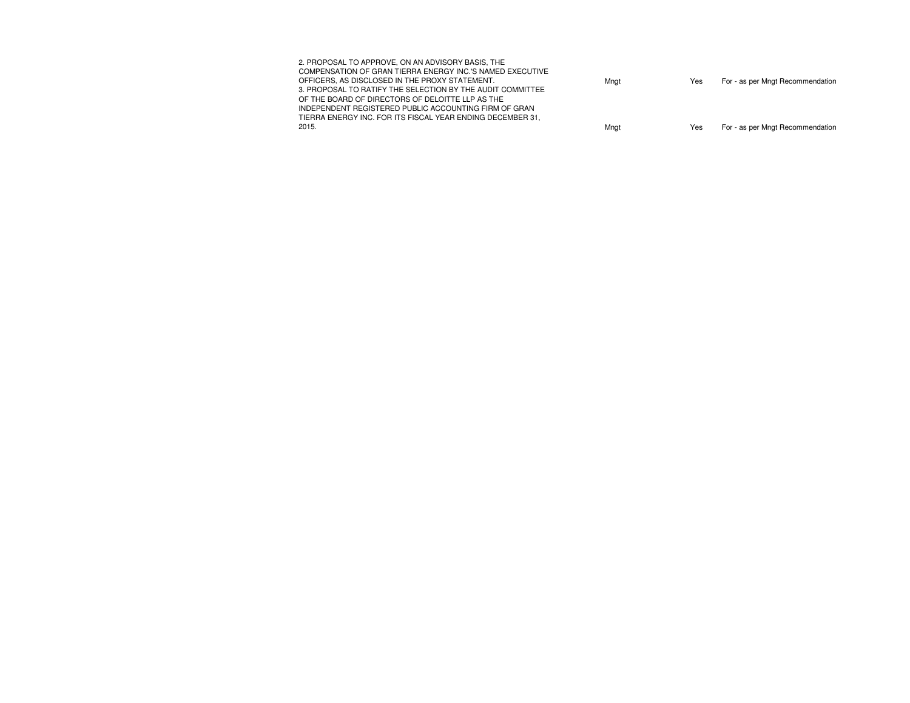| | | | |
|---|---|---|---|
| 2. PROPOSAL TO APPROVE, ON AN ADVISORY BASIS, THE COMPENSATION OF GRAN TIERRA ENERGY INC.'S NAMED EXECUTIVE OFFICERS, AS DISCLOSED IN THE PROXY STATEMENT. | Mngt | Yes | For - as per Mngt Recommendation |
| 3. PROPOSAL TO RATIFY THE SELECTION BY THE AUDIT COMMITTEE OF THE BOARD OF DIRECTORS OF DELOITTE LLP AS THE INDEPENDENT REGISTERED PUBLIC ACCOUNTING FIRM OF GRAN TIERRA ENERGY INC. FOR ITS FISCAL YEAR ENDING DECEMBER 31, 2015. | Mngt | Yes | For - as per Mngt Recommendation |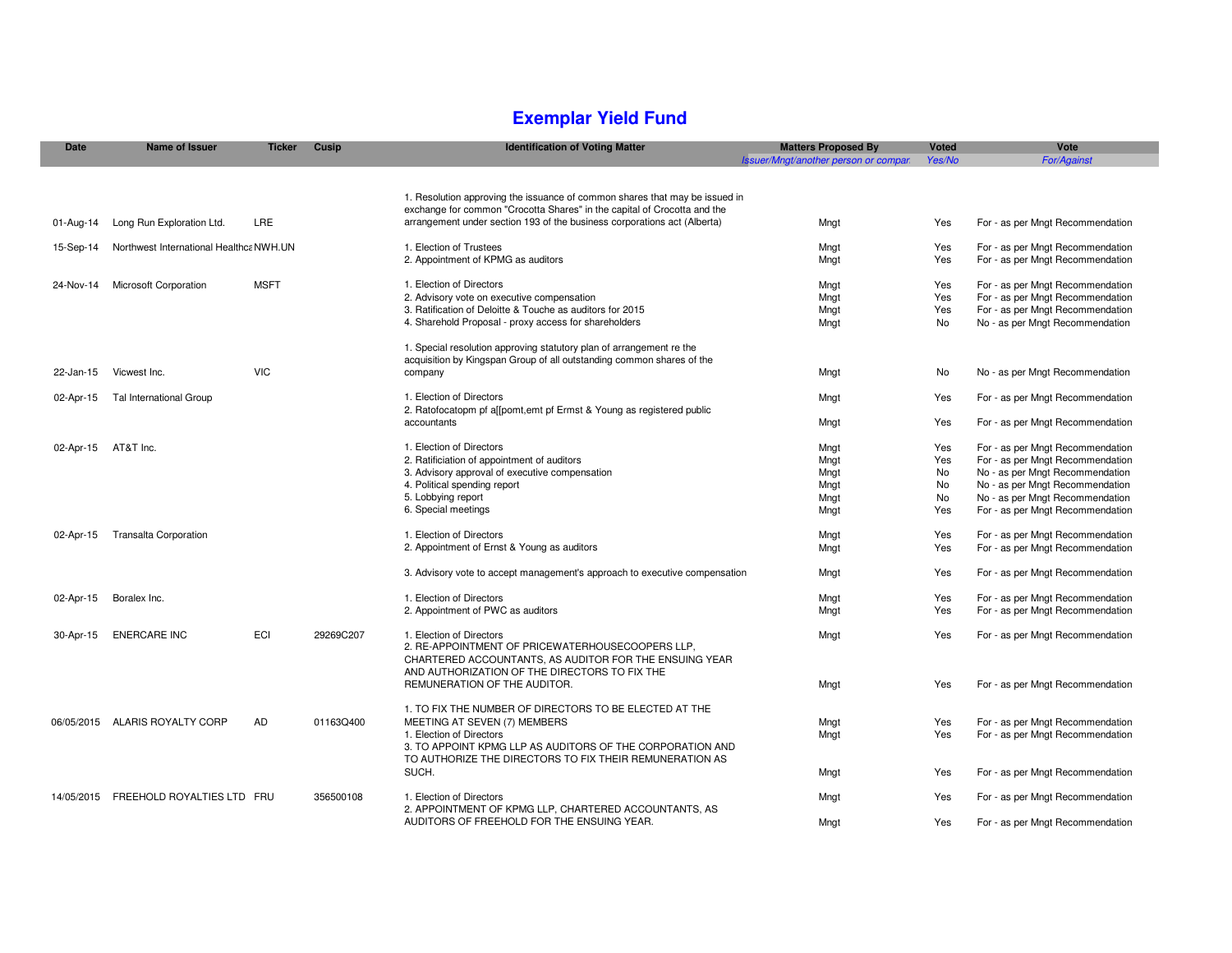# Exemplar Yield Fund

| Date | Name of Issuer | Ticker | Cusip | Identification of Voting Matter | Matters Proposed By<br>*Issuer/Mngt/another person or compar* | Voted<br>*Yes/No* | Vote<br>*For/Against* |
|---|---|---|---|---|---|---|---|
| 01-Aug-14 | Long Run Exploration Ltd. | LRE | | 1. Resolution approving the issuance of common shares that may be issued in exchange for common "Crocotta Shares" in the capital of Crocotta and the arrangement under section 193 of the business corporations act (Alberta) | Mngt | Yes | For - as per Mngt Recommendation |
| 15-Sep-14 | Northwest International Healthca | NWH.UN | | 1. Election of Trustees | Mngt | Yes | For - as per Mngt Recommendation |
| | | | | 2. Appointment of KPMG as auditors | Mngt | Yes | For - as per Mngt Recommendation |
| 24-Nov-14 | Microsoft Corporation | MSFT | | 1. Election of Directors | Mngt | Yes | For - as per Mngt Recommendation |
| | | | | 2. Advisory vote on executive compensation | Mngt | Yes | For - as per Mngt Recommendation |
| | | | | 3. Ratification of Deloitte & Touche as auditors for 2015 | Mngt | Yes | For - as per Mngt Recommendation |
| | | | | 4. Sharehold Proposal - proxy access for shareholders | Mngt | No | No - as per Mngt Recommendation |
| 22-Jan-15 | Vicwest Inc. | VIC | | 1. Special resolution approving statutory plan of arrangement re the acquisition by Kingspan Group of all outstanding common shares of the company | Mngt | No | No - as per Mngt Recommendation |
| 02-Apr-15 | Tal International Group | | | 1. Election of Directors | Mngt | Yes | For - as per Mngt Recommendation |
| | | | | 2. Ratofocatopm pf a[[pomt,emt pf Ermst & Young as registered public accountants | Mngt | Yes | For - as per Mngt Recommendation |
| 02-Apr-15 | AT&T Inc. | | | 1. Election of Directors | Mngt | Yes | For - as per Mngt Recommendation |
| | | | | 2. Ratificiation of appointment of auditors | Mngt | Yes | For - as per Mngt Recommendation |
| | | | | 3. Advisory approval of executive compensation | Mngt | No | No - as per Mngt Recommendation |
| | | | | 4. Political spending report | Mngt | No | No - as per Mngt Recommendation |
| | | | | 5. Lobbying report | Mngt | No | No - as per Mngt Recommendation |
| | | | | 6. Special meetings | Mngt | Yes | For - as per Mngt Recommendation |
| 02-Apr-15 | Transalta Corporation | | | 1. Election of Directors | Mngt | Yes | For - as per Mngt Recommendation |
| | | | | 2. Appointment of Ernst & Young as auditors | Mngt | Yes | For - as per Mngt Recommendation |
| | | | | 3. Advisory vote to accept management's approach to executive compensation | Mngt | Yes | For - as per Mngt Recommendation |
| 02-Apr-15 | Boralex Inc. | | | 1. Election of Directors | Mngt | Yes | For - as per Mngt Recommendation |
| | | | | 2. Appointment of PWC as auditors | Mngt | Yes | For - as per Mngt Recommendation |
| 30-Apr-15 | ENERCARE INC | ECI | 29269C207 | 1. Election of Directors | Mngt | Yes | For - as per Mngt Recommendation |
| | | | | 2. RE-APPOINTMENT OF PRICEWATERHOUSECOOPERS LLP, CHARTERED ACCOUNTANTS, AS AUDITOR FOR THE ENSUING YEAR AND AUTHORIZATION OF THE DIRECTORS TO FIX THE REMUNERATION OF THE AUDITOR. | Mngt | Yes | For - as per Mngt Recommendation |
| 06/05/2015 | ALARIS ROYALTY CORP | AD | 01163Q400 | 1. TO FIX THE NUMBER OF DIRECTORS TO BE ELECTED AT THE MEETING AT SEVEN (7) MEMBERS | Mngt | Yes | For - as per Mngt Recommendation |
| | | | | 1. Election of Directors | Mngt | Yes | For - as per Mngt Recommendation |
| | | | | 3. TO APPOINT KPMG LLP AS AUDITORS OF THE CORPORATION AND TO AUTHORIZE THE DIRECTORS TO FIX THEIR REMUNERATION AS SUCH. | Mngt | Yes | For - as per Mngt Recommendation |
| 14/05/2015 | FREEHOLD ROYALTIES LTD | FRU | 356500108 | 1. Election of Directors | Mngt | Yes | For - as per Mngt Recommendation |
| | | | | 2. APPOINTMENT OF KPMG LLP, CHARTERED ACCOUNTANTS, AS AUDITORS OF FREEHOLD FOR THE ENSUING YEAR. | Mngt | Yes | For - as per Mngt Recommendation |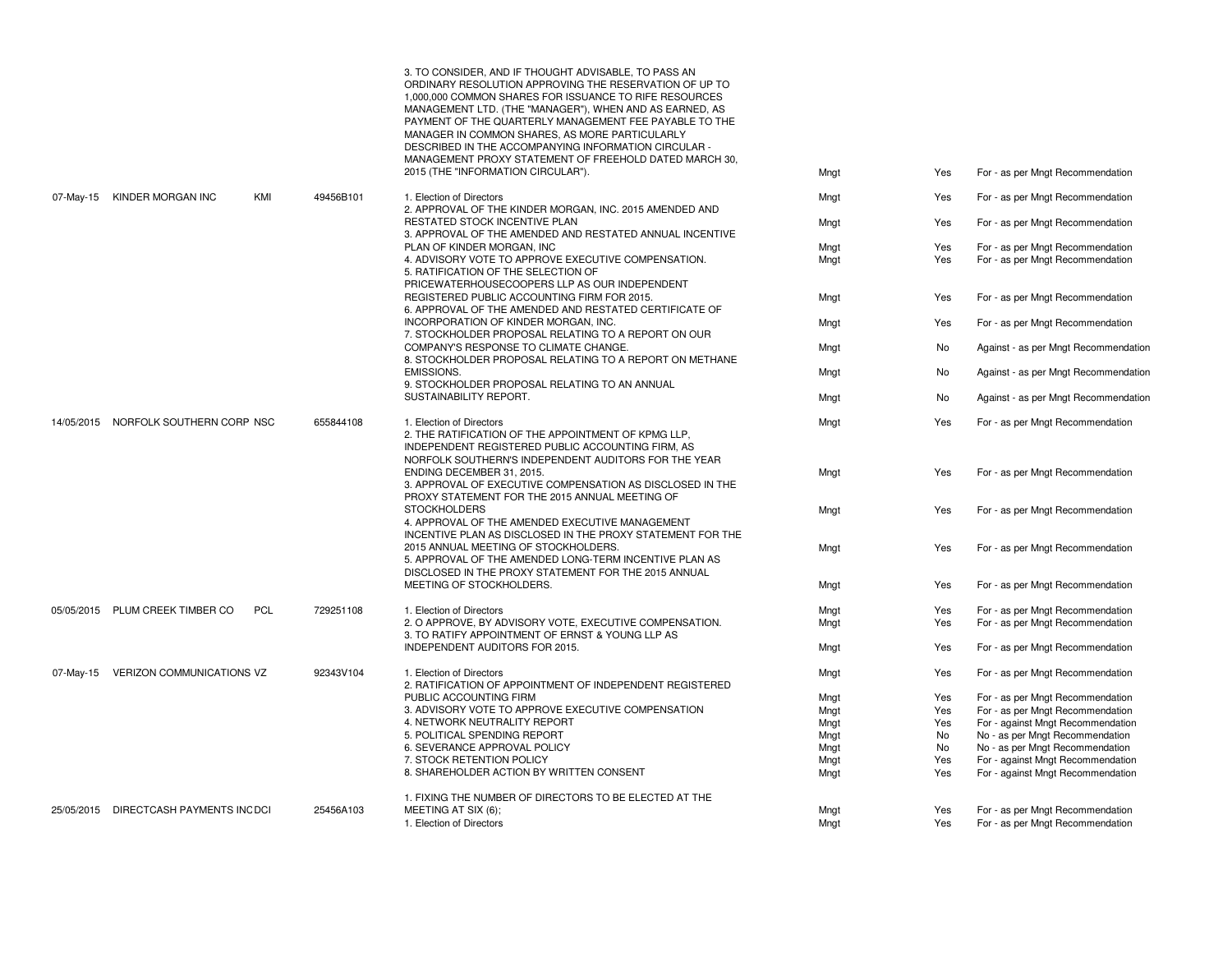| | | | | | | | |
|---|---|---|---|---|---|---|---|
| | | | | 3. TO CONSIDER, AND IF THOUGHT ADVISABLE, TO PASS AN ORDINARY RESOLUTION APPROVING THE RESERVATION OF UP TO 1,000,000 COMMON SHARES FOR ISSUANCE TO RIFE RESOURCES MANAGEMENT LTD. (THE "MANAGER"), WHEN AND AS EARNED, AS PAYMENT OF THE QUARTERLY MANAGEMENT FEE PAYABLE TO THE MANAGER IN COMMON SHARES, AS MORE PARTICULARLY DESCRIBED IN THE ACCOMPANYING INFORMATION CIRCULAR - MANAGEMENT PROXY STATEMENT OF FREEHOLD DATED MARCH 30, 2015 (THE "INFORMATION CIRCULAR"). | Mngt | Yes | For - as per Mngt Recommendation |
| 07-May-15 | KINDER MORGAN INC | KMI | 49456B101 | 1. Election of Directors | Mngt | Yes | For - as per Mngt Recommendation |
| | | | | 2. APPROVAL OF THE KINDER MORGAN, INC. 2015 AMENDED AND RESTATED STOCK INCENTIVE PLAN | Mngt | Yes | For - as per Mngt Recommendation |
| | | | | 3. APPROVAL OF THE AMENDED AND RESTATED ANNUAL INCENTIVE PLAN OF KINDER MORGAN, INC | Mngt | Yes | For - as per Mngt Recommendation |
| | | | | 4. ADVISORY VOTE TO APPROVE EXECUTIVE COMPENSATION. | Mngt | Yes | For - as per Mngt Recommendation |
| | | | | 5. RATIFICATION OF THE SELECTION OF PRICEWATERHOUSECOOPERS LLP AS OUR INDEPENDENT REGISTERED PUBLIC ACCOUNTING FIRM FOR 2015. | Mngt | Yes | For - as per Mngt Recommendation |
| | | | | 6. APPROVAL OF THE AMENDED AND RESTATED CERTIFICATE OF INCORPORATION OF KINDER MORGAN, INC. | Mngt | Yes | For - as per Mngt Recommendation |
| | | | | 7. STOCKHOLDER PROPOSAL RELATING TO A REPORT ON OUR COMPANY'S RESPONSE TO CLIMATE CHANGE. | Mngt | No | Against - as per Mngt Recommendation |
| | | | | 8. STOCKHOLDER PROPOSAL RELATING TO A REPORT ON METHANE EMISSIONS. | Mngt | No | Against - as per Mngt Recommendation |
| | | | | 9. STOCKHOLDER PROPOSAL RELATING TO AN ANNUAL SUSTAINABILITY REPORT. | Mngt | No | Against - as per Mngt Recommendation |
| 14/05/2015 | NORFOLK SOUTHERN CORP | NSC | 655844108 | 1. Election of Directors | Mngt | Yes | For - as per Mngt Recommendation |
| | | | | 2. THE RATIFICATION OF THE APPOINTMENT OF KPMG LLP, INDEPENDENT REGISTERED PUBLIC ACCOUNTING FIRM, AS NORFOLK SOUTHERN'S INDEPENDENT AUDITORS FOR THE YEAR ENDING DECEMBER 31, 2015. | Mngt | Yes | For - as per Mngt Recommendation |
| | | | | 3. APPROVAL OF EXECUTIVE COMPENSATION AS DISCLOSED IN THE PROXY STATEMENT FOR THE 2015 ANNUAL MEETING OF STOCKHOLDERS | Mngt | Yes | For - as per Mngt Recommendation |
| | | | | 4. APPROVAL OF THE AMENDED EXECUTIVE MANAGEMENT INCENTIVE PLAN AS DISCLOSED IN THE PROXY STATEMENT FOR THE 2015 ANNUAL MEETING OF STOCKHOLDERS. | Mngt | Yes | For - as per Mngt Recommendation |
| | | | | 5. APPROVAL OF THE AMENDED LONG-TERM INCENTIVE PLAN AS DISCLOSED IN THE PROXY STATEMENT FOR THE 2015 ANNUAL MEETING OF STOCKHOLDERS. | Mngt | Yes | For - as per Mngt Recommendation |
| 05/05/2015 | PLUM CREEK TIMBER CO | PCL | 729251108 | 1. Election of Directors | Mngt | Yes | For - as per Mngt Recommendation |
| | | | | 2. O APPROVE, BY ADVISORY VOTE, EXECUTIVE COMPENSATION. | Mngt | Yes | For - as per Mngt Recommendation |
| | | | | 3. TO RATIFY APPOINTMENT OF ERNST & YOUNG LLP AS INDEPENDENT AUDITORS FOR 2015. | Mngt | Yes | For - as per Mngt Recommendation |
| 07-May-15 | VERIZON COMMUNICATIONS | VZ | 92343V104 | 1. Election of Directors | Mngt | Yes | For - as per Mngt Recommendation |
| | | | | 2. RATIFICATION OF APPOINTMENT OF INDEPENDENT REGISTERED PUBLIC ACCOUNTING FIRM | Mngt | Yes | For - as per Mngt Recommendation |
| | | | | 3. ADVISORY VOTE TO APPROVE EXECUTIVE COMPENSATION | Mngt | Yes | For - as per Mngt Recommendation |
| | | | | 4. NETWORK NEUTRALITY REPORT | Mngt | Yes | For - against Mngt Recommendation |
| | | | | 5. POLITICAL SPENDING REPORT | Mngt | No | No - as per Mngt Recommendation |
| | | | | 6. SEVERANCE APPROVAL POLICY | Mngt | No | No - as per Mngt Recommendation |
| | | | | 7. STOCK RETENTION POLICY | Mngt | Yes | For - against Mngt Recommendation |
| | | | | 8. SHAREHOLDER ACTION BY WRITTEN CONSENT | Mngt | Yes | For - against Mngt Recommendation |
| 25/05/2015 | DIRECTCASH PAYMENTS INC | DCI | 25456A103 | 1. FIXING THE NUMBER OF DIRECTORS TO BE ELECTED AT THE MEETING AT SIX (6); | Mngt | Yes | For - as per Mngt Recommendation |
| | | | | 1. Election of Directors | Mngt | Yes | For - as per Mngt Recommendation |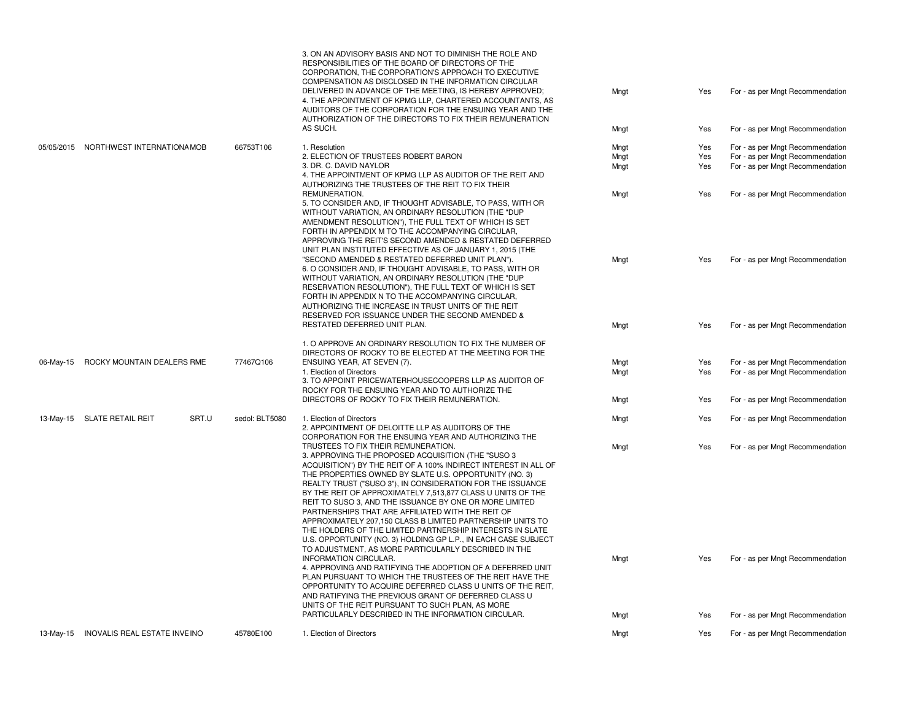| | | | | | | |
|---|---|---|---|---|---|---|
| | | | 3. ON AN ADVISORY BASIS AND NOT TO DIMINISH THE ROLE AND RESPONSIBILITIES OF THE BOARD OF DIRECTORS OF THE CORPORATION, THE CORPORATION'S APPROACH TO EXECUTIVE COMPENSATION AS DISCLOSED IN THE INFORMATION CIRCULAR DELIVERED IN ADVANCE OF THE MEETING, IS HEREBY APPROVED; | Mngt | Yes | For - as per Mngt Recommendation |
| | | | 4. THE APPOINTMENT OF KPMG LLP, CHARTERED ACCOUNTANTS, AS AUDITORS OF THE CORPORATION FOR THE ENSUING YEAR AND THE AUTHORIZATION OF THE DIRECTORS TO FIX THEIR REMUNERATION AS SUCH. | Mngt | Yes | For - as per Mngt Recommendation |
| 05/05/2015 | NORTHWEST INTERNATIONA MOB | 66753T106 | 1. Resolution | Mngt | Yes | For - as per Mngt Recommendation |
| | | | 2. ELECTION OF TRUSTEES ROBERT BARON | Mngt | Yes | For - as per Mngt Recommendation |
| | | | 3. DR. C. DAVID NAYLOR | Mngt | Yes | For - as per Mngt Recommendation |
| | | | 4. THE APPOINTMENT OF KPMG LLP AS AUDITOR OF THE REIT AND AUTHORIZING THE TRUSTEES OF THE REIT TO FIX THEIR REMUNERATION. | Mngt | Yes | For - as per Mngt Recommendation |
| | | | 5. TO CONSIDER AND, IF THOUGHT ADVISABLE, TO PASS, WITH OR WITHOUT VARIATION, AN ORDINARY RESOLUTION (THE "DUP AMENDMENT RESOLUTION"), THE FULL TEXT OF WHICH IS SET FORTH IN APPENDIX M TO THE ACCOMPANYING CIRCULAR, APPROVING THE REIT'S SECOND AMENDED & RESTATED DEFERRED UNIT PLAN INSTITUTED EFFECTIVE AS OF JANUARY 1, 2015 (THE "SECOND AMENDED & RESTATED DEFERRED UNIT PLAN"). | Mngt | Yes | For - as per Mngt Recommendation |
| | | | 6. O CONSIDER AND, IF THOUGHT ADVISABLE, TO PASS, WITH OR WITHOUT VARIATION, AN ORDINARY RESOLUTION (THE "DUP RESERVATION RESOLUTION"), THE FULL TEXT OF WHICH IS SET FORTH IN APPENDIX N TO THE ACCOMPANYING CIRCULAR, AUTHORIZING THE INCREASE IN TRUST UNITS OF THE REIT RESERVED FOR ISSUANCE UNDER THE SECOND AMENDED & RESTATED DEFERRED UNIT PLAN. | Mngt | Yes | For - as per Mngt Recommendation |
| 06-May-15 | ROCKY MOUNTAIN DEALERS RME | 77467Q106 | 1. O APPROVE AN ORDINARY RESOLUTION TO FIX THE NUMBER OF DIRECTORS OF ROCKY TO BE ELECTED AT THE MEETING FOR THE ENSUING YEAR, AT SEVEN (7). | Mngt | Yes | For - as per Mngt Recommendation |
| | | | 1. Election of Directors | Mngt | Yes | For - as per Mngt Recommendation |
| | | | 3. TO APPOINT PRICEWATERHOUSECOOPERS LLP AS AUDITOR OF ROCKY FOR THE ENSUING YEAR AND TO AUTHORIZE THE DIRECTORS OF ROCKY TO FIX THEIR REMUNERATION. | Mngt | Yes | For - as per Mngt Recommendation |
| 13-May-15 | SLATE RETAIL REIT SRT.U | sedol: BLT5080 | 1. Election of Directors | Mngt | Yes | For - as per Mngt Recommendation |
| | | | 2. APPOINTMENT OF DELOITTE LLP AS AUDITORS OF THE CORPORATION FOR THE ENSUING YEAR AND AUTHORIZING THE TRUSTEES TO FIX THEIR REMUNERATION. | Mngt | Yes | For - as per Mngt Recommendation |
| | | | 3. APPROVING THE PROPOSED ACQUISITION (THE "SUSO 3 ACQUISITION") BY THE REIT OF A 100% INDIRECT INTEREST IN ALL OF THE PROPERTIES OWNED BY SLATE U.S. OPPORTUNITY (NO. 3) REALTY TRUST ("SUSO 3"), IN CONSIDERATION FOR THE ISSUANCE BY THE REIT OF APPROXIMATELY 7,513,877 CLASS U UNITS OF THE REIT TO SUSO 3, AND THE ISSUANCE BY ONE OR MORE LIMITED PARTNERSHIPS THAT ARE AFFILIATED WITH THE REIT OF APPROXIMATELY 207,150 CLASS B LIMITED PARTNERSHIP UNITS TO THE HOLDERS OF THE LIMITED PARTNERSHIP INTERESTS IN SLATE U.S. OPPORTUNITY (NO. 3) HOLDING GP L.P., IN EACH CASE SUBJECT TO ADJUSTMENT, AS MORE PARTICULARLY DESCRIBED IN THE INFORMATION CIRCULAR. | Mngt | Yes | For - as per Mngt Recommendation |
| | | | 4. APPROVING AND RATIFYING THE ADOPTION OF A DEFERRED UNIT PLAN PURSUANT TO WHICH THE TRUSTEES OF THE REIT HAVE THE OPPORTUNITY TO ACQUIRE DEFERRED CLASS U UNITS OF THE REIT, AND RATIFYING THE PREVIOUS GRANT OF DEFERRED CLASS U UNITS OF THE REIT PURSUANT TO SUCH PLAN, AS MORE PARTICULARLY DESCRIBED IN THE INFORMATION CIRCULAR. | Mngt | Yes | For - as per Mngt Recommendation |
| 13-May-15 | INOVALIS REAL ESTATE INVE INO | 45780E100 | 1. Election of Directors | Mngt | Yes | For - as per Mngt Recommendation |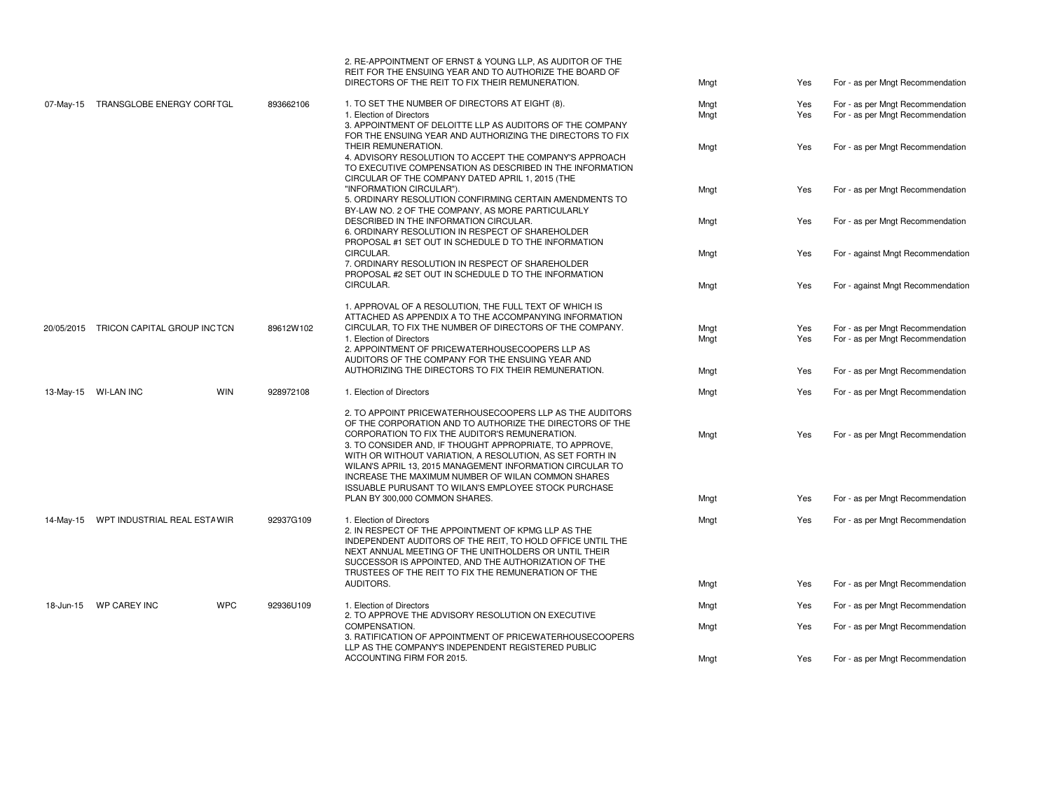| Date | Company | Ticker | CUSIP | Proposal | Proponent | Voted | Vote |
|---|---|---|---|---|---|---|---|
| | | | | 2. RE-APPOINTMENT OF ERNST & YOUNG LLP, AS AUDITOR OF THE REIT FOR THE ENSUING YEAR AND TO AUTHORIZE THE BOARD OF DIRECTORS OF THE REIT TO FIX THEIR REMUNERATION. | Mngt | Yes | For - as per Mngt Recommendation |
| 07-May-15 | TRANSGLOBE ENERGY CORF | TGL | 893662106 | 1. TO SET THE NUMBER OF DIRECTORS AT EIGHT (8). | Mngt | Yes | For - as per Mngt Recommendation |
| | | | | 1. Election of Directors | Mngt | Yes | For - as per Mngt Recommendation |
| | | | | 3. APPOINTMENT OF DELOITTE LLP AS AUDITORS OF THE COMPANY FOR THE ENSUING YEAR AND AUTHORIZING THE DIRECTORS TO FIX THEIR REMUNERATION. | Mngt | Yes | For - as per Mngt Recommendation |
| | | | | 4. ADVISORY RESOLUTION TO ACCEPT THE COMPANY'S APPROACH TO EXECUTIVE COMPENSATION AS DESCRIBED IN THE INFORMATION CIRCULAR OF THE COMPANY DATED APRIL 1, 2015 (THE "INFORMATION CIRCULAR"). | Mngt | Yes | For - as per Mngt Recommendation |
| | | | | 5. ORDINARY RESOLUTION CONFIRMING CERTAIN AMENDMENTS TO BY-LAW NO. 2 OF THE COMPANY, AS MORE PARTICULARLY DESCRIBED IN THE INFORMATION CIRCULAR. | Mngt | Yes | For - as per Mngt Recommendation |
| | | | | 6. ORDINARY RESOLUTION IN RESPECT OF SHAREHOLDER PROPOSAL #1 SET OUT IN SCHEDULE D TO THE INFORMATION CIRCULAR. | Mngt | Yes | For - against Mngt Recommendation |
| | | | | 7. ORDINARY RESOLUTION IN RESPECT OF SHAREHOLDER PROPOSAL #2 SET OUT IN SCHEDULE D TO THE INFORMATION CIRCULAR. | Mngt | Yes | For - against Mngt Recommendation |
| 20/05/2015 | TRICON CAPITAL GROUP INC | TCN | 89612W102 | 1. APPROVAL OF A RESOLUTION, THE FULL TEXT OF WHICH IS ATTACHED AS APPENDIX A TO THE ACCOMPANYING INFORMATION CIRCULAR, TO FIX THE NUMBER OF DIRECTORS OF THE COMPANY. | Mngt | Yes | For - as per Mngt Recommendation |
| | | | | 1. Election of Directors | Mngt | Yes | For - as per Mngt Recommendation |
| | | | | 2. APPOINTMENT OF PRICEWATERHOUSECOOPERS LLP AS AUDITORS OF THE COMPANY FOR THE ENSUING YEAR AND AUTHORIZING THE DIRECTORS TO FIX THEIR REMUNERATION. | Mngt | Yes | For - as per Mngt Recommendation |
| 13-May-15 | WI-LAN INC | WIN | 928972108 | 1. Election of Directors | Mngt | Yes | For - as per Mngt Recommendation |
| | | | | 2. TO APPOINT PRICEWATERHOUSECOOPERS LLP AS THE AUDITORS OF THE CORPORATION AND TO AUTHORIZE THE DIRECTORS OF THE CORPORATION TO FIX THE AUDITOR'S REMUNERATION. | Mngt | Yes | For - as per Mngt Recommendation |
| | | | | 3. TO CONSIDER AND, IF THOUGHT APPROPRIATE, TO APPROVE, WITH OR WITHOUT VARIATION, A RESOLUTION, AS SET FORTH IN WILAN'S APRIL 13, 2015 MANAGEMENT INFORMATION CIRCULAR TO INCREASE THE MAXIMUM NUMBER OF WILAN COMMON SHARES ISSUABLE PURSUANT TO WILAN'S EMPLOYEE STOCK PURCHASE PLAN BY 300,000 COMMON SHARES. | Mngt | Yes | For - as per Mngt Recommendation |
| 14-May-15 | WPT INDUSTRIAL REAL ESTA | WIR | 92937G109 | 1. Election of Directors | Mngt | Yes | For - as per Mngt Recommendation |
| | | | | 2. IN RESPECT OF THE APPOINTMENT OF KPMG LLP AS THE INDEPENDENT AUDITORS OF THE REIT, TO HOLD OFFICE UNTIL THE NEXT ANNUAL MEETING OF THE UNITHOLDERS OR UNTIL THEIR SUCCESSOR IS APPOINTED, AND THE AUTHORIZATION OF THE TRUSTEES OF THE REIT TO FIX THE REMUNERATION OF THE AUDITORS. | Mngt | Yes | For - as per Mngt Recommendation |
| 18-Jun-15 | WP CAREY INC | WPC | 92936U109 | 1. Election of Directors | Mngt | Yes | For - as per Mngt Recommendation |
| | | | | 2. TO APPROVE THE ADVISORY RESOLUTION ON EXECUTIVE COMPENSATION. | Mngt | Yes | For - as per Mngt Recommendation |
| | | | | 3. RATIFICATION OF APPOINTMENT OF PRICEWATERHOUSECOOPERS LLP AS THE COMPANY'S INDEPENDENT REGISTERED PUBLIC ACCOUNTING FIRM FOR 2015. | Mngt | Yes | For - as per Mngt Recommendation |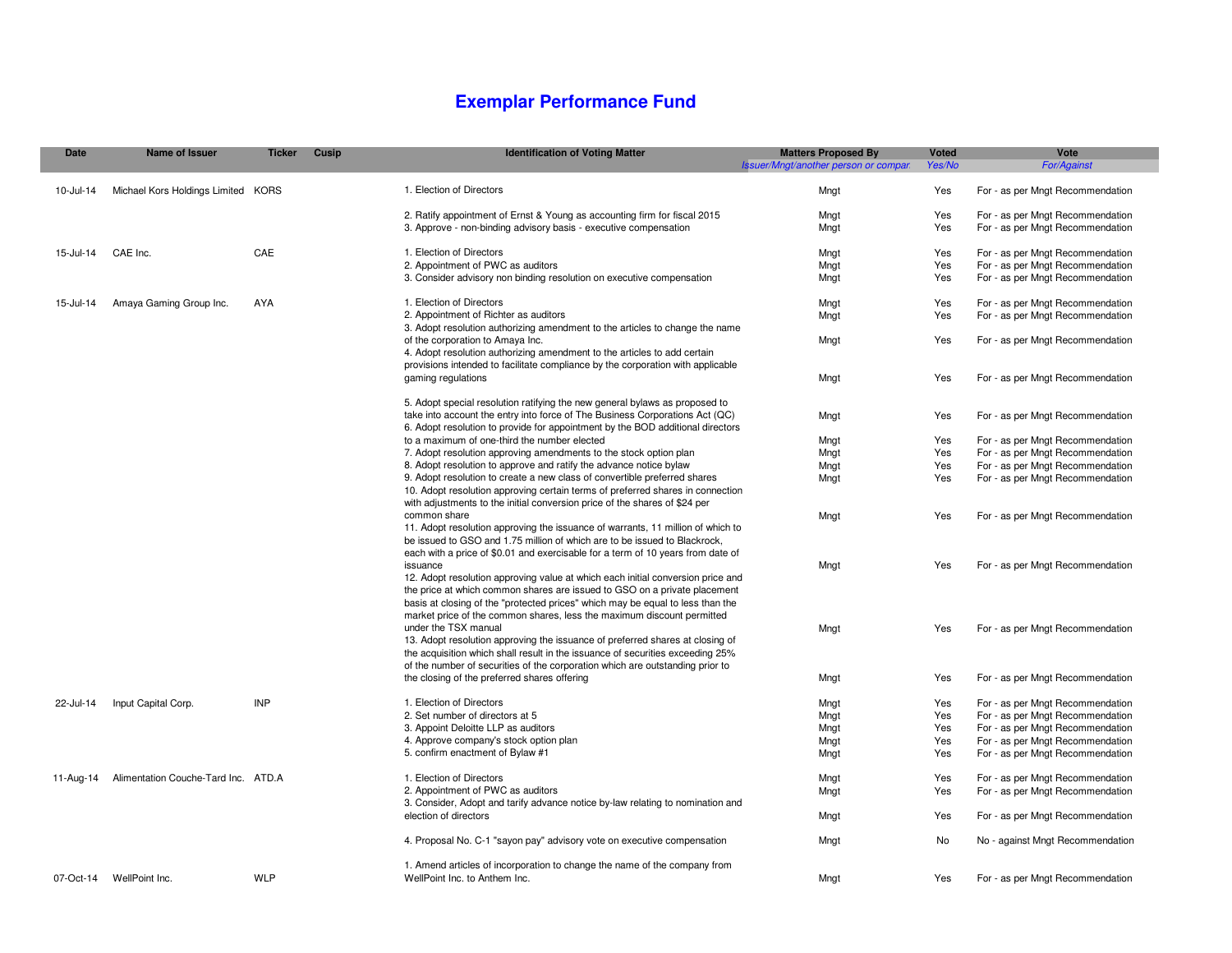# Exemplar Performance Fund

| Date | Name of Issuer | Ticker | Cusip | Identification of Voting Matter | Matters Proposed By<br>*Issuer/Mngt/another person or compar* | Voted<br>*Yes/No* | Vote<br>*For/Against* |
|---|---|---|---|---|---|---|---|
| 10-Jul-14 | Michael Kors Holdings Limited | KORS | | 1. Election of Directors | Mngt | Yes | For - as per Mngt Recommendation |
| | | | | 2. Ratify appointment of Ernst & Young as accounting firm for fiscal 2015 | Mngt | Yes | For - as per Mngt Recommendation |
| | | | | 3. Approve - non-binding advisory basis - executive compensation | Mngt | Yes | For - as per Mngt Recommendation |
| 15-Jul-14 | CAE Inc. | CAE | | 1. Election of Directors | Mngt | Yes | For - as per Mngt Recommendation |
| | | | | 2. Appointment of PWC as auditors | Mngt | Yes | For - as per Mngt Recommendation |
| | | | | 3. Consider advisory non binding resolution on executive compensation | Mngt | Yes | For - as per Mngt Recommendation |
| 15-Jul-14 | Amaya Gaming Group Inc. | AYA | | 1. Election of Directors | Mngt | Yes | For - as per Mngt Recommendation |
| | | | | 2. Appointment of Richter as auditors | Mngt | Yes | For - as per Mngt Recommendation |
| | | | | 3. Adopt resolution authorizing amendment to the articles to change the name of the corporation to Amaya Inc. | Mngt | Yes | For - as per Mngt Recommendation |
| | | | | 4. Adopt resolution authorizing amendment to the articles to add certain provisions intended to facilitate compliance by the corporation with applicable gaming regulations | Mngt | Yes | For - as per Mngt Recommendation |
| | | | | 5. Adopt special resolution ratifying the new general bylaws as proposed to take into account the entry into force of The Business Corporations Act (QC) | Mngt | Yes | For - as per Mngt Recommendation |
| | | | | 6. Adopt resolution to provide for appointment by the BOD additional directors to a maximum of one-third the number elected | Mngt | Yes | For - as per Mngt Recommendation |
| | | | | 7. Adopt resolution approving amendments to the stock option plan | Mngt | Yes | For - as per Mngt Recommendation |
| | | | | 8. Adopt resolution to approve and ratify the advance notice bylaw | Mngt | Yes | For - as per Mngt Recommendation |
| | | | | 9. Adopt resolution to create a new class of convertible preferred shares | Mngt | Yes | For - as per Mngt Recommendation |
| | | | | 10. Adopt resolution approving certain terms of preferred shares in connection with adjustments to the initial conversion price of the shares of $24 per common share | Mngt | Yes | For - as per Mngt Recommendation |
| | | | | 11. Adopt resolution approving the issuance of warrants, 11 million of which to be issued to GSO and 1.75 million of which are to be issued to Blackrock, each with a price of $0.01 and exercisable for a term of 10 years from date of issuance | Mngt | Yes | For - as per Mngt Recommendation |
| | | | | 12. Adopt resolution approving value at which each initial conversion price and the price at which common shares are issued to GSO on a private placement basis at closing of the "protected prices" which may be equal to less than the market price of the common shares, less the maximum discount permitted under the TSX manual | Mngt | Yes | For - as per Mngt Recommendation |
| | | | | 13. Adopt resolution approving the issuance of preferred shares at closing of the acquisition which shall result in the issuance of securities exceeding 25% of the number of securities of the corporation which are outstanding prior to the closing of the preferred shares offering | Mngt | Yes | For - as per Mngt Recommendation |
| 22-Jul-14 | Input Capital Corp. | INP | | 1. Election of Directors | Mngt | Yes | For - as per Mngt Recommendation |
| | | | | 2. Set number of directors at 5 | Mngt | Yes | For - as per Mngt Recommendation |
| | | | | 3. Appoint Deloitte LLP as auditors | Mngt | Yes | For - as per Mngt Recommendation |
| | | | | 4. Approve company's stock option plan | Mngt | Yes | For - as per Mngt Recommendation |
| | | | | 5. confirm enactment of Bylaw #1 | Mngt | Yes | For - as per Mngt Recommendation |
| 11-Aug-14 | Alimentation Couche-Tard Inc. | ATD.A | | 1. Election of Directors | Mngt | Yes | For - as per Mngt Recommendation |
| | | | | 2. Appointment of PWC as auditors | Mngt | Yes | For - as per Mngt Recommendation |
| | | | | 3. Consider, Adopt and tarify advance notice by-law relating to nomination and election of directors | Mngt | Yes | For - as per Mngt Recommendation |
| | | | | 4. Proposal No. C-1 "sayon pay" advisory vote on executive compensation | Mngt | No | No - against Mngt Recommendation |
| 07-Oct-14 | WellPoint Inc. | WLP | | 1. Amend articles of incorporation to change the name of the company from WellPoint Inc. to Anthem Inc. | Mngt | Yes | For - as per Mngt Recommendation |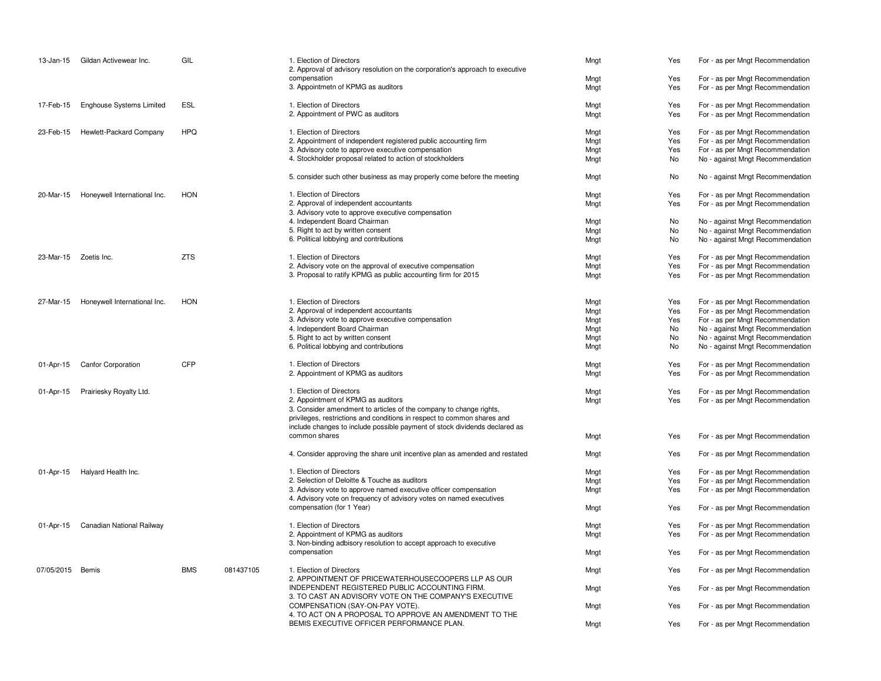| Date | Company | Ticker | CUSIP | Proposal | Proposed by | Voted | Vote |
|---|---|---|---|---|---|---|---|
| 13-Jan-15 | Gildan Activewear Inc. | GIL | | 1. Election of Directors | Mngt | Yes | For - as per Mngt Recommendation |
| | | | | 2. Approval of advisory resolution on the corporation's approach to executive compensation | Mngt | Yes | For - as per Mngt Recommendation |
| | | | | 3. Appointmetn of KPMG as auditors | Mngt | Yes | For - as per Mngt Recommendation |
| 17-Feb-15 | Enghouse Systems Limited | ESL | | 1. Election of Directors | Mngt | Yes | For - as per Mngt Recommendation |
| | | | | 2. Appointment of PWC as auditors | Mngt | Yes | For - as per Mngt Recommendation |
| 23-Feb-15 | Hewlett-Packard Company | HPQ | | 1. Election of Directors | Mngt | Yes | For - as per Mngt Recommendation |
| | | | | 2. Appointment of independent registered public accounting firm | Mngt | Yes | For - as per Mngt Recommendation |
| | | | | 3. Advisory cote to approve executive compensation | Mngt | Yes | For - as per Mngt Recommendation |
| | | | | 4. Stockholder proposal related to action of stockholders | Mngt | No | No - against Mngt Recommendation |
| | | | | 5. consider such other business as may properly come before the meeting | Mngt | No | No - against Mngt Recommendation |
| 20-Mar-15 | Honeywell International Inc. | HON | | 1. Election of Directors | Mngt | Yes | For - as per Mngt Recommendation |
| | | | | 2. Approval of independent accountants | Mngt | Yes | For - as per Mngt Recommendation |
| | | | | 3. Advisory vote to approve executive compensation | | | |
| | | | | 4. Independent Board Chairman | Mngt | No | No - against Mngt Recommendation |
| | | | | 5. Right to act by written consent | Mngt | No | No - against Mngt Recommendation |
| | | | | 6. Political lobbying and contributions | Mngt | No | No - against Mngt Recommendation |
| 23-Mar-15 | Zoetis Inc. | ZTS | | 1. Election of Directors | Mngt | Yes | For - as per Mngt Recommendation |
| | | | | 2. Advisory vote on the approval of executive compensation | Mngt | Yes | For - as per Mngt Recommendation |
| | | | | 3. Proposal to ratify KPMG as public accounting firm for 2015 | Mngt | Yes | For - as per Mngt Recommendation |
| 27-Mar-15 | Honeywell International Inc. | HON | | 1. Election of Directors | Mngt | Yes | For - as per Mngt Recommendation |
| | | | | 2. Approval of independent accountants | Mngt | Yes | For - as per Mngt Recommendation |
| | | | | 3. Advisory vote to approve executive compensation | Mngt | Yes | For - as per Mngt Recommendation |
| | | | | 4. Independent Board Chairman | Mngt | No | No - against Mngt Recommendation |
| | | | | 5. Right to act by written consent | Mngt | No | No - against Mngt Recommendation |
| | | | | 6. Political lobbying and contributions | Mngt | No | No - against Mngt Recommendation |
| 01-Apr-15 | Canfor Corporation | CFP | | 1. Election of Directors | Mngt | Yes | For - as per Mngt Recommendation |
| | | | | 2. Appointment of KPMG as auditors | Mngt | Yes | For - as per Mngt Recommendation |
| 01-Apr-15 | Prairiesky Royalty Ltd. | | | 1. Election of Directors | Mngt | Yes | For - as per Mngt Recommendation |
| | | | | 2. Appointment of KPMG as auditors | Mngt | Yes | For - as per Mngt Recommendation |
| | | | | 3. Consider amendment to articles of the company to change rights, privileges, restrictions and conditions in respect to common shares and include changes to include possible payment of stock dividends declared as common shares | Mngt | Yes | For - as per Mngt Recommendation |
| | | | | 4. Consider approving the share unit incentive plan as amended and restated | Mngt | Yes | For - as per Mngt Recommendation |
| 01-Apr-15 | Halyard Health Inc. | | | 1. Election of Directors | Mngt | Yes | For - as per Mngt Recommendation |
| | | | | 2. Selection of Deloitte & Touche as auditors | Mngt | Yes | For - as per Mngt Recommendation |
| | | | | 3. Advisory vote to approve named executive officer compensation | Mngt | Yes | For - as per Mngt Recommendation |
| | | | | 4. Advisory vote on frequency of advisory votes on named executives compensation (for 1 Year) | Mngt | Yes | For - as per Mngt Recommendation |
| 01-Apr-15 | Canadian National Railway | | | 1. Election of Directors | Mngt | Yes | For - as per Mngt Recommendation |
| | | | | 2. Appointment of KPMG as auditors | Mngt | Yes | For - as per Mngt Recommendation |
| | | | | 3. Non-binding adbisory resolution to accept approach to executive compensation | Mngt | Yes | For - as per Mngt Recommendation |
| 07/05/2015 | Bemis | BMS | 081437105 | 1. Election of Directors | Mngt | Yes | For - as per Mngt Recommendation |
| | | | | 2. APPOINTMENT OF PRICEWATERHOUSECOOPERS LLP AS OUR INDEPENDENT REGISTERED PUBLIC ACCOUNTING FIRM. | Mngt | Yes | For - as per Mngt Recommendation |
| | | | | 3. TO CAST AN ADVISORY VOTE ON THE COMPANY'S EXECUTIVE COMPENSATION (SAY-ON-PAY VOTE). | Mngt | Yes | For - as per Mngt Recommendation |
| | | | | 4. TO ACT ON A PROPOSAL TO APPROVE AN AMENDMENT TO THE BEMIS EXECUTIVE OFFICER PERFORMANCE PLAN. | Mngt | Yes | For - as per Mngt Recommendation |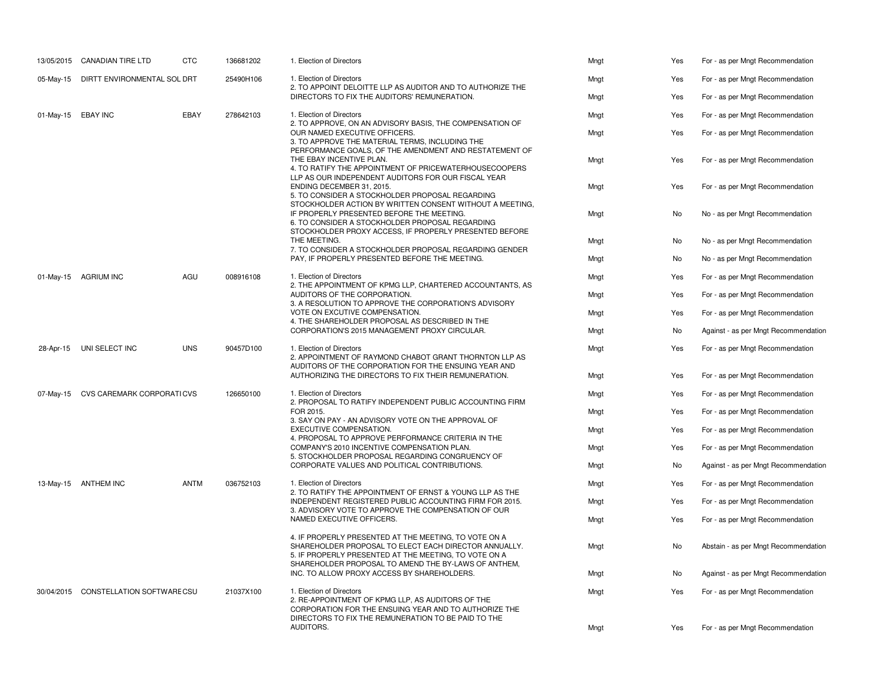| | | | | | | | |
|---|---|---|---|---|---|---|---|
| 13/05/2015 | CANADIAN TIRE LTD | CTC | 136681202 | 1. Election of Directors | Mngt | Yes | For - as per Mngt Recommendation |
| 05-May-15 | DIRTT ENVIRONMENTAL SOL | DRT | 25490H106 | 1. Election of Directors | Mngt | Yes | For - as per Mngt Recommendation |
| | | | | 2. TO APPOINT DELOITTE LLP AS AUDITOR AND TO AUTHORIZE THE DIRECTORS TO FIX THE AUDITORS' REMUNERATION. | Mngt | Yes | For - as per Mngt Recommendation |
| 01-May-15 | EBAY INC | EBAY | 278642103 | 1. Election of Directors | Mngt | Yes | For - as per Mngt Recommendation |
| | | | | 2. TO APPROVE, ON AN ADVISORY BASIS, THE COMPENSATION OF OUR NAMED EXECUTIVE OFFICERS. | Mngt | Yes | For - as per Mngt Recommendation |
| | | | | 3. TO APPROVE THE MATERIAL TERMS, INCLUDING THE PERFORMANCE GOALS, OF THE AMENDMENT AND RESTATEMENT OF THE EBAY INCENTIVE PLAN. | Mngt | Yes | For - as per Mngt Recommendation |
| | | | | 4. TO RATIFY THE APPOINTMENT OF PRICEWATERHOUSECOOPERS LLP AS OUR INDEPENDENT AUDITORS FOR OUR FISCAL YEAR ENDING DECEMBER 31, 2015. | Mngt | Yes | For - as per Mngt Recommendation |
| | | | | 5. TO CONSIDER A STOCKHOLDER PROPOSAL REGARDING STOCKHOLDER ACTION BY WRITTEN CONSENT WITHOUT A MEETING, IF PROPERLY PRESENTED BEFORE THE MEETING. | Mngt | No | No - as per Mngt Recommendation |
| | | | | 6. TO CONSIDER A STOCKHOLDER PROPOSAL REGARDING STOCKHOLDER PROXY ACCESS, IF PROPERLY PRESENTED BEFORE THE MEETING. | Mngt | No | No - as per Mngt Recommendation |
| | | | | 7. TO CONSIDER A STOCKHOLDER PROPOSAL REGARDING GENDER PAY, IF PROPERLY PRESENTED BEFORE THE MEETING. | Mngt | No | No - as per Mngt Recommendation |
| 01-May-15 | AGRIUM INC | AGU | 008916108 | 1. Election of Directors | Mngt | Yes | For - as per Mngt Recommendation |
| | | | | 2. THE APPOINTMENT OF KPMG LLP, CHARTERED ACCOUNTANTS, AS AUDITORS OF THE CORPORATION. | Mngt | Yes | For - as per Mngt Recommendation |
| | | | | 3. A RESOLUTION TO APPROVE THE CORPORATION'S ADVISORY VOTE ON EXCUTIVE COMPENSATION. | Mngt | Yes | For - as per Mngt Recommendation |
| | | | | 4. THE SHAREHOLDER PROPOSAL AS DESCRIBED IN THE CORPORATION'S 2015 MANAGEMENT PROXY CIRCULAR. | Mngt | No | Against - as per Mngt Recommendation |
| 28-Apr-15 | UNI SELECT INC | UNS | 90457D100 | 1. Election of Directors | Mngt | Yes | For - as per Mngt Recommendation |
| | | | | 2. APPOINTMENT OF RAYMOND CHABOT GRANT THORNTON LLP AS AUDITORS OF THE CORPORATION FOR THE ENSUING YEAR AND AUTHORIZING THE DIRECTORS TO FIX THEIR REMUNERATION. | Mngt | Yes | For - as per Mngt Recommendation |
| 07-May-15 | CVS CAREMARK CORPORATI | CVS | 126650100 | 1. Election of Directors | Mngt | Yes | For - as per Mngt Recommendation |
| | | | | 2. PROPOSAL TO RATIFY INDEPENDENT PUBLIC ACCOUNTING FIRM FOR 2015. | Mngt | Yes | For - as per Mngt Recommendation |
| | | | | 3. SAY ON PAY - AN ADVISORY VOTE ON THE APPROVAL OF EXECUTIVE COMPENSATION. | Mngt | Yes | For - as per Mngt Recommendation |
| | | | | 4. PROPOSAL TO APPROVE PERFORMANCE CRITERIA IN THE COMPANY'S 2010 INCENTIVE COMPENSATION PLAN. | Mngt | Yes | For - as per Mngt Recommendation |
| | | | | 5. STOCKHOLDER PROPOSAL REGARDING CONGRUENCY OF CORPORATE VALUES AND POLITICAL CONTRIBUTIONS. | Mngt | No | Against - as per Mngt Recommendation |
| 13-May-15 | ANTHEM INC | ANTM | 036752103 | 1. Election of Directors | Mngt | Yes | For - as per Mngt Recommendation |
| | | | | 2. TO RATIFY THE APPOINTMENT OF ERNST & YOUNG LLP AS THE INDEPENDENT REGISTERED PUBLIC ACCOUNTING FIRM FOR 2015. | Mngt | Yes | For - as per Mngt Recommendation |
| | | | | 3. ADVISORY VOTE TO APPROVE THE COMPENSATION OF OUR NAMED EXECUTIVE OFFICERS. | Mngt | Yes | For - as per Mngt Recommendation |
| | | | | 4. IF PROPERLY PRESENTED AT THE MEETING, TO VOTE ON A SHAREHOLDER PROPOSAL TO ELECT EACH DIRECTOR ANNUALLY. | Mngt | No | Abstain - as per Mngt Recommendation |
| | | | | 5. IF PROPERLY PRESENTED AT THE MEETING, TO VOTE ON A SHAREHOLDER PROPOSAL TO AMEND THE BY-LAWS OF ANTHEM, INC. TO ALLOW PROXY ACCESS BY SHAREHOLDERS. | Mngt | No | Against - as per Mngt Recommendation |
| 30/04/2015 | CONSTELLATION SOFTWARE | CSU | 21037X100 | 1. Election of Directors | Mngt | Yes | For - as per Mngt Recommendation |
| | | | | 2. RE-APPOINTMENT OF KPMG LLP, AS AUDITORS OF THE CORPORATION FOR THE ENSUING YEAR AND TO AUTHORIZE THE DIRECTORS TO FIX THE REMUNERATION TO BE PAID TO THE AUDITORS. | Mngt | Yes | For - as per Mngt Recommendation |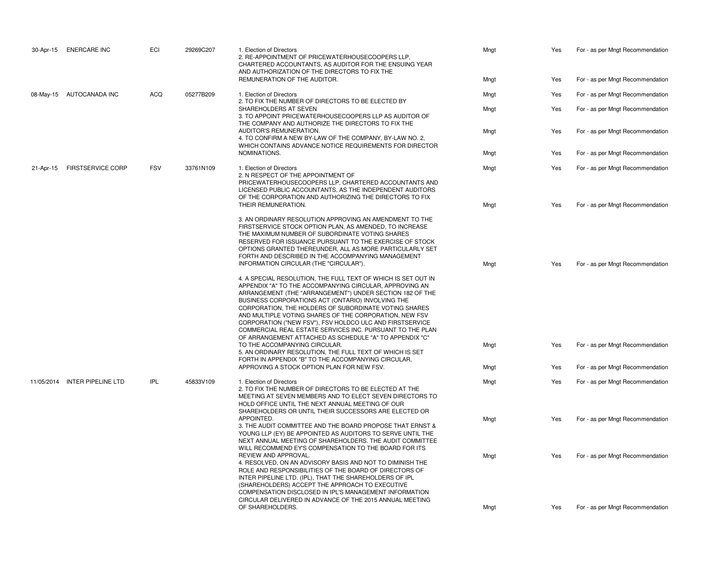| | | | | | | | |
|---|---|---|---|---|---|---|---|
| 30-Apr-15 | ENERCARE INC | ECI | 29269C207 | 1. Election of Directors | Mngt | Yes | For - as per Mngt Recommendation |
| | | | | 2. RE-APPOINTMENT OF PRICEWATERHOUSECOOPERS LLP, CHARTERED ACCOUNTANTS, AS AUDITOR FOR THE ENSUING YEAR AND AUTHORIZATION OF THE DIRECTORS TO FIX THE REMUNERATION OF THE AUDITOR. | Mngt | Yes | For - as per Mngt Recommendation |
| 08-May-15 | AUTOCANADA INC | ACQ | 05277B209 | 1. Election of Directors | Mngt | Yes | For - as per Mngt Recommendation |
| | | | | 2. TO FIX THE NUMBER OF DIRECTORS TO BE ELECTED BY SHAREHOLDERS AT SEVEN | Mngt | Yes | For - as per Mngt Recommendation |
| | | | | 3. TO APPOINT PRICEWATERHOUSECOOPERS LLP AS AUDITOR OF THE COMPANY AND AUTHORIZE THE DIRECTORS TO FIX THE AUDITOR'S REMUNERATION. | Mngt | Yes | For - as per Mngt Recommendation |
| | | | | 4. TO CONFIRM A NEW BY-LAW OF THE COMPANY, BY-LAW NO. 2, WHICH CONTAINS ADVANCE NOTICE REQUIREMENTS FOR DIRECTOR NOMINATIONS. | Mngt | Yes | For - as per Mngt Recommendation |
| 21-Apr-15 | FIRSTSERVICE CORP | FSV | 33761N109 | 1. Election of Directors | Mngt | Yes | For - as per Mngt Recommendation |
| | | | | 2. N RESPECT OF THE APPOINTMENT OF PRICEWATERHOUSECOOPERS LLP, CHARTERED ACCOUNTANTS AND LICENSED PUBLIC ACCOUNTANTS, AS THE INDEPENDENT AUDITORS OF THE CORPORATION AND AUTHORIZING THE DIRECTORS TO FIX THEIR REMUNERATION. | Mngt | Yes | For - as per Mngt Recommendation |
| | | | | 3. AN ORDINARY RESOLUTION APPROVING AN AMENDMENT TO THE FIRSTSERVICE STOCK OPTION PLAN, AS AMENDED, TO INCREASE THE MAXIMUM NUMBER OF SUBORDINATE VOTING SHARES RESERVED FOR ISSUANCE PURSUANT TO THE EXERCISE OF STOCK OPTIONS GRANTED THEREUNDER, ALL AS MORE PARTICULARLY SET FORTH AND DESCRIBED IN THE ACCOMPANYING MANAGEMENT INFORMATION CIRCULAR (THE "CIRCULAR"). | Mngt | Yes | For - as per Mngt Recommendation |
| | | | | 4. A SPECIAL RESOLUTION, THE FULL TEXT OF WHICH IS SET OUT IN APPENDIX "A" TO THE ACCOMPANYING CIRCULAR, APPROVING AN ARRANGEMENT (THE "ARRANGEMENT") UNDER SECTION 182 OF THE BUSINESS CORPORATIONS ACT (ONTARIO) INVOLVING THE CORPORATION, THE HOLDERS OF SUBORDINATE VOTING SHARES AND MULTIPLE VOTING SHARES OF THE CORPORATION, NEW FSV CORPORATION ("NEW FSV"), FSV HOLDCO ULC AND FIRSTSERVICE COMMERCIAL REAL ESTATE SERVICES INC. PURSUANT TO THE PLAN OF ARRANGEMENT ATTACHED AS SCHEDULE "A" TO APPENDIX "C" TO THE ACCOMPANYING CIRCULAR. | Mngt | Yes | For - as per Mngt Recommendation |
| | | | | 5. AN ORDINARY RESOLUTION, THE FULL TEXT OF WHICH IS SET FORTH IN APPENDIX "B" TO THE ACCOMPANYING CIRCULAR, APPROVING A STOCK OPTION PLAN FOR NEW FSV. | Mngt | Yes | For - as per Mngt Recommendation |
| 11/05/2014 | INTER PIPELINE LTD | IPL | 45833V109 | 1. Election of Directors | Mngt | Yes | For - as per Mngt Recommendation |
| | | | | 2. TO FIX THE NUMBER OF DIRECTORS TO BE ELECTED AT THE MEETING AT SEVEN MEMBERS AND TO ELECT SEVEN DIRECTORS TO HOLD OFFICE UNTIL THE NEXT ANNUAL MEETING OF OUR SHAREHOLDERS OR UNTIL THEIR SUCCESSORS ARE ELECTED OR APPOINTED. | Mngt | Yes | For - as per Mngt Recommendation |
| | | | | 3. THE AUDIT COMMITTEE AND THE BOARD PROPOSE THAT ERNST & YOUNG LLP (EY) BE APPOINTED AS AUDITORS TO SERVE UNTIL THE NEXT ANNUAL MEETING OF SHAREHOLDERS. THE AUDIT COMMITTEE WILL RECOMMEND EY'S COMPENSATION TO THE BOARD FOR ITS REVIEW AND APPROVAL. | Mngt | Yes | For - as per Mngt Recommendation |
| | | | | 4. RESOLVED, ON AN ADVISORY BASIS AND NOT TO DIMINISH THE ROLE AND RESPONSIBILITIES OF THE BOARD OF DIRECTORS OF INTER PIPELINE LTD. (IPL), THAT THE SHAREHOLDERS OF IPL (SHAREHOLDERS) ACCEPT THE APPROACH TO EXECUTIVE COMPENSATION DISCLOSED IN IPL'S MANAGEMENT INFORMATION CIRCULAR DELIVERED IN ADVANCE OF THE 2015 ANNUAL MEETING OF SHAREHOLDERS. | Mngt | Yes | For - as per Mngt Recommendation |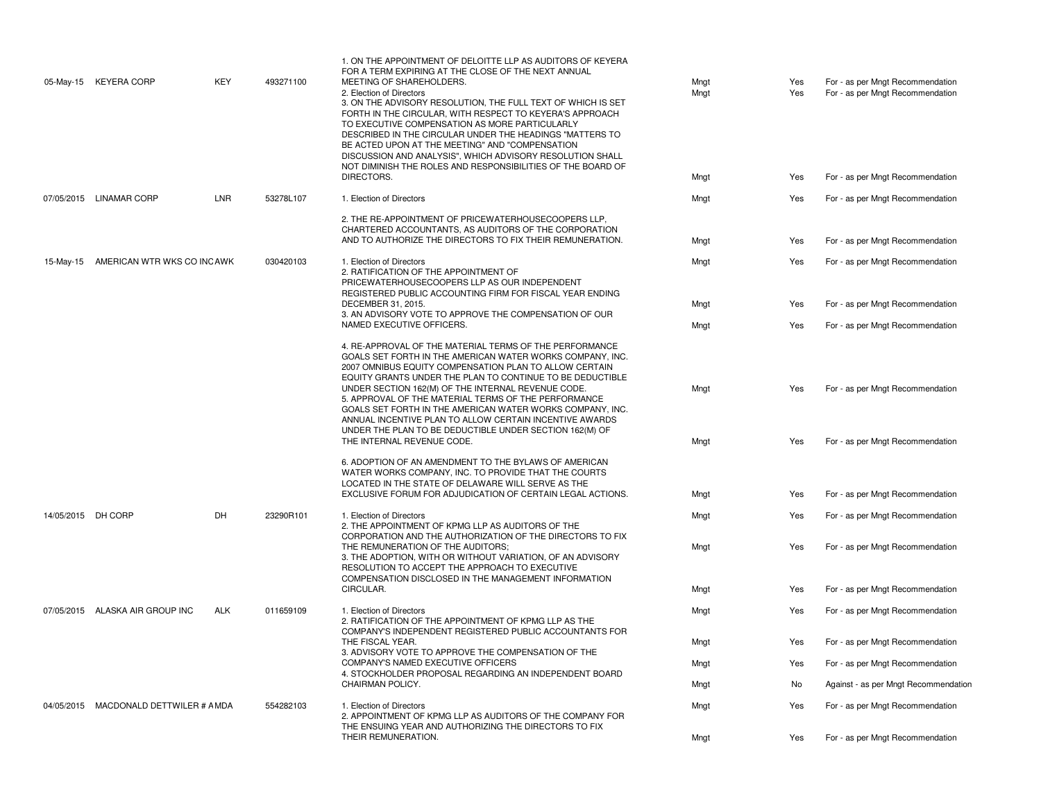| | | | | | | | |
|---|---|---|---|---|---|---|---|
| 05-May-15 | KEYERA CORP | KEY | 493271100 | 1. ON THE APPOINTMENT OF DELOITTE LLP AS AUDITORS OF KEYERA FOR A TERM EXPIRING AT THE CLOSE OF THE NEXT ANNUAL MEETING OF SHAREHOLDERS. | Mngt | Yes | For - as per Mngt Recommendation |
| | | | | 2. Election of Directors | Mngt | Yes | For - as per Mngt Recommendation |
| | | | | 3. ON THE ADVISORY RESOLUTION, THE FULL TEXT OF WHICH IS SET FORTH IN THE CIRCULAR, WITH RESPECT TO KEYERA'S APPROACH TO EXECUTIVE COMPENSATION AS MORE PARTICULARLY DESCRIBED IN THE CIRCULAR UNDER THE HEADINGS "MATTERS TO BE ACTED UPON AT THE MEETING" AND "COMPENSATION DISCUSSION AND ANALYSIS", WHICH ADVISORY RESOLUTION SHALL NOT DIMINISH THE ROLES AND RESPONSIBILITIES OF THE BOARD OF DIRECTORS. | Mngt | Yes | For - as per Mngt Recommendation |
| 07/05/2015 | LINAMAR CORP | LNR | 53278L107 | 1. Election of Directors | Mngt | Yes | For - as per Mngt Recommendation |
| | | | | 2. THE RE-APPOINTMENT OF PRICEWATERHOUSECOOPERS LLP, CHARTERED ACCOUNTANTS, AS AUDITORS OF THE CORPORATION AND TO AUTHORIZE THE DIRECTORS TO FIX THEIR REMUNERATION. | Mngt | Yes | For - as per Mngt Recommendation |
| 15-May-15 | AMERICAN WTR WKS CO INC | AWK | 030420103 | 1. Election of Directors | Mngt | Yes | For - as per Mngt Recommendation |
| | | | | 2. RATIFICATION OF THE APPOINTMENT OF PRICEWATERHOUSECOOPERS LLP AS OUR INDEPENDENT REGISTERED PUBLIC ACCOUNTING FIRM FOR FISCAL YEAR ENDING DECEMBER 31, 2015. | Mngt | Yes | For - as per Mngt Recommendation |
| | | | | 3. AN ADVISORY VOTE TO APPROVE THE COMPENSATION OF OUR NAMED EXECUTIVE OFFICERS. | Mngt | Yes | For - as per Mngt Recommendation |
| | | | | 4. RE-APPROVAL OF THE MATERIAL TERMS OF THE PERFORMANCE GOALS SET FORTH IN THE AMERICAN WATER WORKS COMPANY, INC. 2007 OMNIBUS EQUITY COMPENSATION PLAN TO ALLOW CERTAIN EQUITY GRANTS UNDER THE PLAN TO CONTINUE TO BE DEDUCTIBLE UNDER SECTION 162(M) OF THE INTERNAL REVENUE CODE. | Mngt | Yes | For - as per Mngt Recommendation |
| | | | | 5. APPROVAL OF THE MATERIAL TERMS OF THE PERFORMANCE GOALS SET FORTH IN THE AMERICAN WATER WORKS COMPANY, INC. ANNUAL INCENTIVE PLAN TO ALLOW CERTAIN INCENTIVE AWARDS UNDER THE PLAN TO BE DEDUCTIBLE UNDER SECTION 162(M) OF THE INTERNAL REVENUE CODE. | Mngt | Yes | For - as per Mngt Recommendation |
| | | | | 6. ADOPTION OF AN AMENDMENT TO THE BYLAWS OF AMERICAN WATER WORKS COMPANY, INC. TO PROVIDE THAT THE COURTS LOCATED IN THE STATE OF DELAWARE WILL SERVE AS THE EXCLUSIVE FORUM FOR ADJUDICATION OF CERTAIN LEGAL ACTIONS. | Mngt | Yes | For - as per Mngt Recommendation |
| 14/05/2015 | DH CORP | DH | 23290R101 | 1. Election of Directors | Mngt | Yes | For - as per Mngt Recommendation |
| | | | | 2. THE APPOINTMENT OF KPMG LLP AS AUDITORS OF THE CORPORATION AND THE AUTHORIZATION OF THE DIRECTORS TO FIX THE REMUNERATION OF THE AUDITORS; | Mngt | Yes | For - as per Mngt Recommendation |
| | | | | 3. THE ADOPTION, WITH OR WITHOUT VARIATION, OF AN ADVISORY RESOLUTION TO ACCEPT THE APPROACH TO EXECUTIVE COMPENSATION DISCLOSED IN THE MANAGEMENT INFORMATION CIRCULAR. | Mngt | Yes | For - as per Mngt Recommendation |
| 07/05/2015 | ALASKA AIR GROUP INC | ALK | 011659109 | 1. Election of Directors | Mngt | Yes | For - as per Mngt Recommendation |
| | | | | 2. RATIFICATION OF THE APPOINTMENT OF KPMG LLP AS THE COMPANY'S INDEPENDENT REGISTERED PUBLIC ACCOUNTANTS FOR THE FISCAL YEAR. | Mngt | Yes | For - as per Mngt Recommendation |
| | | | | 3. ADVISORY VOTE TO APPROVE THE COMPENSATION OF THE COMPANY'S NAMED EXECUTIVE OFFICERS | Mngt | Yes | For - as per Mngt Recommendation |
| | | | | 4. STOCKHOLDER PROPOSAL REGARDING AN INDEPENDENT BOARD CHAIRMAN POLICY. | Mngt | No | Against - as per Mngt Recommendation |
| 04/05/2015 | MACDONALD DETTWILER # A | MDA | 554282103 | 1. Election of Directors | Mngt | Yes | For - as per Mngt Recommendation |
| | | | | 2. APPOINTMENT OF KPMG LLP AS AUDITORS OF THE COMPANY FOR THE ENSUING YEAR AND AUTHORIZING THE DIRECTORS TO FIX THEIR REMUNERATION. | Mngt | Yes | For - as per Mngt Recommendation |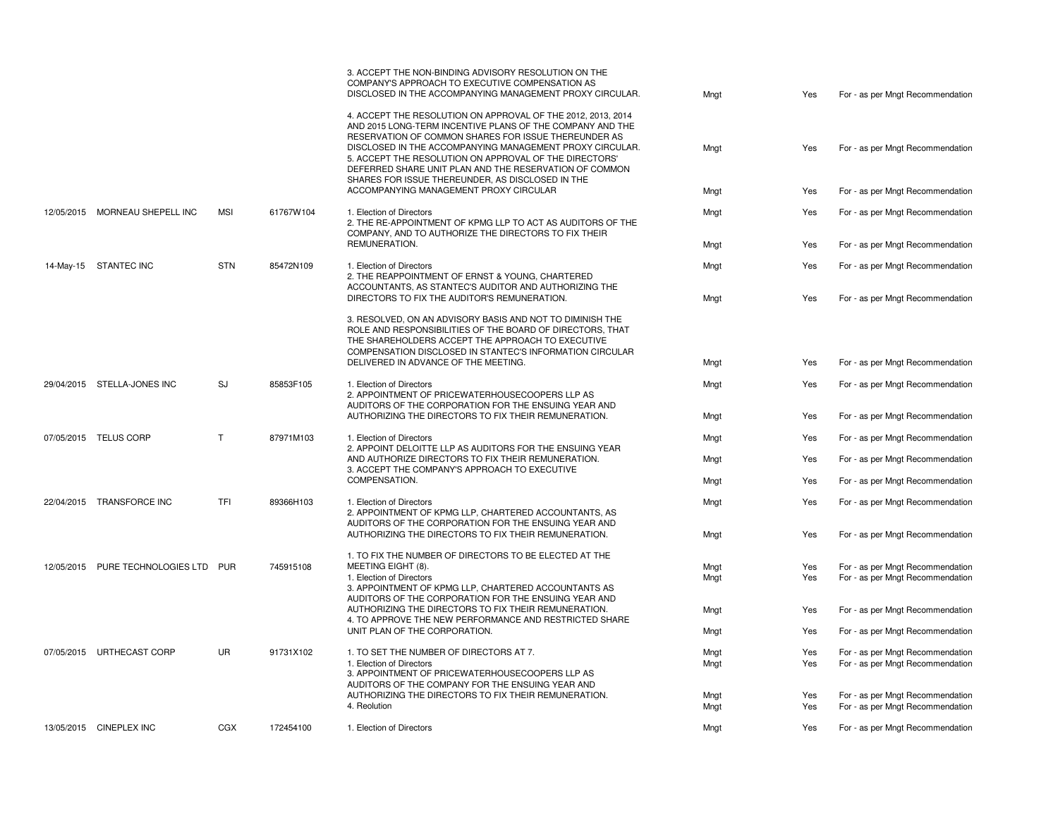| | | | | | | |
|---|---|---|---|---|---|---|
| | | | | 3. ACCEPT THE NON-BINDING ADVISORY RESOLUTION ON THE COMPANY'S APPROACH TO EXECUTIVE COMPENSATION AS DISCLOSED IN THE ACCOMPANYING MANAGEMENT PROXY CIRCULAR. | Mngt | Yes | For - as per Mngt Recommendation |
| | | | | 4. ACCEPT THE RESOLUTION ON APPROVAL OF THE 2012, 2013, 2014 AND 2015 LONG-TERM INCENTIVE PLANS OF THE COMPANY AND THE RESERVATION OF COMMON SHARES FOR ISSUE THEREUNDER AS DISCLOSED IN THE ACCOMPANYING MANAGEMENT PROXY CIRCULAR. | Mngt | Yes | For - as per Mngt Recommendation |
| | | | | 5. ACCEPT THE RESOLUTION ON APPROVAL OF THE DIRECTORS' DEFERRED SHARE UNIT PLAN AND THE RESERVATION OF COMMON SHARES FOR ISSUE THEREUNDER, AS DISCLOSED IN THE ACCOMPANYING MANAGEMENT PROXY CIRCULAR | Mngt | Yes | For - as per Mngt Recommendation |
| 12/05/2015 | MORNEAU SHEPELL INC | MSI | 61767W104 | 1. Election of Directors | Mngt | Yes | For - as per Mngt Recommendation |
| | | | | 2. THE RE-APPOINTMENT OF KPMG LLP TO ACT AS AUDITORS OF THE COMPANY, AND TO AUTHORIZE THE DIRECTORS TO FIX THEIR REMUNERATION. | Mngt | Yes | For - as per Mngt Recommendation |
| 14-May-15 | STANTEC INC | STN | 85472N109 | 1. Election of Directors | Mngt | Yes | For - as per Mngt Recommendation |
| | | | | 2. THE REAPPOINTMENT OF ERNST & YOUNG, CHARTERED ACCOUNTANTS, AS STANTEC'S AUDITOR AND AUTHORIZING THE DIRECTORS TO FIX THE AUDITOR'S REMUNERATION. | Mngt | Yes | For - as per Mngt Recommendation |
| | | | | 3. RESOLVED, ON AN ADVISORY BASIS AND NOT TO DIMINISH THE ROLE AND RESPONSIBILITIES OF THE BOARD OF DIRECTORS, THAT THE SHAREHOLDERS ACCEPT THE APPROACH TO EXECUTIVE COMPENSATION DISCLOSED IN STANTEC'S INFORMATION CIRCULAR DELIVERED IN ADVANCE OF THE MEETING. | Mngt | Yes | For - as per Mngt Recommendation |
| 29/04/2015 | STELLA-JONES INC | SJ | 85853F105 | 1. Election of Directors | Mngt | Yes | For - as per Mngt Recommendation |
| | | | | 2. APPOINTMENT OF PRICEWATERHOUSECOOPERS LLP AS AUDITORS OF THE CORPORATION FOR THE ENSUING YEAR AND AUTHORIZING THE DIRECTORS TO FIX THEIR REMUNERATION. | Mngt | Yes | For - as per Mngt Recommendation |
| 07/05/2015 | TELUS CORP | T | 87971M103 | 1. Election of Directors | Mngt | Yes | For - as per Mngt Recommendation |
| | | | | 2. APPOINT DELOITTE LLP AS AUDITORS FOR THE ENSUING YEAR AND AUTHORIZE DIRECTORS TO FIX THEIR REMUNERATION. | Mngt | Yes | For - as per Mngt Recommendation |
| | | | | 3. ACCEPT THE COMPANY'S APPROACH TO EXECUTIVE COMPENSATION. | Mngt | Yes | For - as per Mngt Recommendation |
| 22/04/2015 | TRANSFORCE INC | TFI | 89366H103 | 1. Election of Directors | Mngt | Yes | For - as per Mngt Recommendation |
| | | | | 2. APPOINTMENT OF KPMG LLP, CHARTERED ACCOUNTANTS, AS AUDITORS OF THE CORPORATION FOR THE ENSUING YEAR AND AUTHORIZING THE DIRECTORS TO FIX THEIR REMUNERATION. | Mngt | Yes | For - as per Mngt Recommendation |
| 12/05/2015 | PURE TECHNOLOGIES LTD | PUR | 745915108 | 1. TO FIX THE NUMBER OF DIRECTORS TO BE ELECTED AT THE MEETING EIGHT (8). | Mngt | Yes | For - as per Mngt Recommendation |
| | | | | 1. Election of Directors | Mngt | Yes | For - as per Mngt Recommendation |
| | | | | 3. APPOINTMENT OF KPMG LLP, CHARTERED ACCOUNTANTS AS AUDITORS OF THE CORPORATION FOR THE ENSUING YEAR AND AUTHORIZING THE DIRECTORS TO FIX THEIR REMUNERATION. | Mngt | Yes | For - as per Mngt Recommendation |
| | | | | 4. TO APPROVE THE NEW PERFORMANCE AND RESTRICTED SHARE UNIT PLAN OF THE CORPORATION. | Mngt | Yes | For - as per Mngt Recommendation |
| 07/05/2015 | URTHECAST CORP | UR | 91731X102 | 1. TO SET THE NUMBER OF DIRECTORS AT 7. | Mngt | Yes | For - as per Mngt Recommendation |
| | | | | 1. Election of Directors | Mngt | Yes | For - as per Mngt Recommendation |
| | | | | 3. APPOINTMENT OF PRICEWATERHOUSECOOPERS LLP AS AUDITORS OF THE COMPANY FOR THE ENSUING YEAR AND AUTHORIZING THE DIRECTORS TO FIX THEIR REMUNERATION. | Mngt | Yes | For - as per Mngt Recommendation |
| | | | | 4. Reolution | Mngt | Yes | For - as per Mngt Recommendation |
| 13/05/2015 | CINEPLEX INC | CGX | 172454100 | 1. Election of Directors | Mngt | Yes | For - as per Mngt Recommendation |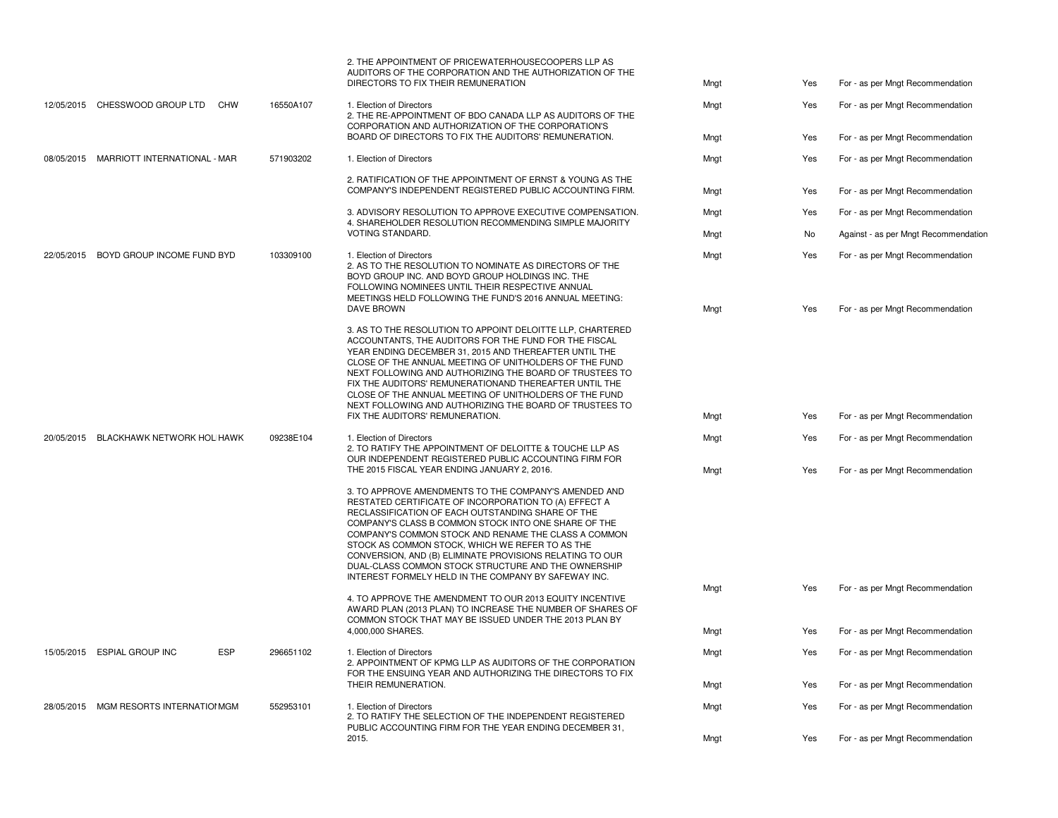| | | | | | | |
|---|---|---|---|---|---|---|
| | | | 2. THE APPOINTMENT OF PRICEWATERHOUSECOOPERS LLP AS AUDITORS OF THE CORPORATION AND THE AUTHORIZATION OF THE DIRECTORS TO FIX THEIR REMUNERATION | Mngt | Yes | For - as per Mngt Recommendation |
| 12/05/2015 | CHESSWOOD GROUP LTD CHW | 16550A107 | 1. Election of Directors | Mngt | Yes | For - as per Mngt Recommendation |
| | | | 2. THE RE-APPOINTMENT OF BDO CANADA LLP AS AUDITORS OF THE CORPORATION AND AUTHORIZATION OF THE CORPORATION'S BOARD OF DIRECTORS TO FIX THE AUDITORS' REMUNERATION. | Mngt | Yes | For - as per Mngt Recommendation |
| 08/05/2015 | MARRIOTT INTERNATIONAL - MAR | 571903202 | 1. Election of Directors | Mngt | Yes | For - as per Mngt Recommendation |
| | | | 2. RATIFICATION OF THE APPOINTMENT OF ERNST & YOUNG AS THE COMPANY'S INDEPENDENT REGISTERED PUBLIC ACCOUNTING FIRM. | Mngt | Yes | For - as per Mngt Recommendation |
| | | | 3. ADVISORY RESOLUTION TO APPROVE EXECUTIVE COMPENSATION. | Mngt | Yes | For - as per Mngt Recommendation |
| | | | 4. SHAREHOLDER RESOLUTION RECOMMENDING SIMPLE MAJORITY VOTING STANDARD. | Mngt | No | Against - as per Mngt Recommendation |
| 22/05/2015 | BOYD GROUP INCOME FUND BYD | 103309100 | 1. Election of Directors | Mngt | Yes | For - as per Mngt Recommendation |
| | | | 2. AS TO THE RESOLUTION TO NOMINATE AS DIRECTORS OF THE BOYD GROUP INC. AND BOYD GROUP HOLDINGS INC. THE FOLLOWING NOMINEES UNTIL THEIR RESPECTIVE ANNUAL MEETINGS HELD FOLLOWING THE FUND'S 2016 ANNUAL MEETING: DAVE BROWN | Mngt | Yes | For - as per Mngt Recommendation |
| | | | 3. AS TO THE RESOLUTION TO APPOINT DELOITTE LLP, CHARTERED ACCOUNTANTS, THE AUDITORS FOR THE FUND FOR THE FISCAL YEAR ENDING DECEMBER 31, 2015 AND THEREAFTER UNTIL THE CLOSE OF THE ANNUAL MEETING OF UNITHOLDERS OF THE FUND NEXT FOLLOWING AND AUTHORIZING THE BOARD OF TRUSTEES TO FIX THE AUDITORS' REMUNERATIONAND THEREAFTER UNTIL THE CLOSE OF THE ANNUAL MEETING OF UNITHOLDERS OF THE FUND NEXT FOLLOWING AND AUTHORIZING THE BOARD OF TRUSTEES TO FIX THE AUDITORS' REMUNERATION. | Mngt | Yes | For - as per Mngt Recommendation |
| 20/05/2015 | BLACKHAWK NETWORK HOL HAWK | 09238E104 | 1. Election of Directors | Mngt | Yes | For - as per Mngt Recommendation |
| | | | 2. TO RATIFY THE APPOINTMENT OF DELOITTE & TOUCHE LLP AS OUR INDEPENDENT REGISTERED PUBLIC ACCOUNTING FIRM FOR THE 2015 FISCAL YEAR ENDING JANUARY 2, 2016. | Mngt | Yes | For - as per Mngt Recommendation |
| | | | 3. TO APPROVE AMENDMENTS TO THE COMPANY'S AMENDED AND RESTATED CERTIFICATE OF INCORPORATION TO (A) EFFECT A RECLASSIFICATION OF EACH OUTSTANDING SHARE OF THE COMPANY'S CLASS B COMMON STOCK INTO ONE SHARE OF THE COMPANY'S COMMON STOCK AND RENAME THE CLASS A COMMON STOCK AS COMMON STOCK, WHICH WE REFER TO AS THE CONVERSION, AND (B) ELIMINATE PROVISIONS RELATING TO OUR DUAL-CLASS COMMON STOCK STRUCTURE AND THE OWNERSHIP INTEREST FORMELY HELD IN THE COMPANY BY SAFEWAY INC. | Mngt | Yes | For - as per Mngt Recommendation |
| | | | 4. TO APPROVE THE AMENDMENT TO OUR 2013 EQUITY INCENTIVE AWARD PLAN (2013 PLAN) TO INCREASE THE NUMBER OF SHARES OF COMMON STOCK THAT MAY BE ISSUED UNDER THE 2013 PLAN BY 4,000,000 SHARES. | Mngt | Yes | For - as per Mngt Recommendation |
| 15/05/2015 | ESPIAL GROUP INC ESP | 296651102 | 1. Election of Directors | Mngt | Yes | For - as per Mngt Recommendation |
| | | | 2. APPOINTMENT OF KPMG LLP AS AUDITORS OF THE CORPORATION FOR THE ENSUING YEAR AND AUTHORIZING THE DIRECTORS TO FIX THEIR REMUNERATION. | Mngt | Yes | For - as per Mngt Recommendation |
| 28/05/2015 | MGM RESORTS INTERNATIOI MGM | 552953101 | 1. Election of Directors | Mngt | Yes | For - as per Mngt Recommendation |
| | | | 2. TO RATIFY THE SELECTION OF THE INDEPENDENT REGISTERED PUBLIC ACCOUNTING FIRM FOR THE YEAR ENDING DECEMBER 31, 2015. | Mngt | Yes | For - as per Mngt Recommendation |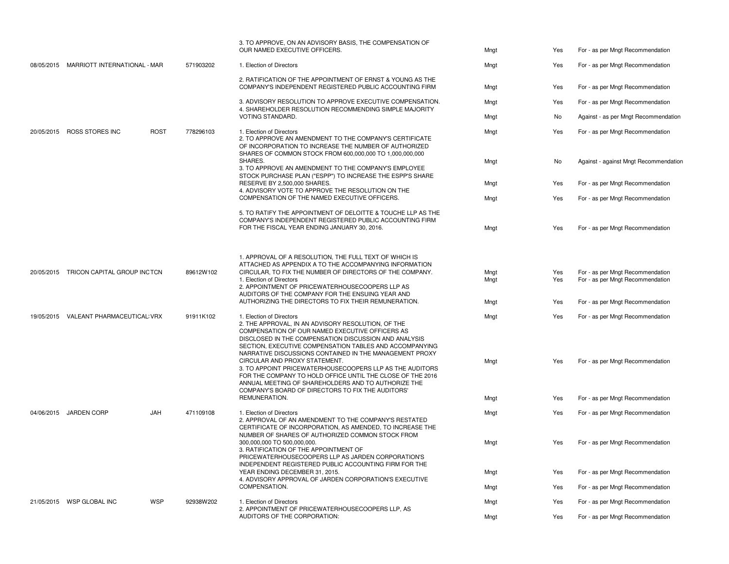| | | | | | | | |
|---|---|---|---|---|---|---|---|
| | | | | 3. TO APPROVE, ON AN ADVISORY BASIS, THE COMPENSATION OF OUR NAMED EXECUTIVE OFFICERS. | Mngt | Yes | For - as per Mngt Recommendation |
| 08/05/2015 | MARRIOTT INTERNATIONAL - MAR | | 571903202 | 1. Election of Directors | Mngt | Yes | For - as per Mngt Recommendation |
| | | | | 2. RATIFICATION OF THE APPOINTMENT OF ERNST & YOUNG AS THE COMPANY'S INDEPENDENT REGISTERED PUBLIC ACCOUNTING FIRM | Mngt | Yes | For - as per Mngt Recommendation |
| | | | | 3. ADVISORY RESOLUTION TO APPROVE EXECUTIVE COMPENSATION. | Mngt | Yes | For - as per Mngt Recommendation |
| | | | | 4. SHAREHOLDER RESOLUTION RECOMMENDING SIMPLE MAJORITY VOTING STANDARD. | Mngt | No | Against - as per Mngt Recommendation |
| 20/05/2015 | ROSS STORES INC | ROST | 778296103 | 1. Election of Directors | Mngt | Yes | For - as per Mngt Recommendation |
| | | | | 2. TO APPROVE AN AMENDMENT TO THE COMPANY'S CERTIFICATE OF INCORPORATION TO INCREASE THE NUMBER OF AUTHORIZED SHARES OF COMMON STOCK FROM 600,000,000 TO 1,000,000,000 SHARES. | Mngt | No | Against - against Mngt Recommendation |
| | | | | 3. TO APPROVE AN AMENDMENT TO THE COMPANY'S EMPLOYEE STOCK PURCHASE PLAN ("ESPP") TO INCREASE THE ESPP'S SHARE RESERVE BY 2,500,000 SHARES. | Mngt | Yes | For - as per Mngt Recommendation |
| | | | | 4. ADVISORY VOTE TO APPROVE THE RESOLUTION ON THE COMPENSATION OF THE NAMED EXECUTIVE OFFICERS. | Mngt | Yes | For - as per Mngt Recommendation |
| | | | | 5. TO RATIFY THE APPOINTMENT OF DELOITTE & TOUCHE LLP AS THE COMPANY'S INDEPENDENT REGISTERED PUBLIC ACCOUNTING FIRM FOR THE FISCAL YEAR ENDING JANUARY 30, 2016. | Mngt | Yes | For - as per Mngt Recommendation |
| 20/05/2015 | TRICON CAPITAL GROUP INC | TCN | 89612W102 | 1. APPROVAL OF A RESOLUTION, THE FULL TEXT OF WHICH IS ATTACHED AS APPENDIX A TO THE ACCOMPANYING INFORMATION CIRCULAR, TO FIX THE NUMBER OF DIRECTORS OF THE COMPANY. | Mngt | Yes | For - as per Mngt Recommendation |
| | | | | 1. Election of Directors | Mngt | Yes | For - as per Mngt Recommendation |
| | | | | 2. APPOINTMENT OF PRICEWATERHOUSECOOPERS LLP AS AUDITORS OF THE COMPANY FOR THE ENSUING YEAR AND AUTHORIZING THE DIRECTORS TO FIX THEIR REMUNERATION. | Mngt | Yes | For - as per Mngt Recommendation |
| 19/05/2015 | VALEANT PHARMACEUTICAL | VRX | 91911K102 | 1. Election of Directors | Mngt | Yes | For - as per Mngt Recommendation |
| | | | | 2. THE APPROVAL, IN AN ADVISORY RESOLUTION, OF THE COMPENSATION OF OUR NAMED EXECUTIVE OFFICERS AS DISCLOSED IN THE COMPENSATION DISCUSSION AND ANALYSIS SECTION, EXECUTIVE COMPENSATION TABLES AND ACCOMPANYING NARRATIVE DISCUSSIONS CONTAINED IN THE MANAGEMENT PROXY CIRCULAR AND PROXY STATEMENT. | Mngt | Yes | For - as per Mngt Recommendation |
| | | | | 3. TO APPOINT PRICEWATERHOUSECOOPERS LLP AS THE AUDITORS FOR THE COMPANY TO HOLD OFFICE UNTIL THE CLOSE OF THE 2016 ANNUAL MEETING OF SHAREHOLDERS AND TO AUTHORIZE THE COMPANY'S BOARD OF DIRECTORS TO FIX THE AUDITORS' REMUNERATION. | Mngt | Yes | For - as per Mngt Recommendation |
| 04/06/2015 | JARDEN CORP | JAH | 471109108 | 1. Election of Directors | Mngt | Yes | For - as per Mngt Recommendation |
| | | | | 2. APPROVAL OF AN AMENDMENT TO THE COMPANY'S RESTATED CERTIFICATE OF INCORPORATION, AS AMENDED, TO INCREASE THE NUMBER OF SHARES OF AUTHORIZED COMMON STOCK FROM 300,000,000 TO 500,000,000. | Mngt | Yes | For - as per Mngt Recommendation |
| | | | | 3. RATIFICATION OF THE APPOINTMENT OF PRICEWATERHOUSECOOPERS LLP AS JARDEN CORPORATION'S INDEPENDENT REGISTERED PUBLIC ACCOUNTING FIRM FOR THE YEAR ENDING DECEMBER 31, 2015. | Mngt | Yes | For - as per Mngt Recommendation |
| | | | | 4. ADVISORY APPROVAL OF JARDEN CORPORATION'S EXECUTIVE COMPENSATION. | Mngt | Yes | For - as per Mngt Recommendation |
| 21/05/2015 | WSP GLOBAL INC | WSP | 92938W202 | 1. Election of Directors | Mngt | Yes | For - as per Mngt Recommendation |
| | | | | 2. APPOINTMENT OF PRICEWATERHOUSECOOPERS LLP, AS AUDITORS OF THE CORPORATION: | Mngt | Yes | For - as per Mngt Recommendation |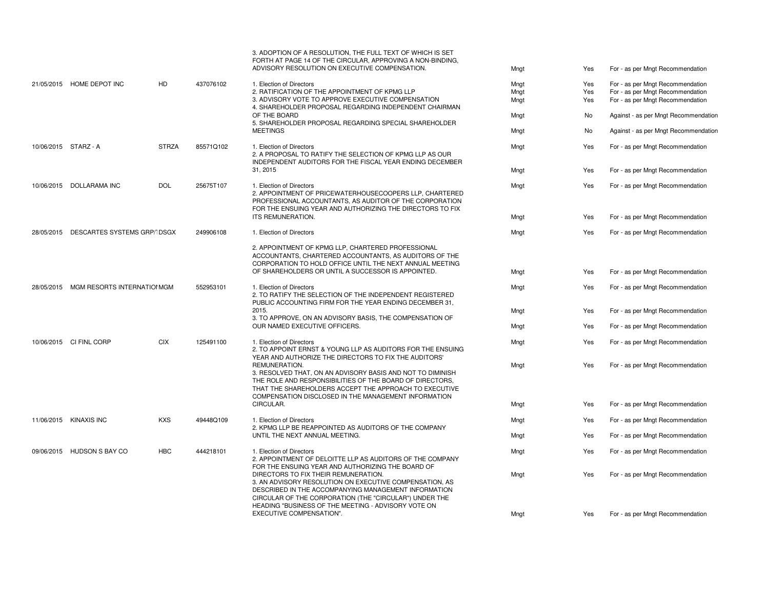| | | | | | | | |
|---|---|---|---|---|---|---|---|
| | | | | 3. ADOPTION OF A RESOLUTION, THE FULL TEXT OF WHICH IS SET FORTH AT PAGE 14 OF THE CIRCULAR, APPROVING A NON-BINDING, ADVISORY RESOLUTION ON EXECUTIVE COMPENSATION. | Mngt | Yes | For - as per Mngt Recommendation |
| 21/05/2015 | HOME DEPOT INC | HD | 437076102 | 1. Election of Directors | Mngt | Yes | For - as per Mngt Recommendation |
| | | | | 2. RATIFICATION OF THE APPOINTMENT OF KPMG LLP | Mngt | Yes | For - as per Mngt Recommendation |
| | | | | 3. ADVISORY VOTE TO APPROVE EXECUTIVE COMPENSATION | Mngt | Yes | For - as per Mngt Recommendation |
| | | | | 4. SHAREHOLDER PROPOSAL REGARDING INDEPENDENT CHAIRMAN OF THE BOARD | Mngt | No | Against - as per Mngt Recommendation |
| | | | | 5. SHAREHOLDER PROPOSAL REGARDING SPECIAL SHAREHOLDER MEETINGS | Mngt | No | Against - as per Mngt Recommendation |
| 10/06/2015 | STARZ - A | STRZA | 85571Q102 | 1. Election of Directors | Mngt | Yes | For - as per Mngt Recommendation |
| | | | | 2. A PROPOSAL TO RATIFY THE SELECTION OF KPMG LLP AS OUR INDEPENDENT AUDITORS FOR THE FISCAL YEAR ENDING DECEMBER 31, 2015 | Mngt | Yes | For - as per Mngt Recommendation |
| 10/06/2015 | DOLLARAMA INC | DOL | 25675T107 | 1. Election of Directors | Mngt | Yes | For - as per Mngt Recommendation |
| | | | | 2. APPOINTMENT OF PRICEWATERHOUSECOOPERS LLP, CHARTERED PROFESSIONAL ACCOUNTANTS, AS AUDITOR OF THE CORPORATION FOR THE ENSUING YEAR AND AUTHORIZING THE DIRECTORS TO FIX ITS REMUNERATION. | Mngt | Yes | For - as per Mngt Recommendation |
| 28/05/2015 | DESCARTES SYSTEMS GRP/T | DSGX | 249906108 | 1. Election of Directors | Mngt | Yes | For - as per Mngt Recommendation |
| | | | | 2. APPOINTMENT OF KPMG LLP, CHARTERED PROFESSIONAL ACCOUNTANTS, CHARTERED ACCOUNTANTS, AS AUDITORS OF THE CORPORATION TO HOLD OFFICE UNTIL THE NEXT ANNUAL MEETING OF SHAREHOLDERS OR UNTIL A SUCCESSOR IS APPOINTED. | Mngt | Yes | For - as per Mngt Recommendation |
| 28/05/2015 | MGM RESORTS INTERNATIONAL | MGM | 552953101 | 1. Election of Directors | Mngt | Yes | For - as per Mngt Recommendation |
| | | | | 2. TO RATIFY THE SELECTION OF THE INDEPENDENT REGISTERED PUBLIC ACCOUNTING FIRM FOR THE YEAR ENDING DECEMBER 31, 2015. | Mngt | Yes | For - as per Mngt Recommendation |
| | | | | 3. TO APPROVE, ON AN ADVISORY BASIS, THE COMPENSATION OF OUR NAMED EXECUTIVE OFFICERS. | Mngt | Yes | For - as per Mngt Recommendation |
| 10/06/2015 | CI FINL CORP | CIX | 125491100 | 1. Election of Directors | Mngt | Yes | For - as per Mngt Recommendation |
| | | | | 2. TO APPOINT ERNST & YOUNG LLP AS AUDITORS FOR THE ENSUING YEAR AND AUTHORIZE THE DIRECTORS TO FIX THE AUDITORS' REMUNERATION. | Mngt | Yes | For - as per Mngt Recommendation |
| | | | | 3. RESOLVED THAT, ON AN ADVISORY BASIS AND NOT TO DIMINISH THE ROLE AND RESPONSIBILITIES OF THE BOARD OF DIRECTORS, THAT THE SHAREHOLDERS ACCEPT THE APPROACH TO EXECUTIVE COMPENSATION DISCLOSED IN THE MANAGEMENT INFORMATION CIRCULAR. | Mngt | Yes | For - as per Mngt Recommendation |
| 11/06/2015 | KINAXIS INC | KXS | 49448Q109 | 1. Election of Directors | Mngt | Yes | For - as per Mngt Recommendation |
| | | | | 2. KPMG LLP BE REAPPOINTED AS AUDITORS OF THE COMPANY UNTIL THE NEXT ANNUAL MEETING. | Mngt | Yes | For - as per Mngt Recommendation |
| 09/06/2015 | HUDSON S BAY CO | HBC | 444218101 | 1. Election of Directors | Mngt | Yes | For - as per Mngt Recommendation |
| | | | | 2. APPOINTMENT OF DELOITTE LLP AS AUDITORS OF THE COMPANY FOR THE ENSUING YEAR AND AUTHORIZING THE BOARD OF DIRECTORS TO FIX THEIR REMUNERATION. | Mngt | Yes | For - as per Mngt Recommendation |
| | | | | 3. AN ADVISORY RESOLUTION ON EXECUTIVE COMPENSATION, AS DESCRIBED IN THE ACCOMPANYING MANAGEMENT INFORMATION CIRCULAR OF THE CORPORATION (THE "CIRCULAR") UNDER THE HEADING "BUSINESS OF THE MEETING - ADVISORY VOTE ON EXECUTIVE COMPENSATION". | Mngt | Yes | For - as per Mngt Recommendation |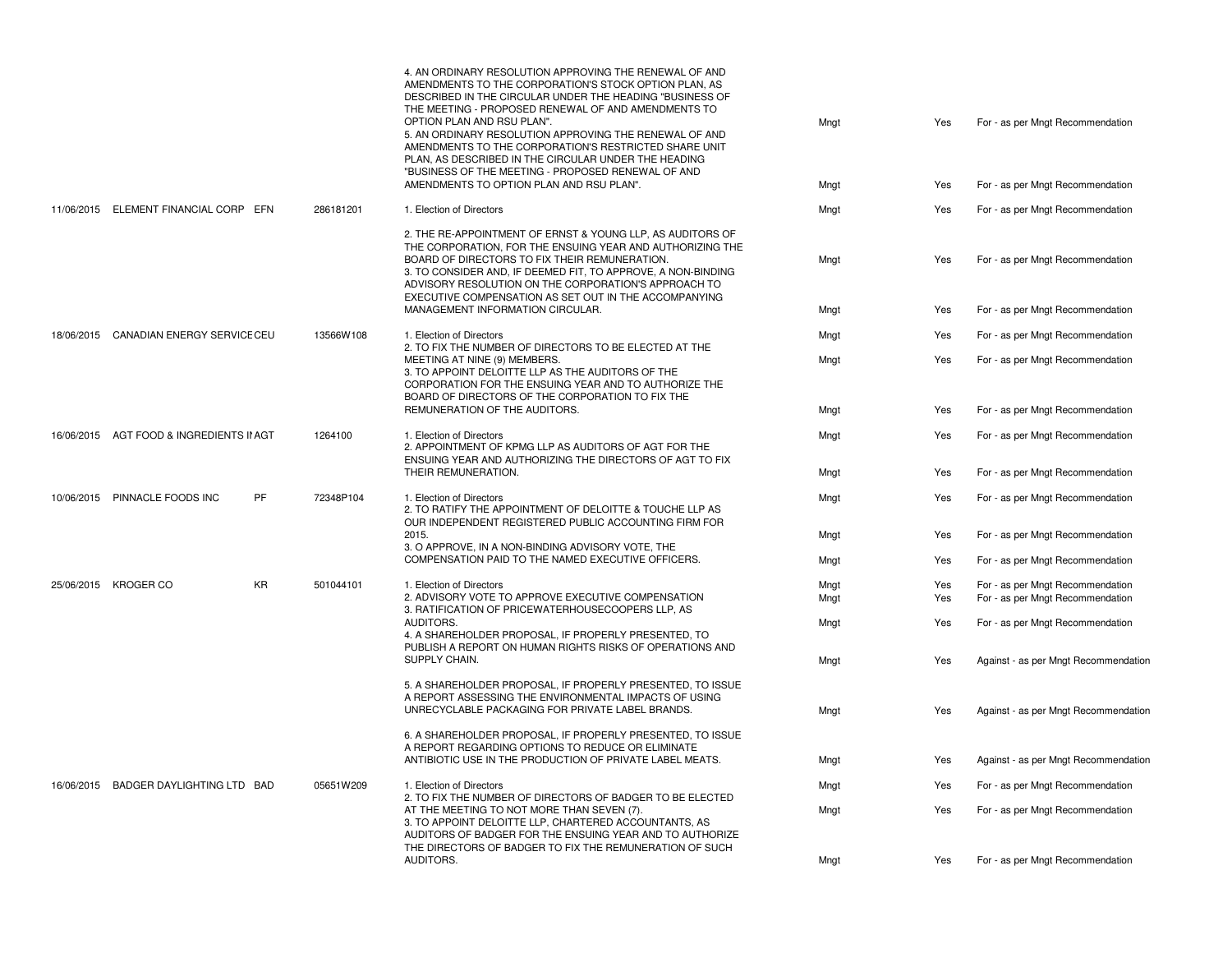| | | | | | | | |
|---|---|---|---|---|---|---|---|
| | | | | 4. AN ORDINARY RESOLUTION APPROVING THE RENEWAL OF AND AMENDMENTS TO THE CORPORATION'S STOCK OPTION PLAN, AS DESCRIBED IN THE CIRCULAR UNDER THE HEADING "BUSINESS OF THE MEETING - PROPOSED RENEWAL OF AND AMENDMENTS TO OPTION PLAN AND RSU PLAN". | Mngt | Yes | For - as per Mngt Recommendation |
| | | | | 5. AN ORDINARY RESOLUTION APPROVING THE RENEWAL OF AND AMENDMENTS TO THE CORPORATION'S RESTRICTED SHARE UNIT PLAN, AS DESCRIBED IN THE CIRCULAR UNDER THE HEADING "BUSINESS OF THE MEETING - PROPOSED RENEWAL OF AND AMENDMENTS TO OPTION PLAN AND RSU PLAN". | Mngt | Yes | For - as per Mngt Recommendation |
| 11/06/2015 | ELEMENT FINANCIAL CORP | EFN | 286181201 | 1. Election of Directors | Mngt | Yes | For - as per Mngt Recommendation |
| | | | | 2. THE RE-APPOINTMENT OF ERNST & YOUNG LLP, AS AUDITORS OF THE CORPORATION, FOR THE ENSUING YEAR AND AUTHORIZING THE BOARD OF DIRECTORS TO FIX THEIR REMUNERATION. | Mngt | Yes | For - as per Mngt Recommendation |
| | | | | 3. TO CONSIDER AND, IF DEEMED FIT, TO APPROVE, A NON-BINDING ADVISORY RESOLUTION ON THE CORPORATION'S APPROACH TO EXECUTIVE COMPENSATION AS SET OUT IN THE ACCOMPANYING MANAGEMENT INFORMATION CIRCULAR. | Mngt | Yes | For - as per Mngt Recommendation |
| 18/06/2015 | CANADIAN ENERGY SERVICE | CEU | 13566W108 | 1. Election of Directors | Mngt | Yes | For - as per Mngt Recommendation |
| | | | | 2. TO FIX THE NUMBER OF DIRECTORS TO BE ELECTED AT THE MEETING AT NINE (9) MEMBERS. | Mngt | Yes | For - as per Mngt Recommendation |
| | | | | 3. TO APPOINT DELOITTE LLP AS THE AUDITORS OF THE CORPORATION FOR THE ENSUING YEAR AND TO AUTHORIZE THE BOARD OF DIRECTORS OF THE CORPORATION TO FIX THE REMUNERATION OF THE AUDITORS. | Mngt | Yes | For - as per Mngt Recommendation |
| 16/06/2015 | AGT FOOD & INGREDIENTS IN | AGT | 1264100 | 1. Election of Directors | Mngt | Yes | For - as per Mngt Recommendation |
| | | | | 2. APPOINTMENT OF KPMG LLP AS AUDITORS OF AGT FOR THE ENSUING YEAR AND AUTHORIZING THE DIRECTORS OF AGT TO FIX THEIR REMUNERATION. | Mngt | Yes | For - as per Mngt Recommendation |
| 10/06/2015 | PINNACLE FOODS INC | PF | 72348P104 | 1. Election of Directors | Mngt | Yes | For - as per Mngt Recommendation |
| | | | | 2. TO RATIFY THE APPOINTMENT OF DELOITTE & TOUCHE LLP AS OUR INDEPENDENT REGISTERED PUBLIC ACCOUNTING FIRM FOR 2015. | Mngt | Yes | For - as per Mngt Recommendation |
| | | | | 3. O APPROVE, IN A NON-BINDING ADVISORY VOTE, THE COMPENSATION PAID TO THE NAMED EXECUTIVE OFFICERS. | Mngt | Yes | For - as per Mngt Recommendation |
| 25/06/2015 | KROGER CO | KR | 501044101 | 1. Election of Directors | Mngt | Yes | For - as per Mngt Recommendation |
| | | | | 2. ADVISORY VOTE TO APPROVE EXECUTIVE COMPENSATION | Mngt | Yes | For - as per Mngt Recommendation |
| | | | | 3. RATIFICATION OF PRICEWATERHOUSECOOPERS LLP, AS AUDITORS. | Mngt | Yes | For - as per Mngt Recommendation |
| | | | | 4. A SHAREHOLDER PROPOSAL, IF PROPERLY PRESENTED, TO PUBLISH A REPORT ON HUMAN RIGHTS RISKS OF OPERATIONS AND SUPPLY CHAIN. | Mngt | Yes | Against - as per Mngt Recommendation |
| | | | | 5. A SHAREHOLDER PROPOSAL, IF PROPERLY PRESENTED, TO ISSUE A REPORT ASSESSING THE ENVIRONMENTAL IMPACTS OF USING UNRECYCLABLE PACKAGING FOR PRIVATE LABEL BRANDS. | Mngt | Yes | Against - as per Mngt Recommendation |
| | | | | 6. A SHAREHOLDER PROPOSAL, IF PROPERLY PRESENTED, TO ISSUE A REPORT REGARDING OPTIONS TO REDUCE OR ELIMINATE ANTIBIOTIC USE IN THE PRODUCTION OF PRIVATE LABEL MEATS. | Mngt | Yes | Against - as per Mngt Recommendation |
| 16/06/2015 | BADGER DAYLIGHTING LTD | BAD | 05651W209 | 1. Election of Directors | Mngt | Yes | For - as per Mngt Recommendation |
| | | | | 2. TO FIX THE NUMBER OF DIRECTORS OF BADGER TO BE ELECTED AT THE MEETING TO NOT MORE THAN SEVEN (7). | Mngt | Yes | For - as per Mngt Recommendation |
| | | | | 3. TO APPOINT DELOITTE LLP, CHARTERED ACCOUNTANTS, AS AUDITORS OF BADGER FOR THE ENSUING YEAR AND TO AUTHORIZE THE DIRECTORS OF BADGER TO FIX THE REMUNERATION OF SUCH AUDITORS. | Mngt | Yes | For - as per Mngt Recommendation |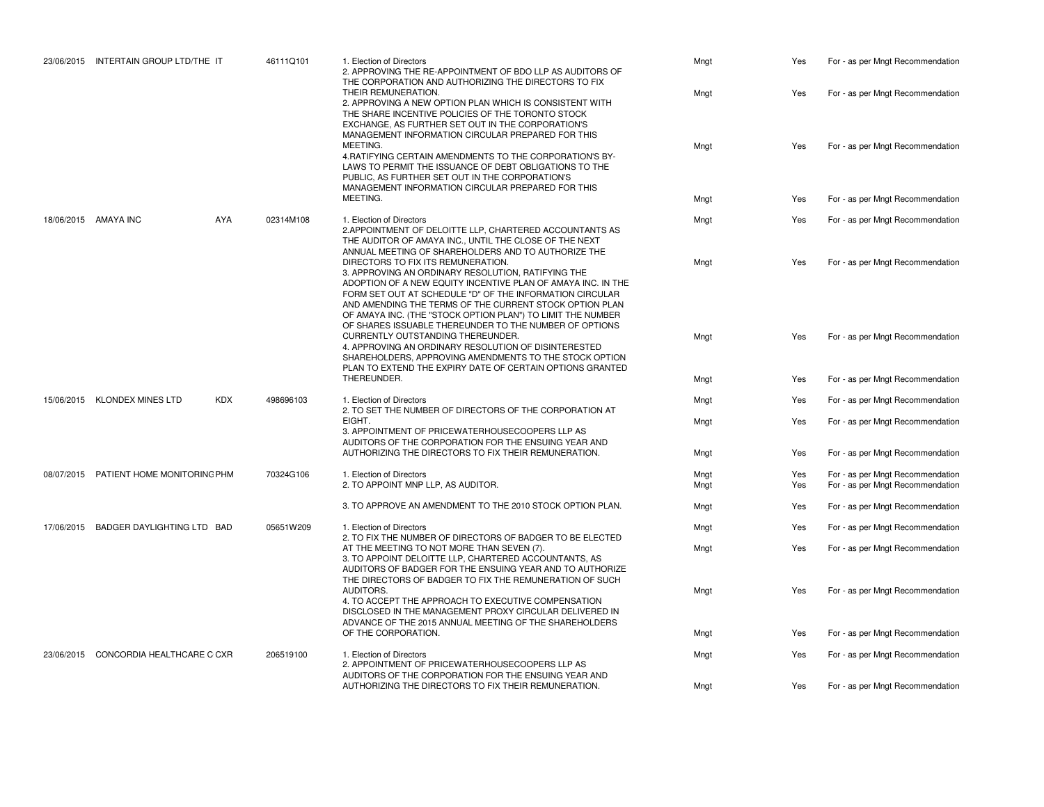| Date | Company | Ticker | CUSIP | Proposal | Proposed by | Voted | Vote |
|---|---|---|---|---|---|---|---|
| 23/06/2015 | INTERTAIN GROUP LTD/THE | IT | 46111Q101 | 1. Election of Directors | Mngt | Yes | For - as per Mngt Recommendation |
| | | | | 2. APPROVING THE RE-APPOINTMENT OF BDO LLP AS AUDITORS OF THE CORPORATION AND AUTHORIZING THE DIRECTORS TO FIX THEIR REMUNERATION. | Mngt | Yes | For - as per Mngt Recommendation |
| | | | | 2. APPROVING A NEW OPTION PLAN WHICH IS CONSISTENT WITH THE SHARE INCENTIVE POLICIES OF THE TORONTO STOCK EXCHANGE, AS FURTHER SET OUT IN THE CORPORATION'S MANAGEMENT INFORMATION CIRCULAR PREPARED FOR THIS MEETING. | Mngt | Yes | For - as per Mngt Recommendation |
| | | | | 4.RATIFYING CERTAIN AMENDMENTS TO THE CORPORATION'S BY-LAWS TO PERMIT THE ISSUANCE OF DEBT OBLIGATIONS TO THE PUBLIC, AS FURTHER SET OUT IN THE CORPORATION'S MANAGEMENT INFORMATION CIRCULAR PREPARED FOR THIS MEETING. | Mngt | Yes | For - as per Mngt Recommendation |
| 18/06/2015 | AMAYA INC | AYA | 02314M108 | 1. Election of Directors | Mngt | Yes | For - as per Mngt Recommendation |
| | | | | 2.APPOINTMENT OF DELOITTE LLP, CHARTERED ACCOUNTANTS AS THE AUDITOR OF AMAYA INC., UNTIL THE CLOSE OF THE NEXT ANNUAL MEETING OF SHAREHOLDERS AND TO AUTHORIZE THE DIRECTORS TO FIX ITS REMUNERATION. | Mngt | Yes | For - as per Mngt Recommendation |
| | | | | 3. APPROVING AN ORDINARY RESOLUTION, RATIFYING THE ADOPTION OF A NEW EQUITY INCENTIVE PLAN OF AMAYA INC. IN THE FORM SET OUT AT SCHEDULE "D" OF THE INFORMATION CIRCULAR AND AMENDING THE TERMS OF THE CURRENT STOCK OPTION PLAN OF AMAYA INC. (THE "STOCK OPTION PLAN") TO LIMIT THE NUMBER OF SHARES ISSUABLE THEREUNDER TO THE NUMBER OF OPTIONS CURRENTLY OUTSTANDING THEREUNDER. | Mngt | Yes | For - as per Mngt Recommendation |
| | | | | 4. APPROVING AN ORDINARY RESOLUTION OF DISINTERESTED SHAREHOLDERS, APPROVING AMENDMENTS TO THE STOCK OPTION PLAN TO EXTEND THE EXPIRY DATE OF CERTAIN OPTIONS GRANTED THEREUNDER. | Mngt | Yes | For - as per Mngt Recommendation |
| 15/06/2015 | KLONDEX MINES LTD | KDX | 498696103 | 1. Election of Directors | Mngt | Yes | For - as per Mngt Recommendation |
| | | | | 2. TO SET THE NUMBER OF DIRECTORS OF THE CORPORATION AT EIGHT. | Mngt | Yes | For - as per Mngt Recommendation |
| | | | | 3. APPOINTMENT OF PRICEWATERHOUSECOOPERS LLP AS AUDITORS OF THE CORPORATION FOR THE ENSUING YEAR AND AUTHORIZING THE DIRECTORS TO FIX THEIR REMUNERATION. | Mngt | Yes | For - as per Mngt Recommendation |
| 08/07/2015 | PATIENT HOME MONITORING | PHM | 70324G106 | 1. Election of Directors | Mngt | Yes | For - as per Mngt Recommendation |
| | | | | 2. TO APPOINT MNP LLP, AS AUDITOR. | Mngt | Yes | For - as per Mngt Recommendation |
| | | | | 3. TO APPROVE AN AMENDMENT TO THE 2010 STOCK OPTION PLAN. | Mngt | Yes | For - as per Mngt Recommendation |
| 17/06/2015 | BADGER DAYLIGHTING LTD | BAD | 05651W209 | 1. Election of Directors | Mngt | Yes | For - as per Mngt Recommendation |
| | | | | 2. TO FIX THE NUMBER OF DIRECTORS OF BADGER TO BE ELECTED AT THE MEETING TO NOT MORE THAN SEVEN (7). | Mngt | Yes | For - as per Mngt Recommendation |
| | | | | 3. TO APPOINT DELOITTE LLP, CHARTERED ACCOUNTANTS, AS AUDITORS OF BADGER FOR THE ENSUING YEAR AND TO AUTHORIZE THE DIRECTORS OF BADGER TO FIX THE REMUNERATION OF SUCH AUDITORS. | Mngt | Yes | For - as per Mngt Recommendation |
| | | | | 4. TO ACCEPT THE APPROACH TO EXECUTIVE COMPENSATION DISCLOSED IN THE MANAGEMENT PROXY CIRCULAR DELIVERED IN ADVANCE OF THE 2015 ANNUAL MEETING OF THE SHAREHOLDERS OF THE CORPORATION. | Mngt | Yes | For - as per Mngt Recommendation |
| 23/06/2015 | CONCORDIA HEALTHCARE C | CXR | 206519100 | 1. Election of Directors | Mngt | Yes | For - as per Mngt Recommendation |
| | | | | 2. APPOINTMENT OF PRICEWATERHOUSECOOPERS LLP AS AUDITORS OF THE CORPORATION FOR THE ENSUING YEAR AND AUTHORIZING THE DIRECTORS TO FIX THEIR REMUNERATION. | Mngt | Yes | For - as per Mngt Recommendation |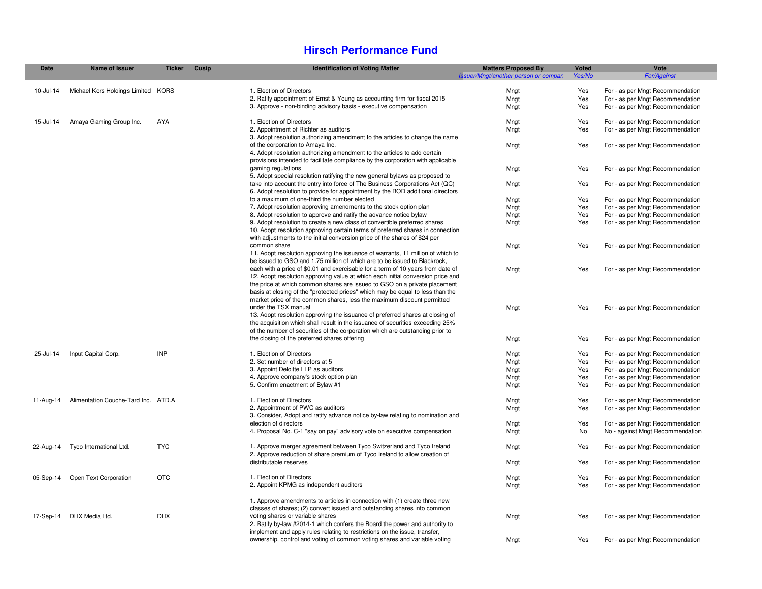# Hirsch Performance Fund

| Date | Name of Issuer | Ticker | Cusip | Identification of Voting Matter | Matters Proposed By<br>*Issuer/Mngt/another person or compar.* | Voted<br>*Yes/No* | Vote<br>*For/Against* |
|---|---|---|---|---|---|---|---|
| 10-Jul-14 | Michael Kors Holdings Limited | KORS | | 1. Election of Directors | Mngt | Yes | For - as per Mngt Recommendation |
| | | | | 2. Ratify appointment of Ernst & Young as accounting firm for fiscal 2015 | Mngt | Yes | For - as per Mngt Recommendation |
| | | | | 3. Approve - non-binding advisory basis - executive compensation | Mngt | Yes | For - as per Mngt Recommendation |
| 15-Jul-14 | Amaya Gaming Group Inc. | AYA | | 1. Election of Directors | Mngt | Yes | For - as per Mngt Recommendation |
| | | | | 2. Appointment of Richter as auditors | Mngt | Yes | For - as per Mngt Recommendation |
| | | | | 3. Adopt resolution authorizing amendment to the articles to change the name of the corporation to Amaya Inc. | Mngt | Yes | For - as per Mngt Recommendation |
| | | | | 4. Adopt resolution authorizing amendment to the articles to add certain provisions intended to facilitate compliance by the corporation with applicable gaming regulations | Mngt | Yes | For - as per Mngt Recommendation |
| | | | | 5. Adopt special resolution ratifying the new general bylaws as proposed to take into account the entry into force of The Business Corporations Act (QC) | Mngt | Yes | For - as per Mngt Recommendation |
| | | | | 6. Adopt resolution to provide for appointment by the BOD additional directors to a maximum of one-third the number elected | Mngt | Yes | For - as per Mngt Recommendation |
| | | | | 7. Adopt resolution approving amendments to the stock option plan | Mngt | Yes | For - as per Mngt Recommendation |
| | | | | 8. Adopt resolution to approve and ratify the advance notice bylaw | Mngt | Yes | For - as per Mngt Recommendation |
| | | | | 9. Adopt resolution to create a new class of convertible preferred shares | Mngt | Yes | For - as per Mngt Recommendation |
| | | | | 10. Adopt resolution approving certain terms of preferred shares in connection with adjustments to the initial conversion price of the shares of $24 per common share | Mngt | Yes | For - as per Mngt Recommendation |
| | | | | 11. Adopt resolution approving the issuance of warrants, 11 million of which to be issued to GSO and 1.75 million of which are to be issued to Blackrock, each with a price of $0.01 and exercisable for a term of 10 years from date of | Mngt | Yes | For - as per Mngt Recommendation |
| | | | | 12. Adopt resolution approving value at which each initial conversion price and the price at which common shares are issued to GSO on a private placement basis at closing of the "protected prices" which may be equal to less than the market price of the common shares, less the maximum discount permitted under the TSX manual | Mngt | Yes | For - as per Mngt Recommendation |
| | | | | 13. Adopt resolution approving the issuance of preferred shares at closing of the acquisition which shall result in the issuance of securities exceeding 25% of the number of securities of the corporation which are outstanding prior to the closing of the preferred shares offering | Mngt | Yes | For - as per Mngt Recommendation |
| 25-Jul-14 | Input Capital Corp. | INP | | 1. Election of Directors | Mngt | Yes | For - as per Mngt Recommendation |
| | | | | 2. Set number of directors at 5 | Mngt | Yes | For - as per Mngt Recommendation |
| | | | | 3. Appoint Deloitte LLP as auditors | Mngt | Yes | For - as per Mngt Recommendation |
| | | | | 4. Approve company's stock option plan | Mngt | Yes | For - as per Mngt Recommendation |
| | | | | 5. Confirm enactment of Bylaw #1 | Mngt | Yes | For - as per Mngt Recommendation |
| 11-Aug-14 | Alimentation Couche-Tard Inc. | ATD.A | | 1. Election of Directors | Mngt | Yes | For - as per Mngt Recommendation |
| | | | | 2. Appointment of PWC as auditors | Mngt | Yes | For - as per Mngt Recommendation |
| | | | | 3. Consider, Adopt and ratify advance notice by-law relating to nomination and election of directors | Mngt | Yes | For - as per Mngt Recommendation |
| | | | | 4. Proposal No. C-1 "say on pay" advisory vote on executive compensation | Mngt | No | No - against Mngt Recommendation |
| 22-Aug-14 | Tyco International Ltd. | TYC | | 1. Approve merger agreement between Tyco Switzerland and Tyco Ireland | Mngt | Yes | For - as per Mngt Recommendation |
| | | | | 2. Approve reduction of share premium of Tyco Ireland to allow creation of distributable reserves | Mngt | Yes | For - as per Mngt Recommendation |
| 05-Sep-14 | Open Text Corporation | OTC | | 1. Election of Directors | Mngt | Yes | For - as per Mngt Recommendation |
| | | | | 2. Appoint KPMG as independent auditors | Mngt | Yes | For - as per Mngt Recommendation |
| 17-Sep-14 | DHX Media Ltd. | DHX | | 1. Approve amendments to articles in connection with (1) create three new classes of shares; (2) convert issued and outstanding shares into common voting shares or variable shares | Mngt | Yes | For - as per Mngt Recommendation |
| | | | | 2. Ratify by-law #2014-1 which confers the Board the power and authority to implement and apply rules relating to restrictions on the issue, transfer, ownership, control and voting of common voting shares and variable voting | Mngt | Yes | For - as per Mngt Recommendation |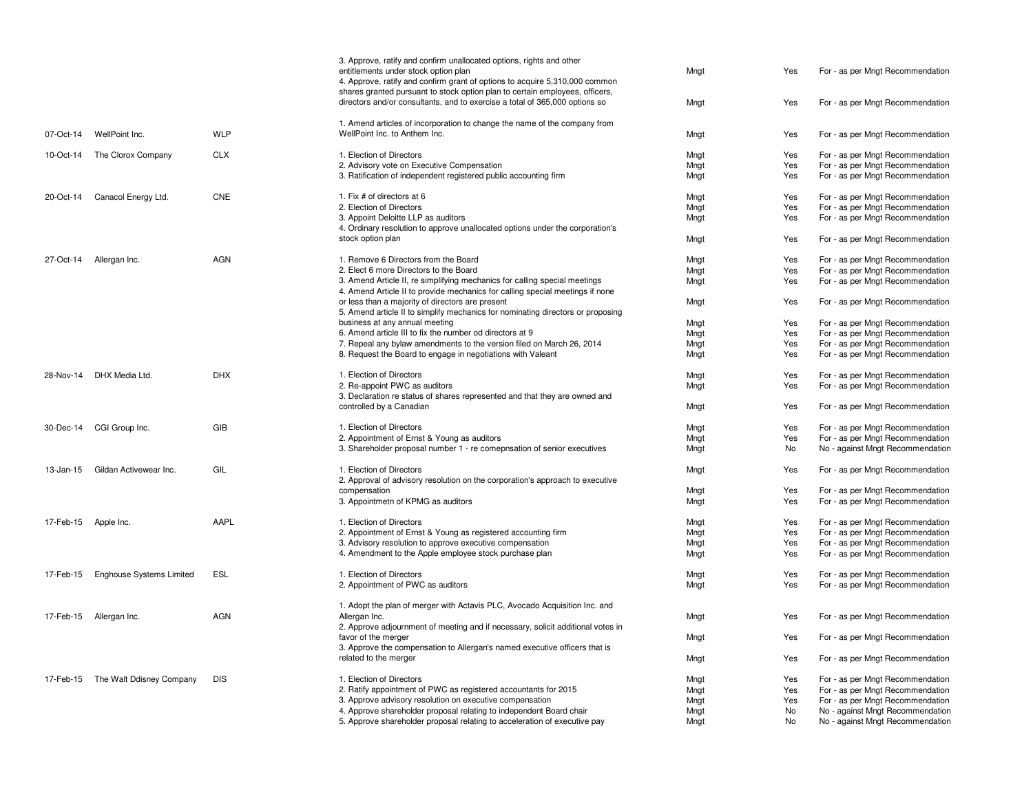| Date | Company | Ticker | Proposal | Proposed by | Voted | Vote |
|---|---|---|---|---|---|---|
| | | | 3. Approve, ratify and confirm unallocated options, rights and other entitlements under stock option plan | Mngt | Yes | For - as per Mngt Recommendation |
| | | | 4. Approve, ratify and confirm grant of options to acquire 5,310,000 common shares granted pursuant to stock option plan to certain employees, officers, directors and/or consultants, and to exercise a total of 365,000 options so | Mngt | Yes | For - as per Mngt Recommendation |
| 07-Oct-14 | WellPoint Inc. | WLP | 1. Amend articles of incorporation to change the name of the company from WellPoint Inc. to Anthem Inc. | Mngt | Yes | For - as per Mngt Recommendation |
| 10-Oct-14 | The Clorox Company | CLX | 1. Election of Directors | Mngt | Yes | For - as per Mngt Recommendation |
| | | | 2. Advisory vote on Executive Compensation | Mngt | Yes | For - as per Mngt Recommendation |
| | | | 3. Ratification of independent registered public accounting firm | Mngt | Yes | For - as per Mngt Recommendation |
| 20-Oct-14 | Canacol Energy Ltd. | CNE | 1. Fix # of directors at 6 | Mngt | Yes | For - as per Mngt Recommendation |
| | | | 2. Election of Directors | Mngt | Yes | For - as per Mngt Recommendation |
| | | | 3. Appoint Deloitte LLP as auditors | Mngt | Yes | For - as per Mngt Recommendation |
| | | | 4. Ordinary resolution to approve unallocated options under the corporation's stock option plan | Mngt | Yes | For - as per Mngt Recommendation |
| 27-Oct-14 | Allergan Inc. | AGN | 1. Remove 6 Directors from the Board | Mngt | Yes | For - as per Mngt Recommendation |
| | | | 2. Elect 6 more Directors to the Board | Mngt | Yes | For - as per Mngt Recommendation |
| | | | 3. Amend Article II, re simplifying mechanics for calling special meetings | Mngt | Yes | For - as per Mngt Recommendation |
| | | | 4. Amend Article II to provide mechanics for calling special meetings if none or less than a majority of directors are present | Mngt | Yes | For - as per Mngt Recommendation |
| | | | 5. Amend article II to simplify mechanics for nominating directors or proposing business at any annual meeting | Mngt | Yes | For - as per Mngt Recommendation |
| | | | 6. Amend article III to fix the number od directors at 9 | Mngt | Yes | For - as per Mngt Recommendation |
| | | | 7. Repeal any bylaw amendments to the version filed on March 26, 2014 | Mngt | Yes | For - as per Mngt Recommendation |
| | | | 8. Request the Board to engage in negotiations with Valeant | Mngt | Yes | For - as per Mngt Recommendation |
| 28-Nov-14 | DHX Media Ltd. | DHX | 1. Election of Directors | Mngt | Yes | For - as per Mngt Recommendation |
| | | | 2. Re-appoint PWC as auditors | Mngt | Yes | For - as per Mngt Recommendation |
| | | | 3. Declaration re status of shares represented and that they are owned and controlled by a Canadian | Mngt | Yes | For - as per Mngt Recommendation |
| 30-Dec-14 | CGI Group Inc. | GIB | 1. Election of Directors | Mngt | Yes | For - as per Mngt Recommendation |
| | | | 2. Appointment of Ernst & Young as auditors | Mngt | Yes | For - as per Mngt Recommendation |
| | | | 3. Shareholder proposal number 1 - re comepnsation of senior executives | Mngt | No | No - against Mngt Recommendation |
| 13-Jan-15 | Gildan Activewear Inc. | GIL | 1. Election of Directors | Mngt | Yes | For - as per Mngt Recommendation |
| | | | 2. Approval of advisory resolution on the corporation's approach to executive compensation | Mngt | Yes | For - as per Mngt Recommendation |
| | | | 3. Appointmetn of KPMG as auditors | Mngt | Yes | For - as per Mngt Recommendation |
| 17-Feb-15 | Apple Inc. | AAPL | 1. Election of Directors | Mngt | Yes | For - as per Mngt Recommendation |
| | | | 2. Appointment of Ernst & Young as registered accounting firm | Mngt | Yes | For - as per Mngt Recommendation |
| | | | 3. Advisory resolution to approve executive compensation | Mngt | Yes | For - as per Mngt Recommendation |
| | | | 4. Amendment to the Apple employee stock purchase plan | Mngt | Yes | For - as per Mngt Recommendation |
| 17-Feb-15 | Enghouse Systems Limited | ESL | 1. Election of Directors | Mngt | Yes | For - as per Mngt Recommendation |
| | | | 2. Appointment of PWC as auditors | Mngt | Yes | For - as per Mngt Recommendation |
| 17-Feb-15 | Allergan Inc. | AGN | 1. Adopt the plan of merger with Actavis PLC, Avocado Acquisition Inc. and Allergan Inc. | Mngt | Yes | For - as per Mngt Recommendation |
| | | | 2. Approve adjournment of meeting and if necessary, solicit additional votes in favor of the merger | Mngt | Yes | For - as per Mngt Recommendation |
| | | | 3. Approve the compensation to Allergan's named executive officers that is related to the merger | Mngt | Yes | For - as per Mngt Recommendation |
| 17-Feb-15 | The Walt Ddisney Company | DIS | 1. Election of Directors | Mngt | Yes | For - as per Mngt Recommendation |
| | | | 2. Ratify appointment of PWC as registered accountants for 2015 | Mngt | Yes | For - as per Mngt Recommendation |
| | | | 3. Approve advisory resolution on executive compensation | Mngt | Yes | For - as per Mngt Recommendation |
| | | | 4. Approve shareholder proposal relating to independent Board chair | Mngt | No | No - against Mngt Recommendation |
| | | | 5. Approve shareholder proposal relating to acceleration of executive pay | Mngt | No | No - against Mngt Recommendation |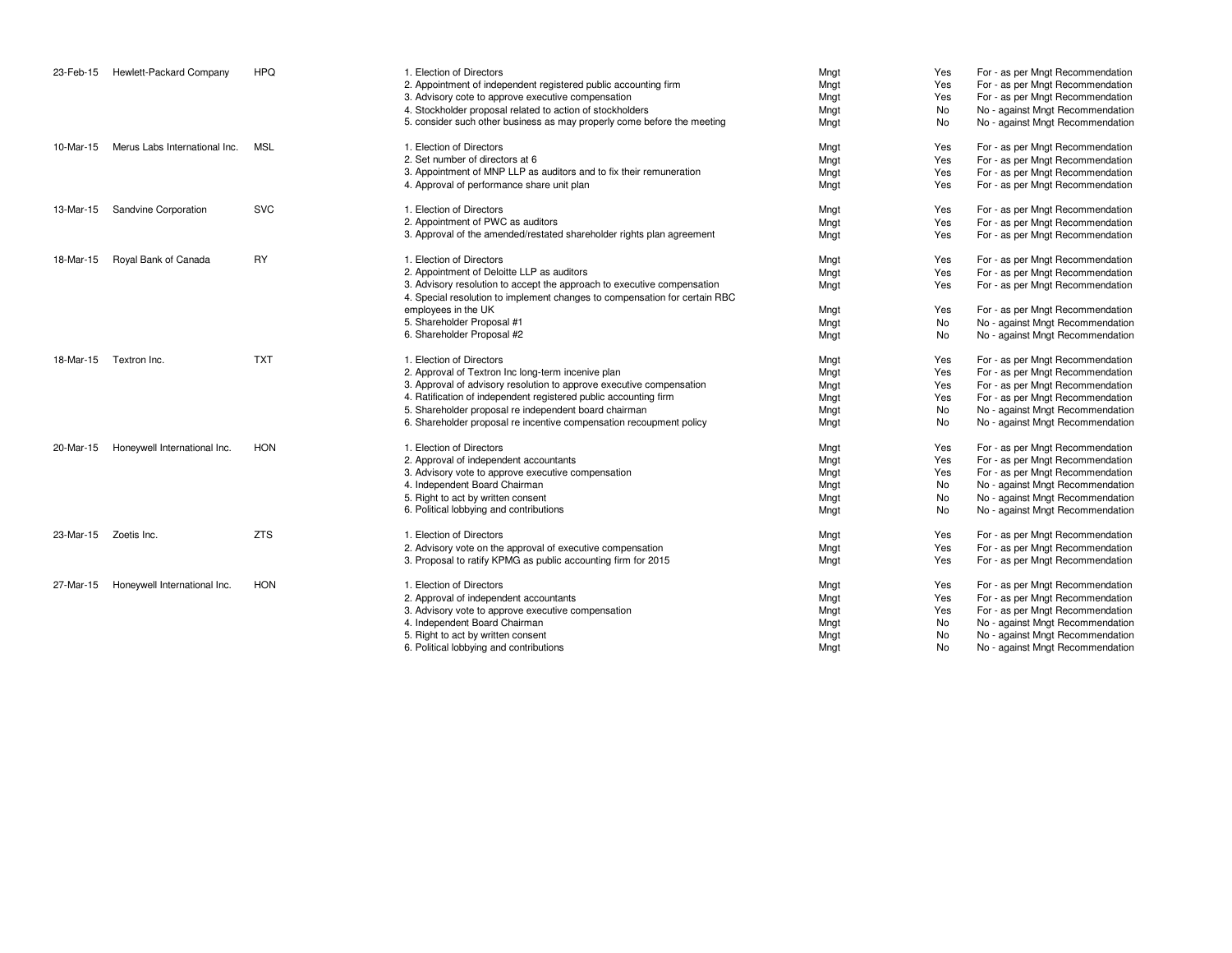| | | | | | | |
|---|---|---|---|---|---|---|
| 23-Feb-15 | Hewlett-Packard Company | HPQ | 1. Election of Directors | Mngt | Yes | For - as per Mngt Recommendation |
| | | | 2. Appointment of independent registered public accounting firm | Mngt | Yes | For - as per Mngt Recommendation |
| | | | 3. Advisory cote to approve executive compensation | Mngt | Yes | For - as per Mngt Recommendation |
| | | | 4. Stockholder proposal related to action of stockholders | Mngt | No | No - against Mngt Recommendation |
| | | | 5. consider such other business as may properly come before the meeting | Mngt | No | No - against Mngt Recommendation |
| 10-Mar-15 | Merus Labs International Inc. | MSL | 1. Election of Directors | Mngt | Yes | For - as per Mngt Recommendation |
| | | | 2. Set number of directors at 6 | Mngt | Yes | For - as per Mngt Recommendation |
| | | | 3. Appointment of MNP LLP as auditors and to fix their remuneration | Mngt | Yes | For - as per Mngt Recommendation |
| | | | 4. Approval of performance share unit plan | Mngt | Yes | For - as per Mngt Recommendation |
| 13-Mar-15 | Sandvine Corporation | SVC | 1. Election of Directors | Mngt | Yes | For - as per Mngt Recommendation |
| | | | 2. Appointment of PWC as auditors | Mngt | Yes | For - as per Mngt Recommendation |
| | | | 3. Approval of the amended/restated shareholder rights plan agreement | Mngt | Yes | For - as per Mngt Recommendation |
| 18-Mar-15 | Royal Bank of Canada | RY | 1. Election of Directors | Mngt | Yes | For - as per Mngt Recommendation |
| | | | 2. Appointment of Deloitte LLP as auditors | Mngt | Yes | For - as per Mngt Recommendation |
| | | | 3. Advisory resolution to accept the approach to executive compensation | Mngt | Yes | For - as per Mngt Recommendation |
| | | | 4. Special resolution to implement changes to compensation for certain RBC employees in the UK | Mngt | Yes | For - as per Mngt Recommendation |
| | | | 5. Shareholder Proposal #1 | Mngt | No | No - against Mngt Recommendation |
| | | | 6. Shareholder Proposal #2 | Mngt | No | No - against Mngt Recommendation |
| 18-Mar-15 | Textron Inc. | TXT | 1. Election of Directors | Mngt | Yes | For - as per Mngt Recommendation |
| | | | 2. Approval of Textron Inc long-term incenive plan | Mngt | Yes | For - as per Mngt Recommendation |
| | | | 3. Approval of advisory resolution to approve executive compensation | Mngt | Yes | For - as per Mngt Recommendation |
| | | | 4. Ratification of independent registered public accounting firm | Mngt | Yes | For - as per Mngt Recommendation |
| | | | 5. Shareholder proposal re independent board chairman | Mngt | No | No - against Mngt Recommendation |
| | | | 6. Shareholder proposal re incentive compensation recoupment policy | Mngt | No | No - against Mngt Recommendation |
| 20-Mar-15 | Honeywell International Inc. | HON | 1. Election of Directors | Mngt | Yes | For - as per Mngt Recommendation |
| | | | 2. Approval of independent accountants | Mngt | Yes | For - as per Mngt Recommendation |
| | | | 3. Advisory vote to approve executive compensation | Mngt | Yes | For - as per Mngt Recommendation |
| | | | 4. Independent Board Chairman | Mngt | No | No - against Mngt Recommendation |
| | | | 5. Right to act by written consent | Mngt | No | No - against Mngt Recommendation |
| | | | 6. Political lobbying and contributions | Mngt | No | No - against Mngt Recommendation |
| 23-Mar-15 | Zoetis Inc. | ZTS | 1. Election of Directors | Mngt | Yes | For - as per Mngt Recommendation |
| | | | 2. Advisory vote on the approval of executive compensation | Mngt | Yes | For - as per Mngt Recommendation |
| | | | 3. Proposal to ratify KPMG as public accounting firm for 2015 | Mngt | Yes | For - as per Mngt Recommendation |
| 27-Mar-15 | Honeywell International Inc. | HON | 1. Election of Directors | Mngt | Yes | For - as per Mngt Recommendation |
| | | | 2. Approval of independent accountants | Mngt | Yes | For - as per Mngt Recommendation |
| | | | 3. Advisory vote to approve executive compensation | Mngt | Yes | For - as per Mngt Recommendation |
| | | | 4. Independent Board Chairman | Mngt | No | No - against Mngt Recommendation |
| | | | 5. Right to act by written consent | Mngt | No | No - against Mngt Recommendation |
| | | | 6. Political lobbying and contributions | Mngt | No | No - against Mngt Recommendation |